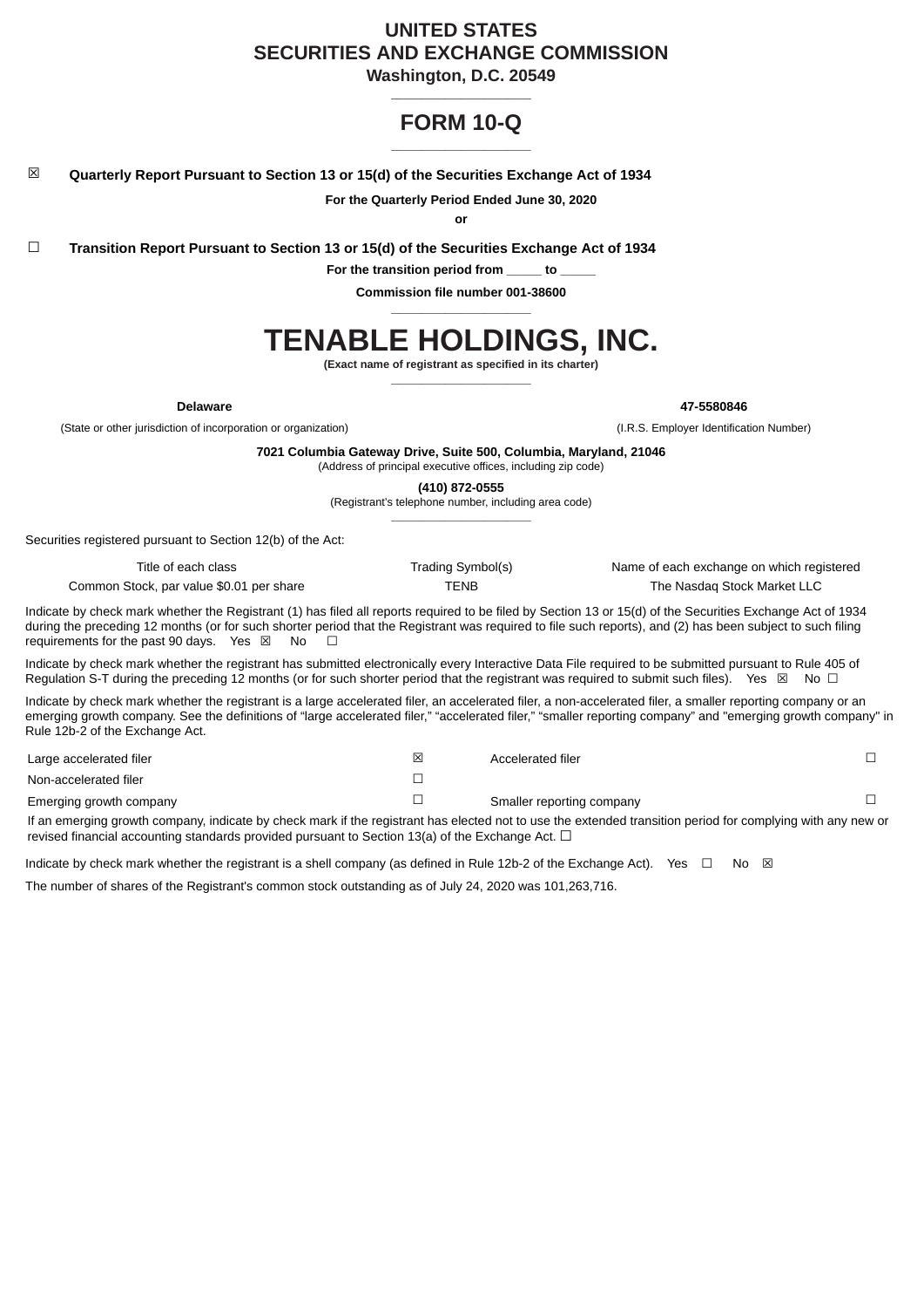# UNITED STATES
# SECURITIES AND EXCHANGE COMMISSION
**Washington, D.C. 20549**

---

# FORM 10-Q

---

☒ **Quarterly Report Pursuant to Section 13 or 15(d) of the Securities Exchange Act of 1934**

**For the Quarterly Period Ended June 30, 2020**

**or**

☐ **Transition Report Pursuant to Section 13 or 15(d) of the Securities Exchange Act of 1934**

**For the transition period from _____ to _____**

**Commission file number 001-38600**

---

# TENABLE HOLDINGS, INC.
**(Exact name of registrant as specified in its charter)**

---

| **Delaware** | **47-5580846** |
|---|---|
| (State or other jurisdiction of incorporation or organization) | (I.R.S. Employer Identification Number) |

**7021 Columbia Gateway Drive, Suite 500, Columbia, Maryland, 21046**
(Address of principal executive offices, including zip code)

**(410) 872-0555**
(Registrant's telephone number, including area code)

---

Securities registered pursuant to Section 12(b) of the Act:

| Title of each class | Trading Symbol(s) | Name of each exchange on which registered |
|---|---|---|
| Common Stock, par value $0.01 per share | TENB | The Nasdaq Stock Market LLC |

Indicate by check mark whether the Registrant (1) has filed all reports required to be filed by Section 13 or 15(d) of the Securities Exchange Act of 1934 during the preceding 12 months (or for such shorter period that the Registrant was required to file such reports), and (2) has been subject to such filing requirements for the past 90 days. Yes ☒ No ☐

Indicate by check mark whether the registrant has submitted electronically every Interactive Data File required to be submitted pursuant to Rule 405 of Regulation S-T during the preceding 12 months (or for such shorter period that the registrant was required to submit such files). Yes ☒ No ☐

Indicate by check mark whether the registrant is a large accelerated filer, an accelerated filer, a non-accelerated filer, a smaller reporting company or an emerging growth company. See the definitions of "large accelerated filer," "accelerated filer," "smaller reporting company" and "emerging growth company" in Rule 12b-2 of the Exchange Act.

| | | | |
|---|---|---|---|
| Large accelerated filer | ☒ | Accelerated filer | ☐ |
| Non-accelerated filer | ☐ | | |
| Emerging growth company | ☐ | Smaller reporting company | ☐ |

If an emerging growth company, indicate by check mark if the registrant has elected not to use the extended transition period for complying with any new or revised financial accounting standards provided pursuant to Section 13(a) of the Exchange Act. ☐

Indicate by check mark whether the registrant is a shell company (as defined in Rule 12b-2 of the Exchange Act). Yes ☐ No ☒

The number of shares of the Registrant's common stock outstanding as of July 24, 2020 was 101,263,716.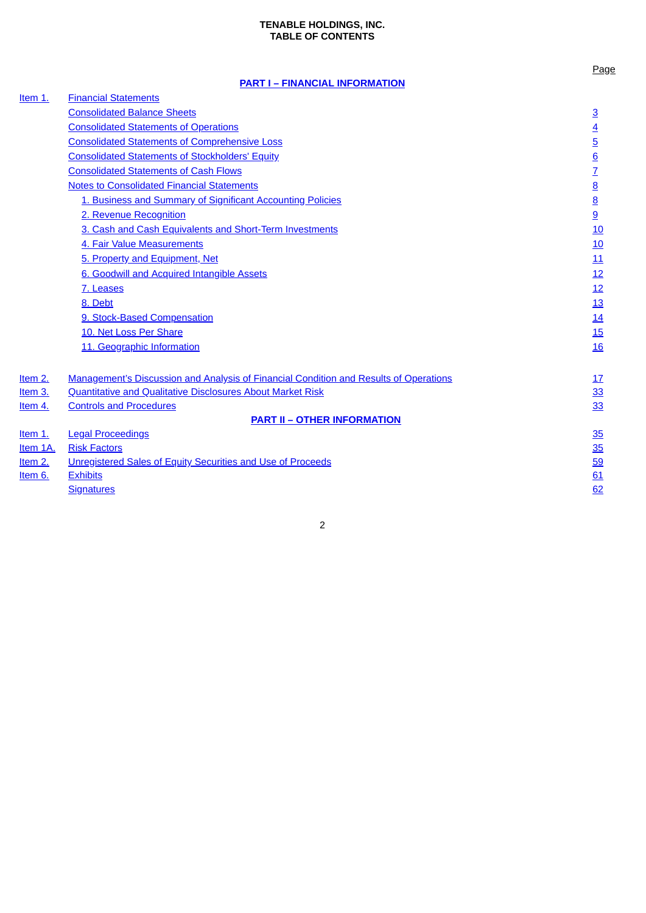**TENABLE HOLDINGS, INC.**
**TABLE OF CONTENTS**

| | | Page |
|---|---|---|
| | **PART I – FINANCIAL INFORMATION** | |
| Item 1. | Financial Statements | |
| | Consolidated Balance Sheets | 3 |
| | Consolidated Statements of Operations | 4 |
| | Consolidated Statements of Comprehensive Loss | 5 |
| | Consolidated Statements of Stockholders' Equity | 6 |
| | Consolidated Statements of Cash Flows | 7 |
| | Notes to Consolidated Financial Statements | 8 |
| | 1. Business and Summary of Significant Accounting Policies | 8 |
| | 2. Revenue Recognition | 9 |
| | 3. Cash and Cash Equivalents and Short-Term Investments | 10 |
| | 4. Fair Value Measurements | 10 |
| | 5. Property and Equipment, Net | 11 |
| | 6. Goodwill and Acquired Intangible Assets | 12 |
| | 7. Leases | 12 |
| | 8. Debt | 13 |
| | 9. Stock-Based Compensation | 14 |
| | 10. Net Loss Per Share | 15 |
| | 11. Geographic Information | 16 |
| Item 2. | Management's Discussion and Analysis of Financial Condition and Results of Operations | 17 |
| Item 3. | Quantitative and Qualitative Disclosures About Market Risk | 33 |
| Item 4. | Controls and Procedures | 33 |
| | **PART II – OTHER INFORMATION** | |
| Item 1. | Legal Proceedings | 35 |
| Item 1A. | Risk Factors | 35 |
| Item 2. | Unregistered Sales of Equity Securities and Use of Proceeds | 59 |
| Item 6. | Exhibits | 61 |
| | Signatures | 62 |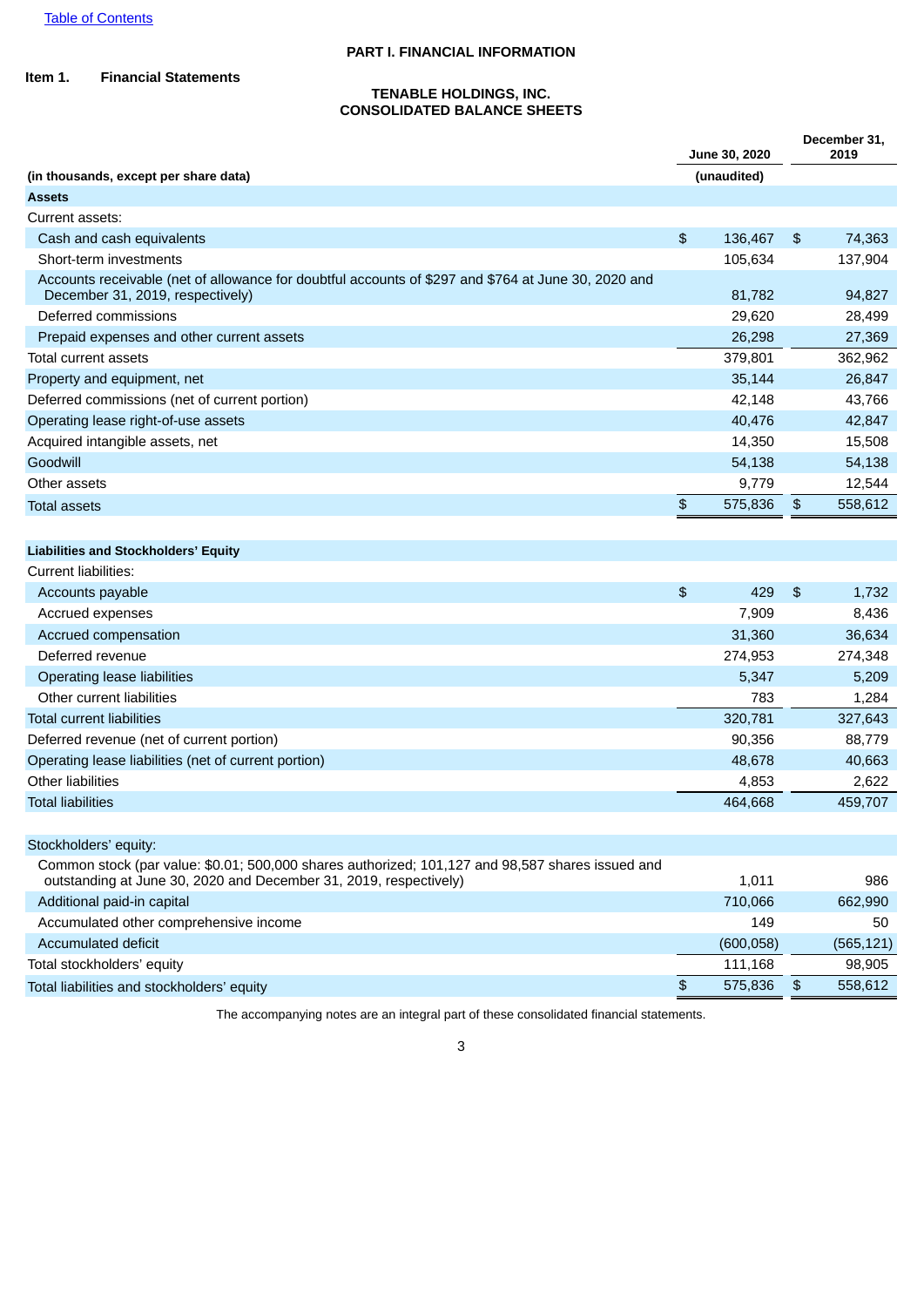[Table of Contents](#)

## PART I. FINANCIAL INFORMATION

**Item 1. Financial Statements**

### TENABLE HOLDINGS, INC.
### CONSOLIDATED BALANCE SHEETS

| (in thousands, except per share data) | June 30, 2020 (unaudited) | December 31, 2019 |
|---|---|---|
| **Assets** | | |
| Current assets: | | |
| Cash and cash equivalents | $ 136,467 | $ 74,363 |
| Short-term investments | 105,634 | 137,904 |
| Accounts receivable (net of allowance for doubtful accounts of $297 and $764 at June 30, 2020 and December 31, 2019, respectively) | 81,782 | 94,827 |
| Deferred commissions | 29,620 | 28,499 |
| Prepaid expenses and other current assets | 26,298 | 27,369 |
| Total current assets | 379,801 | 362,962 |
| Property and equipment, net | 35,144 | 26,847 |
| Deferred commissions (net of current portion) | 42,148 | 43,766 |
| Operating lease right-of-use assets | 40,476 | 42,847 |
| Acquired intangible assets, net | 14,350 | 15,508 |
| Goodwill | 54,138 | 54,138 |
| Other assets | 9,779 | 12,544 |
| Total assets | $ 575,836 | $ 558,612 |
| | | |
| **Liabilities and Stockholders' Equity** | | |
| Current liabilities: | | |
| Accounts payable | $ 429 | $ 1,732 |
| Accrued expenses | 7,909 | 8,436 |
| Accrued compensation | 31,360 | 36,634 |
| Deferred revenue | 274,953 | 274,348 |
| Operating lease liabilities | 5,347 | 5,209 |
| Other current liabilities | 783 | 1,284 |
| Total current liabilities | 320,781 | 327,643 |
| Deferred revenue (net of current portion) | 90,356 | 88,779 |
| Operating lease liabilities (net of current portion) | 48,678 | 40,663 |
| Other liabilities | 4,853 | 2,622 |
| Total liabilities | 464,668 | 459,707 |
| | | |
| Stockholders' equity: | | |
| Common stock (par value: $0.01; 500,000 shares authorized; 101,127 and 98,587 shares issued and outstanding at June 30, 2020 and December 31, 2019, respectively) | 1,011 | 986 |
| Additional paid-in capital | 710,066 | 662,990 |
| Accumulated other comprehensive income | 149 | 50 |
| Accumulated deficit | (600,058) | (565,121) |
| Total stockholders' equity | 111,168 | 98,905 |
| Total liabilities and stockholders' equity | $ 575,836 | $ 558,612 |

The accompanying notes are an integral part of these consolidated financial statements.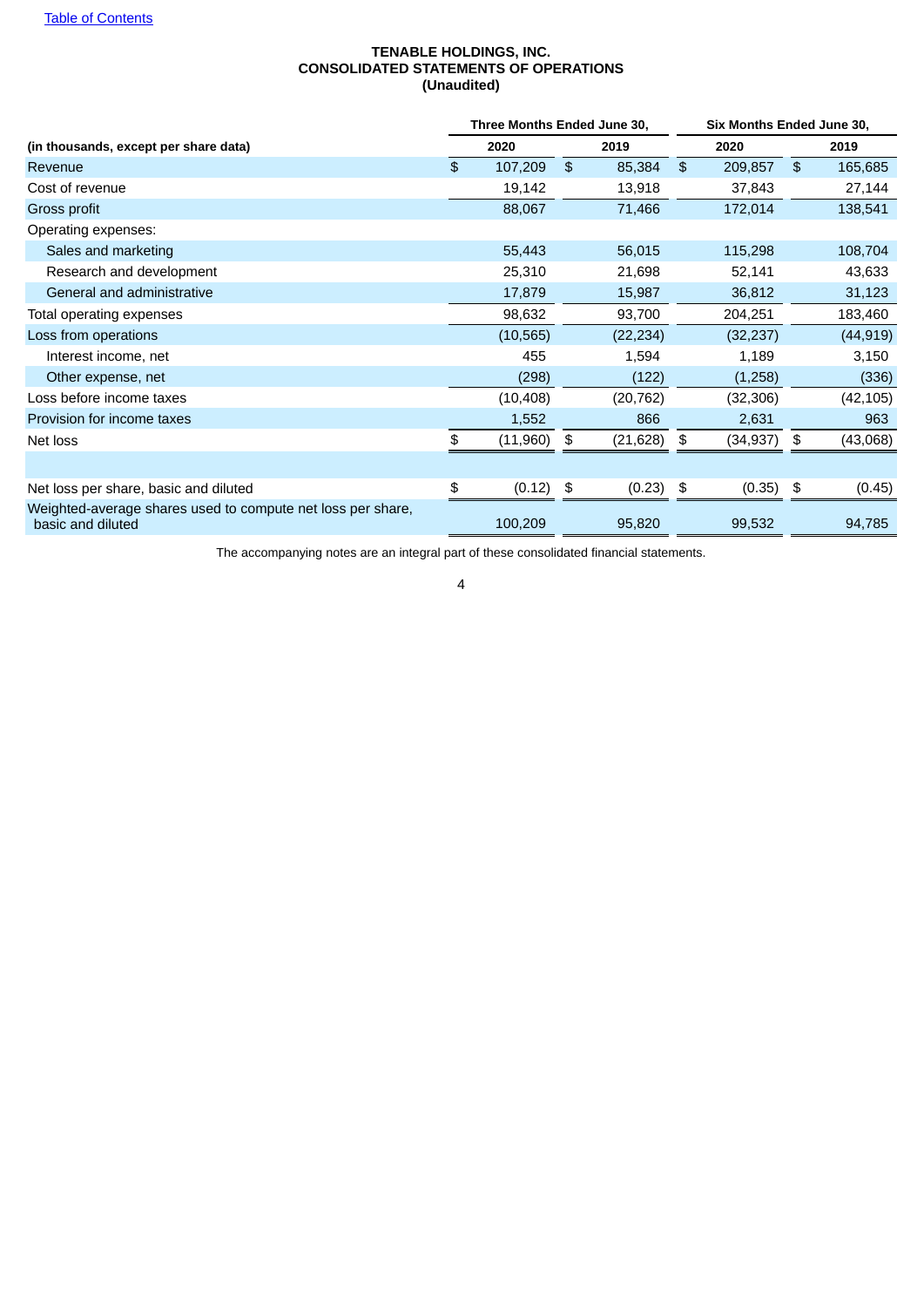[Table of Contents](#)

**TENABLE HOLDINGS, INC.**
**CONSOLIDATED STATEMENTS OF OPERATIONS**
**(Unaudited)**

| | Three Months Ended June 30, | | Six Months Ended June 30, | |
|---|---|---|---|---|
| **(in thousands, except per share data)** | **2020** | **2019** | **2020** | **2019** |
| Revenue | $ 107,209 | $ 85,384 | $ 209,857 | $ 165,685 |
| Cost of revenue | 19,142 | 13,918 | 37,843 | 27,144 |
| Gross profit | 88,067 | 71,466 | 172,014 | 138,541 |
| Operating expenses: | | | | |
| Sales and marketing | 55,443 | 56,015 | 115,298 | 108,704 |
| Research and development | 25,310 | 21,698 | 52,141 | 43,633 |
| General and administrative | 17,879 | 15,987 | 36,812 | 31,123 |
| Total operating expenses | 98,632 | 93,700 | 204,251 | 183,460 |
| Loss from operations | (10,565) | (22,234) | (32,237) | (44,919) |
| Interest income, net | 455 | 1,594 | 1,189 | 3,150 |
| Other expense, net | (298) | (122) | (1,258) | (336) |
| Loss before income taxes | (10,408) | (20,762) | (32,306) | (42,105) |
| Provision for income taxes | 1,552 | 866 | 2,631 | 963 |
| Net loss | $ (11,960) | $ (21,628) | $ (34,937) | $ (43,068) |
| | | | | |
| Net loss per share, basic and diluted | $ (0.12) | $ (0.23) | $ (0.35) | $ (0.45) |
| Weighted-average shares used to compute net loss per share, basic and diluted | 100,209 | 95,820 | 99,532 | 94,785 |

The accompanying notes are an integral part of these consolidated financial statements.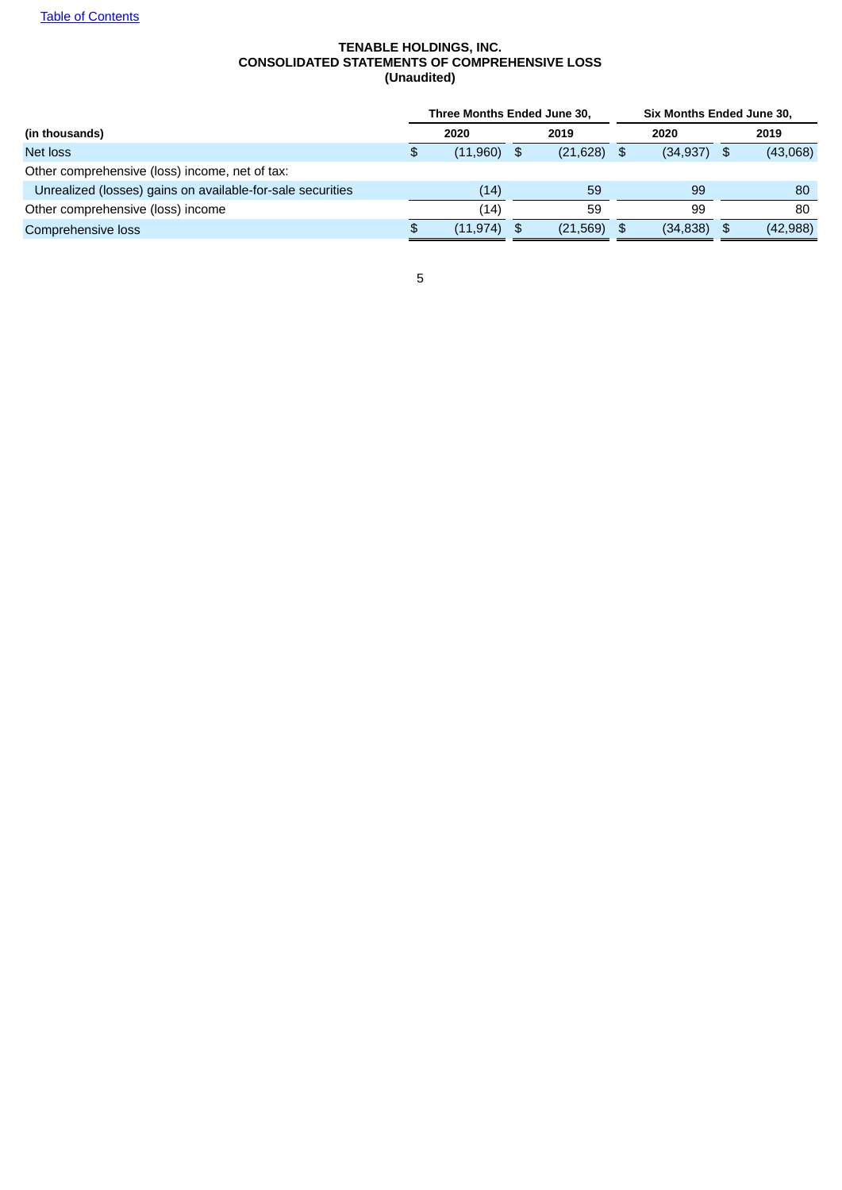[Table of Contents]

**TENABLE HOLDINGS, INC.**
**CONSOLIDATED STATEMENTS OF COMPREHENSIVE LOSS**
**(Unaudited)**

| | Three Months Ended June 30, | | Six Months Ended June 30, | |
|---|---|---|---|---|
| **(in thousands)** | **2020** | **2019** | **2020** | **2019** |
| Net loss | $ (11,960) | $ (21,628) | $ (34,937) | $ (43,068) |
| Other comprehensive (loss) income, net of tax: | | | | |
| Unrealized (losses) gains on available-for-sale securities | (14) | 59 | 99 | 80 |
| Other comprehensive (loss) income | (14) | 59 | 99 | 80 |
| Comprehensive loss | $ (11,974) | $ (21,569) | $ (34,838) | $ (42,988) |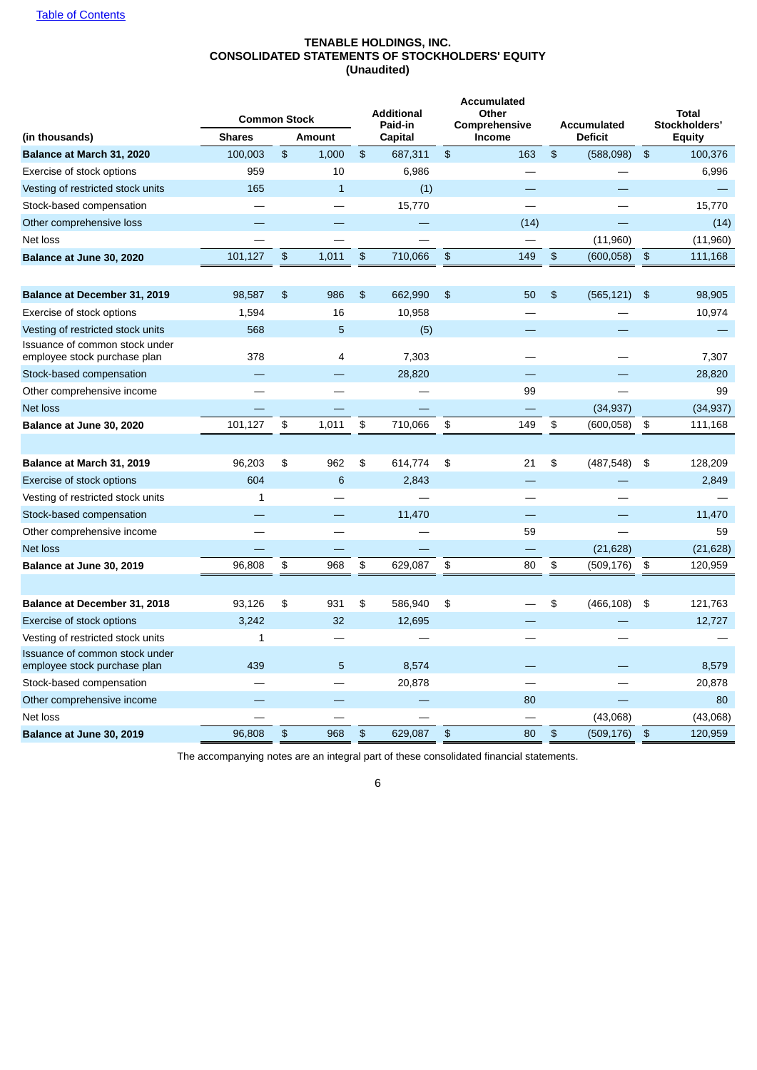[Table of Contents](#)

**TENABLE HOLDINGS, INC.**
**CONSOLIDATED STATEMENTS OF STOCKHOLDERS' EQUITY**
**(Unaudited)**

| (in thousands) | Common Stock Shares | Common Stock Amount | Additional Paid-in Capital | Accumulated Other Comprehensive Income | Accumulated Deficit | Total Stockholders' Equity |
|---|---|---|---|---|---|---|
| **Balance at March 31, 2020** | 100,003 | $ 1,000 | $ 687,311 | $ 163 | $ (588,098) | $ 100,376 |
| Exercise of stock options | 959 | 10 | 6,986 | — | — | 6,996 |
| Vesting of restricted stock units | 165 | 1 | (1) | — | — | — |
| Stock-based compensation | — | — | 15,770 | — | — | 15,770 |
| Other comprehensive loss | — | — | — | (14) | — | (14) |
| Net loss | — | — | — | — | (11,960) | (11,960) |
| **Balance at June 30, 2020** | 101,127 | $ 1,011 | $ 710,066 | $ 149 | $ (600,058) | $ 111,168 |
| | | | | | | |
| **Balance at December 31, 2019** | 98,587 | $ 986 | $ 662,990 | $ 50 | $ (565,121) | $ 98,905 |
| Exercise of stock options | 1,594 | 16 | 10,958 | — | — | 10,974 |
| Vesting of restricted stock units | 568 | 5 | (5) | — | — | — |
| Issuance of common stock under employee stock purchase plan | 378 | 4 | 7,303 | — | — | 7,307 |
| Stock-based compensation | — | — | 28,820 | — | — | 28,820 |
| Other comprehensive income | — | — | — | 99 | — | 99 |
| Net loss | — | — | — | — | (34,937) | (34,937) |
| **Balance at June 30, 2020** | 101,127 | $ 1,011 | $ 710,066 | $ 149 | $ (600,058) | $ 111,168 |
| | | | | | | |
| **Balance at March 31, 2019** | 96,203 | $ 962 | $ 614,774 | $ 21 | $ (487,548) | $ 128,209 |
| Exercise of stock options | 604 | 6 | 2,843 | — | — | 2,849 |
| Vesting of restricted stock units | 1 | — | — | — | — | — |
| Stock-based compensation | — | — | 11,470 | — | — | 11,470 |
| Other comprehensive income | — | — | — | 59 | — | 59 |
| Net loss | — | — | — | — | (21,628) | (21,628) |
| **Balance at June 30, 2019** | 96,808 | $ 968 | $ 629,087 | $ 80 | $ (509,176) | $ 120,959 |
| | | | | | | |
| **Balance at December 31, 2018** | 93,126 | $ 931 | $ 586,940 | $ — | $ (466,108) | $ 121,763 |
| Exercise of stock options | 3,242 | 32 | 12,695 | — | — | 12,727 |
| Vesting of restricted stock units | 1 | — | — | — | — | — |
| Issuance of common stock under employee stock purchase plan | 439 | 5 | 8,574 | — | — | 8,579 |
| Stock-based compensation | — | — | 20,878 | — | — | 20,878 |
| Other comprehensive income | — | — | — | 80 | — | 80 |
| Net loss | — | — | — | — | (43,068) | (43,068) |
| **Balance at June 30, 2019** | 96,808 | $ 968 | $ 629,087 | $ 80 | $ (509,176) | $ 120,959 |

The accompanying notes are an integral part of these consolidated financial statements.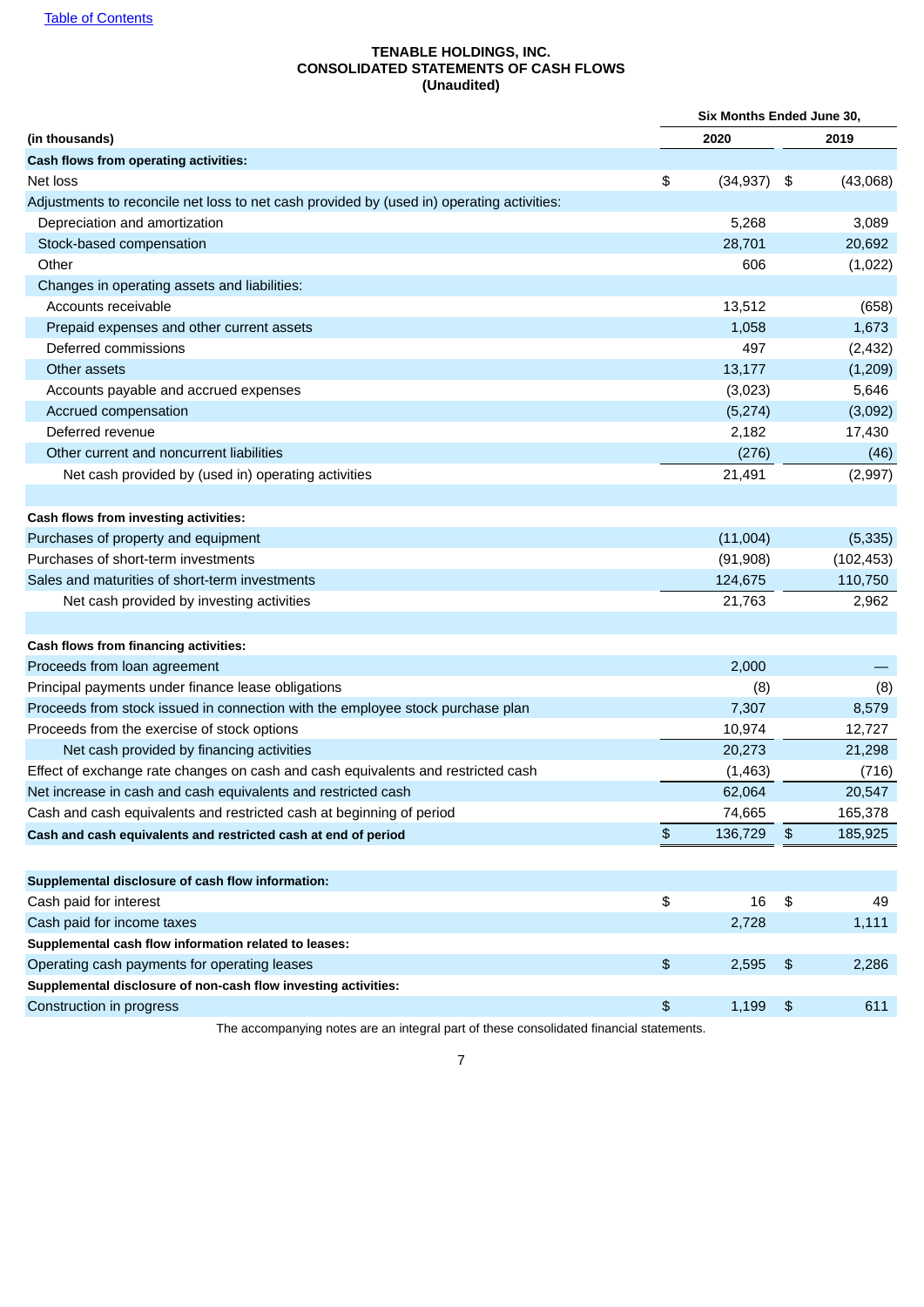[Table of Contents](#)

**TENABLE HOLDINGS, INC.**
**CONSOLIDATED STATEMENTS OF CASH FLOWS**
**(Unaudited)**

| (in thousands) | Six Months Ended June 30, 2020 | 2019 |
|---|---|---|
| **Cash flows from operating activities:** | | |
| Net loss | $ (34,937) | $ (43,068) |
| Adjustments to reconcile net loss to net cash provided by (used in) operating activities: | | |
| Depreciation and amortization | 5,268 | 3,089 |
| Stock-based compensation | 28,701 | 20,692 |
| Other | 606 | (1,022) |
| Changes in operating assets and liabilities: | | |
| Accounts receivable | 13,512 | (658) |
| Prepaid expenses and other current assets | 1,058 | 1,673 |
| Deferred commissions | 497 | (2,432) |
| Other assets | 13,177 | (1,209) |
| Accounts payable and accrued expenses | (3,023) | 5,646 |
| Accrued compensation | (5,274) | (3,092) |
| Deferred revenue | 2,182 | 17,430 |
| Other current and noncurrent liabilities | (276) | (46) |
| Net cash provided by (used in) operating activities | 21,491 | (2,997) |
| | | |
| **Cash flows from investing activities:** | | |
| Purchases of property and equipment | (11,004) | (5,335) |
| Purchases of short-term investments | (91,908) | (102,453) |
| Sales and maturities of short-term investments | 124,675 | 110,750 |
| Net cash provided by investing activities | 21,763 | 2,962 |
| | | |
| **Cash flows from financing activities:** | | |
| Proceeds from loan agreement | 2,000 | — |
| Principal payments under finance lease obligations | (8) | (8) |
| Proceeds from stock issued in connection with the employee stock purchase plan | 7,307 | 8,579 |
| Proceeds from the exercise of stock options | 10,974 | 12,727 |
| Net cash provided by financing activities | 20,273 | 21,298 |
| Effect of exchange rate changes on cash and cash equivalents and restricted cash | (1,463) | (716) |
| Net increase in cash and cash equivalents and restricted cash | 62,064 | 20,547 |
| Cash and cash equivalents and restricted cash at beginning of period | 74,665 | 165,378 |
| **Cash and cash equivalents and restricted cash at end of period** | $ 136,729 | $ 185,925 |
| | | |
| **Supplemental disclosure of cash flow information:** | | |
| Cash paid for interest | $ 16 | $ 49 |
| Cash paid for income taxes | 2,728 | 1,111 |
| **Supplemental cash flow information related to leases:** | | |
| Operating cash payments for operating leases | $ 2,595 | $ 2,286 |
| **Supplemental disclosure of non-cash flow investing activities:** | | |
| Construction in progress | $ 1,199 | $ 611 |

The accompanying notes are an integral part of these consolidated financial statements.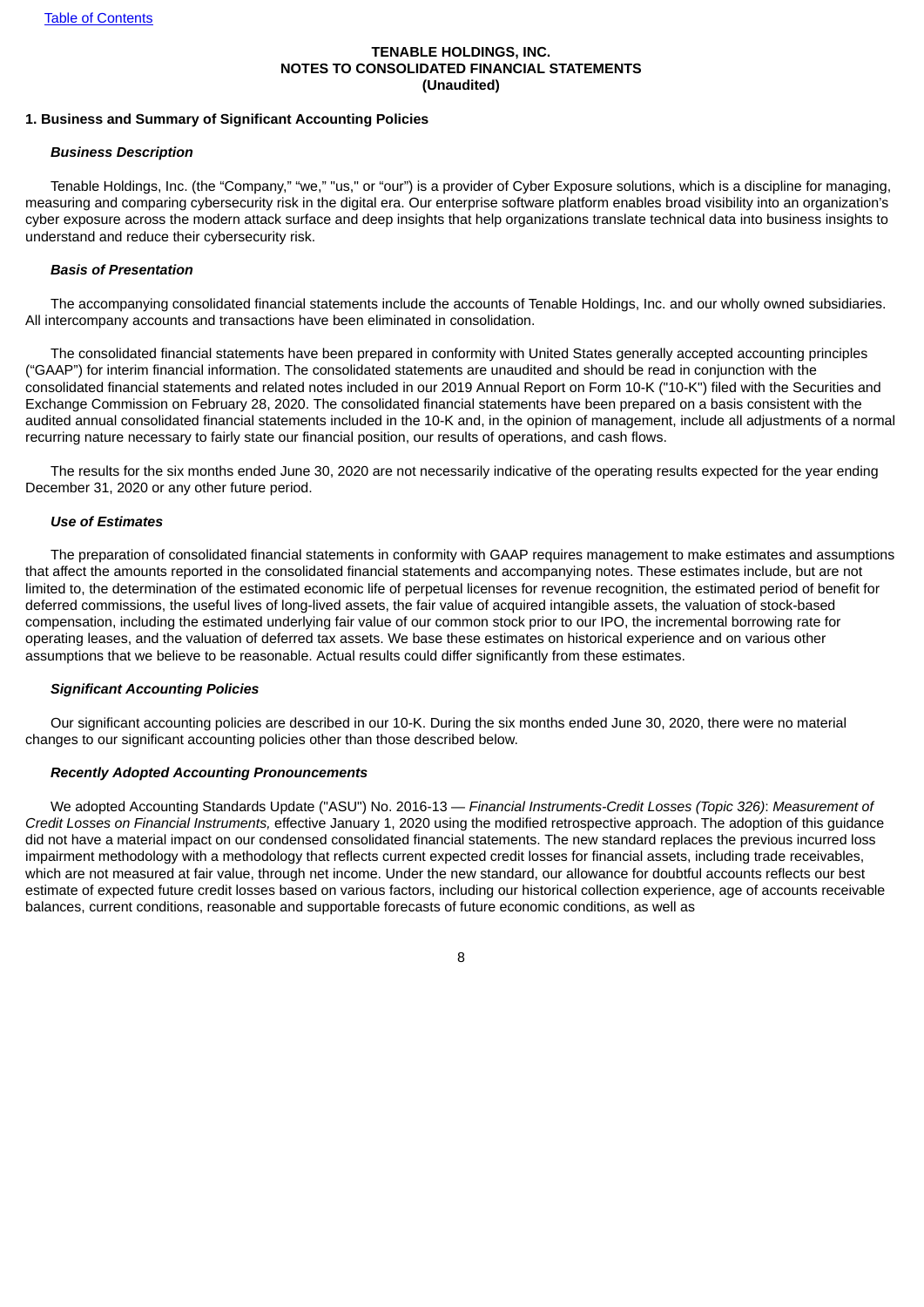**TENABLE HOLDINGS, INC.**
**NOTES TO CONSOLIDATED FINANCIAL STATEMENTS**
**(Unaudited)**

## 1. Business and Summary of Significant Accounting Policies

### *Business Description*

Tenable Holdings, Inc. (the "Company," "we," "us," or "our") is a provider of Cyber Exposure solutions, which is a discipline for managing, measuring and comparing cybersecurity risk in the digital era. Our enterprise software platform enables broad visibility into an organization's cyber exposure across the modern attack surface and deep insights that help organizations translate technical data into business insights to understand and reduce their cybersecurity risk.

### *Basis of Presentation*

The accompanying consolidated financial statements include the accounts of Tenable Holdings, Inc. and our wholly owned subsidiaries. All intercompany accounts and transactions have been eliminated in consolidation.

The consolidated financial statements have been prepared in conformity with United States generally accepted accounting principles ("GAAP") for interim financial information. The consolidated statements are unaudited and should be read in conjunction with the consolidated financial statements and related notes included in our 2019 Annual Report on Form 10-K ("10-K") filed with the Securities and Exchange Commission on February 28, 2020. The consolidated financial statements have been prepared on a basis consistent with the audited annual consolidated financial statements included in the 10-K and, in the opinion of management, include all adjustments of a normal recurring nature necessary to fairly state our financial position, our results of operations, and cash flows.

The results for the six months ended June 30, 2020 are not necessarily indicative of the operating results expected for the year ending December 31, 2020 or any other future period.

### *Use of Estimates*

The preparation of consolidated financial statements in conformity with GAAP requires management to make estimates and assumptions that affect the amounts reported in the consolidated financial statements and accompanying notes. These estimates include, but are not limited to, the determination of the estimated economic life of perpetual licenses for revenue recognition, the estimated period of benefit for deferred commissions, the useful lives of long-lived assets, the fair value of acquired intangible assets, the valuation of stock-based compensation, including the estimated underlying fair value of our common stock prior to our IPO, the incremental borrowing rate for operating leases, and the valuation of deferred tax assets. We base these estimates on historical experience and on various other assumptions that we believe to be reasonable. Actual results could differ significantly from these estimates.

### *Significant Accounting Policies*

Our significant accounting policies are described in our 10-K. During the six months ended June 30, 2020, there were no material changes to our significant accounting policies other than those described below.

### *Recently Adopted Accounting Pronouncements*

We adopted Accounting Standards Update ("ASU") No. 2016-13 — *Financial Instruments-Credit Losses (Topic 326)*: *Measurement of Credit Losses on Financial Instruments,* effective January 1, 2020 using the modified retrospective approach. The adoption of this guidance did not have a material impact on our condensed consolidated financial statements. The new standard replaces the previous incurred loss impairment methodology with a methodology that reflects current expected credit losses for financial assets, including trade receivables, which are not measured at fair value, through net income. Under the new standard, our allowance for doubtful accounts reflects our best estimate of expected future credit losses based on various factors, including our historical collection experience, age of accounts receivable balances, current conditions, reasonable and supportable forecasts of future economic conditions, as well as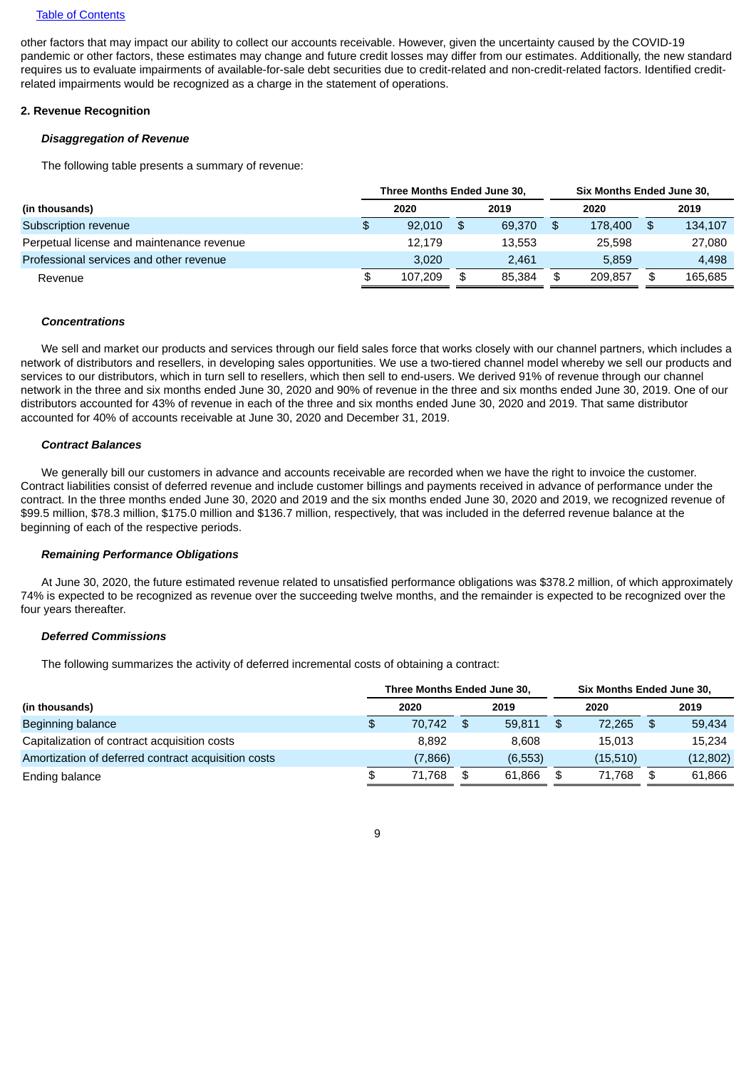other factors that may impact our ability to collect our accounts receivable. However, given the uncertainty caused by the COVID-19 pandemic or other factors, these estimates may change and future credit losses may differ from our estimates. Additionally, the new standard requires us to evaluate impairments of available-for-sale debt securities due to credit-related and non-credit-related factors. Identified credit-related impairments would be recognized as a charge in the statement of operations.

**2. Revenue Recognition**

***Disaggregation of Revenue***

The following table presents a summary of revenue:

| (in thousands) | Three Months Ended June 30, | | Six Months Ended June 30, | |
|---|---|---|---|---|
| | 2020 | 2019 | 2020 | 2019 |
| Subscription revenue | $ 92,010 | $ 69,370 | $ 178,400 | $ 134,107 |
| Perpetual license and maintenance revenue | 12,179 | 13,553 | 25,598 | 27,080 |
| Professional services and other revenue | 3,020 | 2,461 | 5,859 | 4,498 |
| Revenue | $ 107,209 | $ 85,384 | $ 209,857 | $ 165,685 |

***Concentrations***

We sell and market our products and services through our field sales force that works closely with our channel partners, which includes a network of distributors and resellers, in developing sales opportunities. We use a two-tiered channel model whereby we sell our products and services to our distributors, which in turn sell to resellers, which then sell to end-users. We derived 91% of revenue through our channel network in the three and six months ended June 30, 2020 and 90% of revenue in the three and six months ended June 30, 2019. One of our distributors accounted for 43% of revenue in each of the three and six months ended June 30, 2020 and 2019. That same distributor accounted for 40% of accounts receivable at June 30, 2020 and December 31, 2019.

***Contract Balances***

We generally bill our customers in advance and accounts receivable are recorded when we have the right to invoice the customer. Contract liabilities consist of deferred revenue and include customer billings and payments received in advance of performance under the contract. In the three months ended June 30, 2020 and 2019 and the six months ended June 30, 2020 and 2019, we recognized revenue of $99.5 million, $78.3 million, $175.0 million and $136.7 million, respectively, that was included in the deferred revenue balance at the beginning of each of the respective periods.

***Remaining Performance Obligations***

At June 30, 2020, the future estimated revenue related to unsatisfied performance obligations was $378.2 million, of which approximately 74% is expected to be recognized as revenue over the succeeding twelve months, and the remainder is expected to be recognized over the four years thereafter.

***Deferred Commissions***

The following summarizes the activity of deferred incremental costs of obtaining a contract:

| (in thousands) | Three Months Ended June 30, | | Six Months Ended June 30, | |
|---|---|---|---|---|
| | 2020 | 2019 | 2020 | 2019 |
| Beginning balance | $ 70,742 | $ 59,811 | $ 72,265 | $ 59,434 |
| Capitalization of contract acquisition costs | 8,892 | 8,608 | 15,013 | 15,234 |
| Amortization of deferred contract acquisition costs | (7,866) | (6,553) | (15,510) | (12,802) |
| Ending balance | $ 71,768 | $ 61,866 | $ 71,768 | $ 61,866 |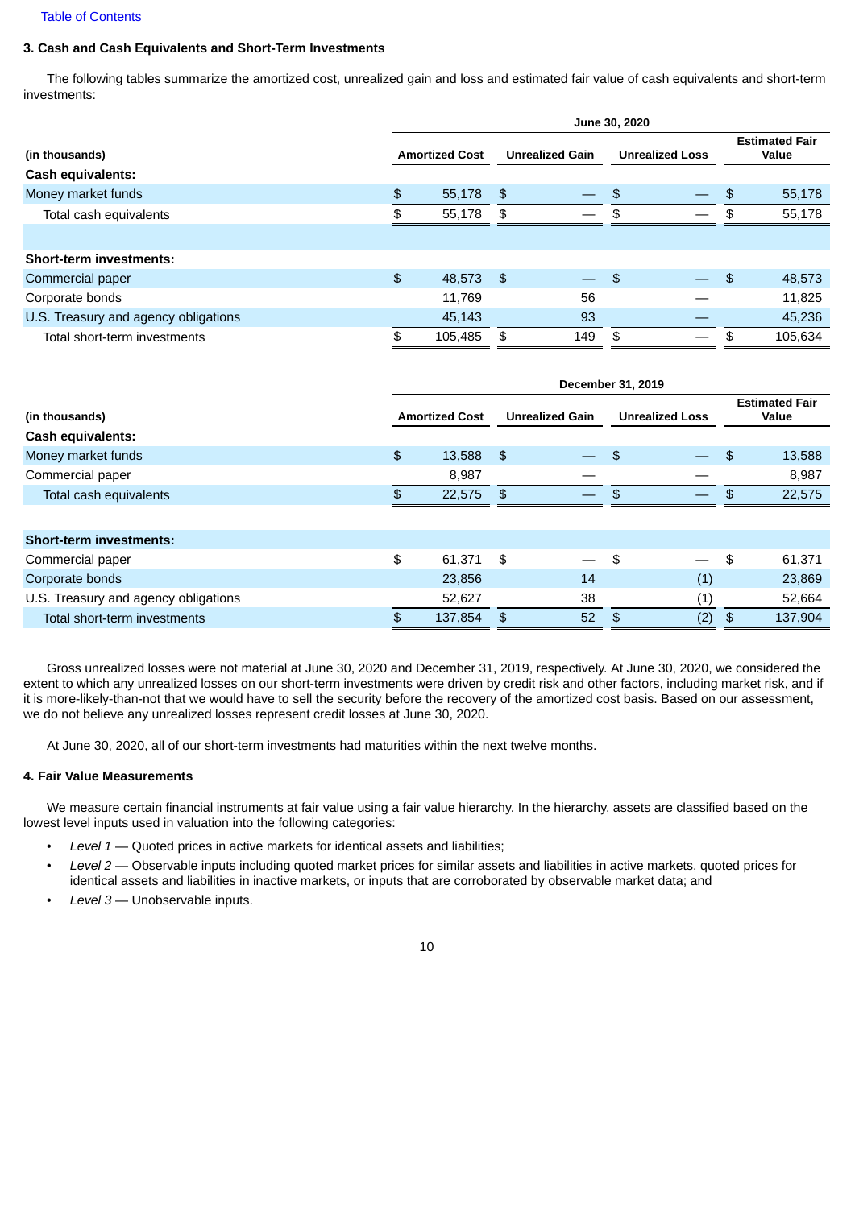[Table of Contents](#)

### 3. Cash and Cash Equivalents and Short-Term Investments

The following tables summarize the amortized cost, unrealized gain and loss and estimated fair value of cash equivalents and short-term investments:

| | June 30, 2020 | | | |
|---|---|---|---|---|
| (in thousands) | Amortized Cost | Unrealized Gain | Unrealized Loss | Estimated Fair Value |
| **Cash equivalents:** | | | | |
| Money market funds | $ 55,178 | $ — | $ — | $ 55,178 |
| Total cash equivalents | $ 55,178 | $ — | $ — | $ 55,178 |
| | | | | |
| **Short-term investments:** | | | | |
| Commercial paper | $ 48,573 | $ — | $ — | $ 48,573 |
| Corporate bonds | 11,769 | 56 | — | 11,825 |
| U.S. Treasury and agency obligations | 45,143 | 93 | — | 45,236 |
| Total short-term investments | $ 105,485 | $ 149 | $ — | $ 105,634 |

| | December 31, 2019 | | | |
|---|---|---|---|---|
| (in thousands) | Amortized Cost | Unrealized Gain | Unrealized Loss | Estimated Fair Value |
| **Cash equivalents:** | | | | |
| Money market funds | $ 13,588 | $ — | $ — | $ 13,588 |
| Commercial paper | 8,987 | — | — | 8,987 |
| Total cash equivalents | $ 22,575 | $ — | $ — | $ 22,575 |
| | | | | |
| **Short-term investments:** | | | | |
| Commercial paper | $ 61,371 | $ — | $ — | $ 61,371 |
| Corporate bonds | 23,856 | 14 | (1) | 23,869 |
| U.S. Treasury and agency obligations | 52,627 | 38 | (1) | 52,664 |
| Total short-term investments | $ 137,854 | $ 52 | $ (2) | $ 137,904 |

Gross unrealized losses were not material at June 30, 2020 and December 31, 2019, respectively. At June 30, 2020, we considered the extent to which any unrealized losses on our short-term investments were driven by credit risk and other factors, including market risk, and if it is more-likely-than-not that we would have to sell the security before the recovery of the amortized cost basis. Based on our assessment, we do not believe any unrealized losses represent credit losses at June 30, 2020.

At June 30, 2020, all of our short-term investments had maturities within the next twelve months.

### 4. Fair Value Measurements

We measure certain financial instruments at fair value using a fair value hierarchy. In the hierarchy, assets are classified based on the lowest level inputs used in valuation into the following categories:

- *Level 1* — Quoted prices in active markets for identical assets and liabilities;
- *Level 2* — Observable inputs including quoted market prices for similar assets and liabilities in active markets, quoted prices for identical assets and liabilities in inactive markets, or inputs that are corroborated by observable market data; and
- *Level 3* — Unobservable inputs.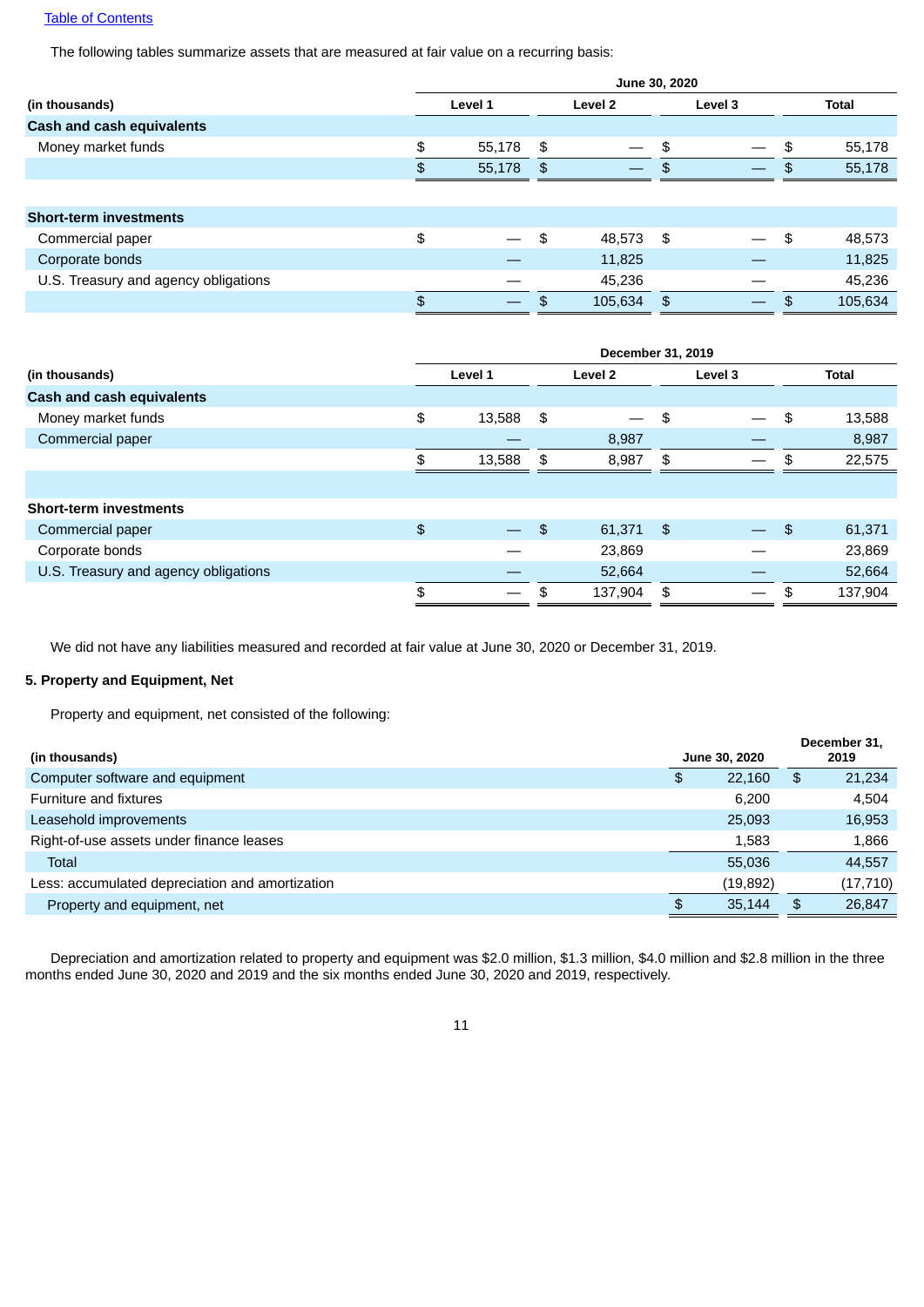The following tables summarize assets that are measured at fair value on a recurring basis:

| | June 30, 2020 | | | |
|---|---|---|---|---|
| (in thousands) | Level 1 | Level 2 | Level 3 | Total |
| **Cash and cash equivalents** | | | | |
| Money market funds | $ 55,178 | $ — | $ — | $ 55,178 |
| | $ 55,178 | $ — | $ — | $ 55,178 |
| **Short-term investments** | | | | |
| Commercial paper | $ — | $ 48,573 | $ — | $ 48,573 |
| Corporate bonds | — | 11,825 | — | 11,825 |
| U.S. Treasury and agency obligations | — | 45,236 | — | 45,236 |
| | $ — | $ 105,634 | $ — | $ 105,634 |

| | December 31, 2019 | | | |
|---|---|---|---|---|
| (in thousands) | Level 1 | Level 2 | Level 3 | Total |
| **Cash and cash equivalents** | | | | |
| Money market funds | $ 13,588 | $ — | $ — | $ 13,588 |
| Commercial paper | — | 8,987 | — | 8,987 |
| | $ 13,588 | $ 8,987 | $ — | $ 22,575 |
| **Short-term investments** | | | | |
| Commercial paper | $ — | $ 61,371 | $ — | $ 61,371 |
| Corporate bonds | — | 23,869 | — | 23,869 |
| U.S. Treasury and agency obligations | — | 52,664 | — | 52,664 |
| | $ — | $ 137,904 | $ — | $ 137,904 |

We did not have any liabilities measured and recorded at fair value at June 30, 2020 or December 31, 2019.

### 5. Property and Equipment, Net

Property and equipment, net consisted of the following:

| (in thousands) | June 30, 2020 | December 31, 2019 |
|---|---|---|
| Computer software and equipment | $ 22,160 | $ 21,234 |
| Furniture and fixtures | 6,200 | 4,504 |
| Leasehold improvements | 25,093 | 16,953 |
| Right-of-use assets under finance leases | 1,583 | 1,866 |
| Total | 55,036 | 44,557 |
| Less: accumulated depreciation and amortization | (19,892) | (17,710) |
| Property and equipment, net | $ 35,144 | $ 26,847 |

Depreciation and amortization related to property and equipment was $2.0 million, $1.3 million, $4.0 million and $2.8 million in the three months ended June 30, 2020 and 2019 and the six months ended June 30, 2020 and 2019, respectively.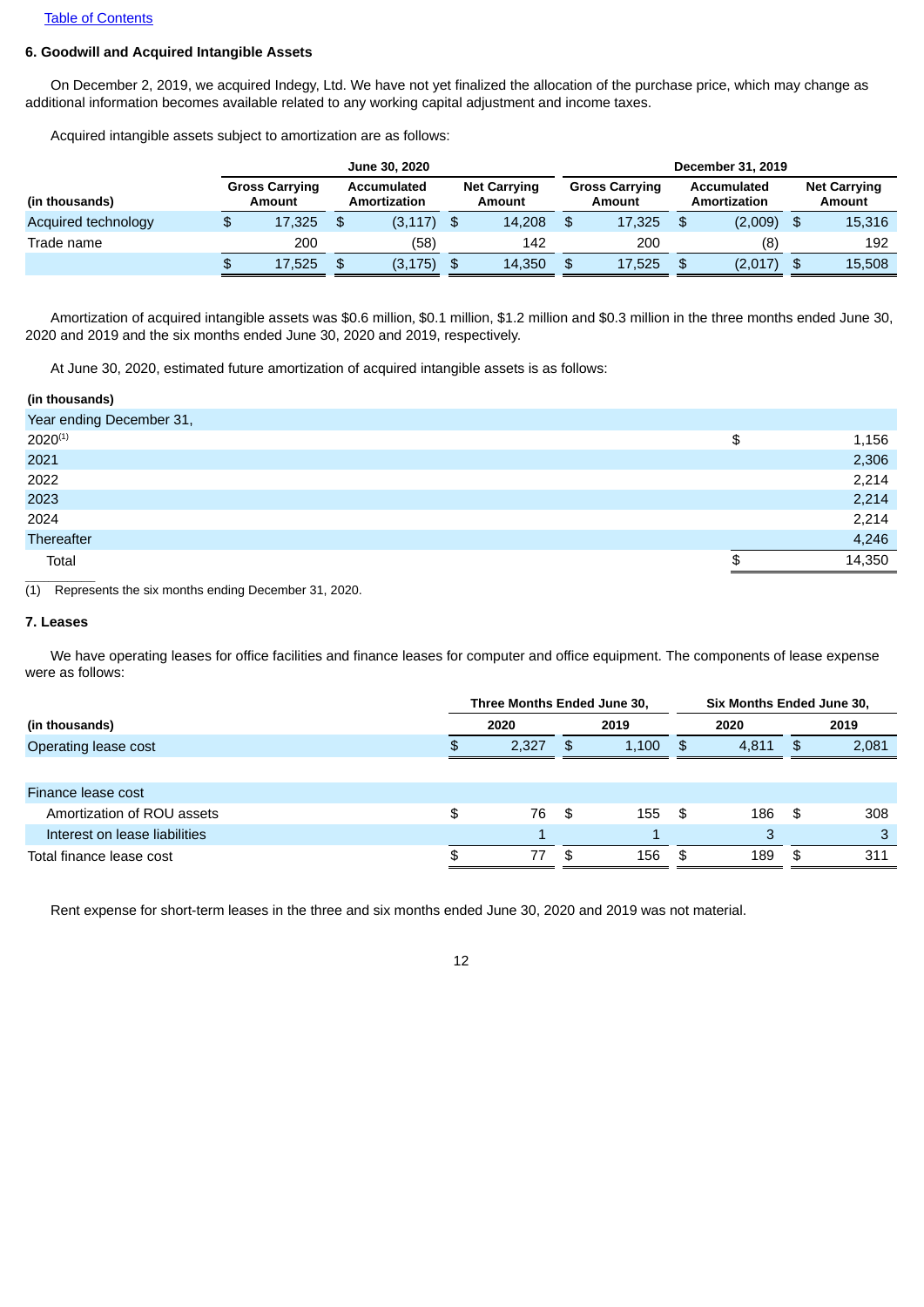### 6. Goodwill and Acquired Intangible Assets

On December 2, 2019, we acquired Indegy, Ltd. We have not yet finalized the allocation of the purchase price, which may change as additional information becomes available related to any working capital adjustment and income taxes.

Acquired intangible assets subject to amortization are as follows:

| | June 30, 2020 | | | December 31, 2019 | | |
|---|---|---|---|---|---|---|
| (in thousands) | Gross Carrying Amount | Accumulated Amortization | Net Carrying Amount | Gross Carrying Amount | Accumulated Amortization | Net Carrying Amount |
| Acquired technology | $ 17,325 | $ (3,117) | $ 14,208 | $ 17,325 | $ (2,009) | $ 15,316 |
| Trade name | 200 | (58) | 142 | 200 | (8) | 192 |
| | $ 17,525 | $ (3,175) | $ 14,350 | $ 17,525 | $ (2,017) | $ 15,508 |

Amortization of acquired intangible assets was $0.6 million, $0.1 million, $1.2 million and $0.3 million in the three months ended June 30, 2020 and 2019 and the six months ended June 30, 2020 and 2019, respectively.

At June 30, 2020, estimated future amortization of acquired intangible assets is as follows:

| (in thousands) | |
|---|---|
| Year ending December 31, | |
| 2020[(1)] | $ 1,156 |
| 2021 | 2,306 |
| 2022 | 2,214 |
| 2023 | 2,214 |
| 2024 | 2,214 |
| Thereafter | 4,246 |
| Total | $ 14,350 |

(1) Represents the six months ending December 31, 2020.

### 7. Leases

We have operating leases for office facilities and finance leases for computer and office equipment. The components of lease expense were as follows:

| | Three Months Ended June 30, | | Six Months Ended June 30, | |
|---|---|---|---|---|
| (in thousands) | 2020 | 2019 | 2020 | 2019 |
| Operating lease cost | $ 2,327 | $ 1,100 | $ 4,811 | $ 2,081 |
| | | | | |
| Finance lease cost | | | | |
| Amortization of ROU assets | $ 76 | $ 155 | $ 186 | $ 308 |
| Interest on lease liabilities | 1 | 1 | 3 | 3 |
| Total finance lease cost | $ 77 | $ 156 | $ 189 | $ 311 |

Rent expense for short-term leases in the three and six months ended June 30, 2020 and 2019 was not material.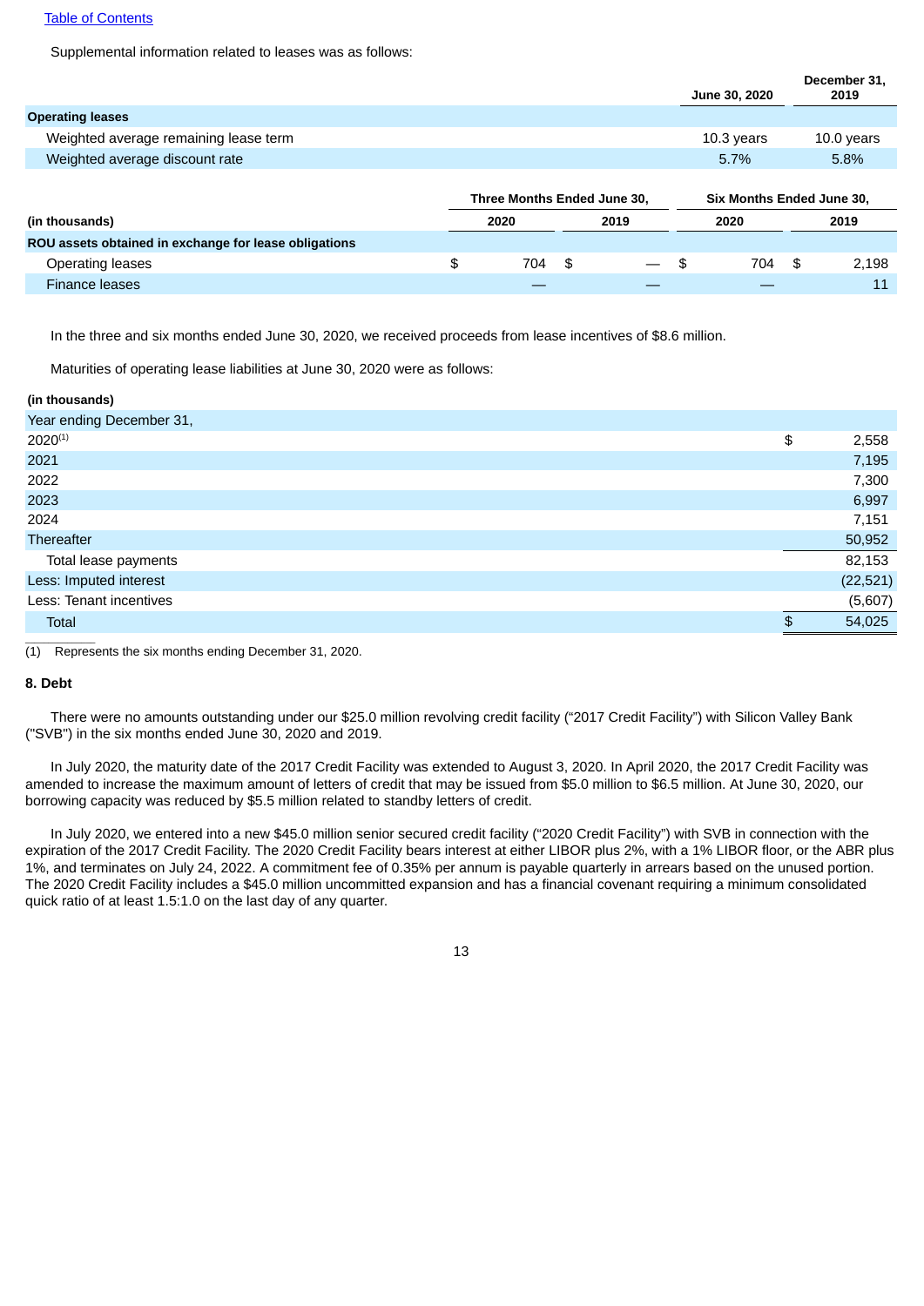Supplemental information related to leases was as follows:

| | June 30, 2020 | December 31, 2019 |
|---|---|---|
| **Operating leases** | | |
| Weighted average remaining lease term | 10.3 years | 10.0 years |
| Weighted average discount rate | 5.7% | 5.8% |

| | Three Months Ended June 30, | | Six Months Ended June 30, | |
|---|---|---|---|---|
| **(in thousands)** | **2020** | **2019** | **2020** | **2019** |
| **ROU assets obtained in exchange for lease obligations** | | | | |
| Operating leases | $ 704 | $ — | $ 704 | $ 2,198 |
| Finance leases | — | — | — | 11 |

In the three and six months ended June 30, 2020, we received proceeds from lease incentives of $8.6 million.

Maturities of operating lease liabilities at June 30, 2020 were as follows:

| (in thousands) | |
|---|---|
| Year ending December 31, | |
| 2020[(1)] | $ 2,558 |
| 2021 | 7,195 |
| 2022 | 7,300 |
| 2023 | 6,997 |
| 2024 | 7,151 |
| Thereafter | 50,952 |
| Total lease payments | 82,153 |
| Less: Imputed interest | (22,521) |
| Less: Tenant incentives | (5,607) |
| Total | $ 54,025 |

(1) Represents the six months ending December 31, 2020.

**8. Debt**

There were no amounts outstanding under our $25.0 million revolving credit facility ("2017 Credit Facility") with Silicon Valley Bank ("SVB") in the six months ended June 30, 2020 and 2019.

In July 2020, the maturity date of the 2017 Credit Facility was extended to August 3, 2020. In April 2020, the 2017 Credit Facility was amended to increase the maximum amount of letters of credit that may be issued from $5.0 million to $6.5 million. At June 30, 2020, our borrowing capacity was reduced by $5.5 million related to standby letters of credit.

In July 2020, we entered into a new $45.0 million senior secured credit facility ("2020 Credit Facility") with SVB in connection with the expiration of the 2017 Credit Facility. The 2020 Credit Facility bears interest at either LIBOR plus 2%, with a 1% LIBOR floor, or the ABR plus 1%, and terminates on July 24, 2022. A commitment fee of 0.35% per annum is payable quarterly in arrears based on the unused portion. The 2020 Credit Facility includes a $45.0 million uncommitted expansion and has a financial covenant requiring a minimum consolidated quick ratio of at least 1.5:1.0 on the last day of any quarter.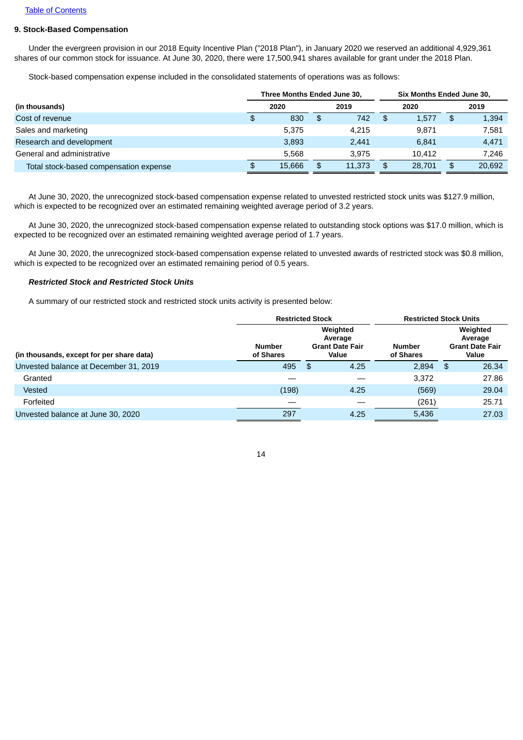[Table of Contents](#)

**9. Stock-Based Compensation**

Under the evergreen provision in our 2018 Equity Incentive Plan ("2018 Plan"), in January 2020 we reserved an additional 4,929,361 shares of our common stock for issuance. At June 30, 2020, there were 17,500,941 shares available for grant under the 2018 Plan.

Stock-based compensation expense included in the consolidated statements of operations was as follows:

| | Three Months Ended June 30, | | Six Months Ended June 30, | |
|---|---|---|---|---|
| **(in thousands)** | **2020** | **2019** | **2020** | **2019** |
| Cost of revenue | $ 830 | $ 742 | $ 1,577 | $ 1,394 |
| Sales and marketing | 5,375 | 4,215 | 9,871 | 7,581 |
| Research and development | 3,893 | 2,441 | 6,841 | 4,471 |
| General and administrative | 5,568 | 3,975 | 10,412 | 7,246 |
| Total stock-based compensation expense | $ 15,666 | $ 11,373 | $ 28,701 | $ 20,692 |

At June 30, 2020, the unrecognized stock-based compensation expense related to unvested restricted stock units was $127.9 million, which is expected to be recognized over an estimated remaining weighted average period of 3.2 years.

At June 30, 2020, the unrecognized stock-based compensation expense related to outstanding stock options was $17.0 million, which is expected to be recognized over an estimated remaining weighted average period of 1.7 years.

At June 30, 2020, the unrecognized stock-based compensation expense related to unvested awards of restricted stock was $0.8 million, which is expected to be recognized over an estimated remaining period of 0.5 years.

***Restricted Stock and Restricted Stock Units***

A summary of our restricted stock and restricted stock units activity is presented below:

| | Restricted Stock | | Restricted Stock Units | |
|---|---|---|---|---|
| **(in thousands, except for per share data)** | **Number of Shares** | **Weighted Average Grant Date Fair Value** | **Number of Shares** | **Weighted Average Grant Date Fair Value** |
| Unvested balance at December 31, 2019 | 495 | $ 4.25 | 2,894 | $ 26.34 |
| Granted | — | — | 3,372 | 27.86 |
| Vested | (198) | 4.25 | (569) | 29.04 |
| Forfeited | — | — | (261) | 25.71 |
| Unvested balance at June 30, 2020 | 297 | 4.25 | 5,436 | 27.03 |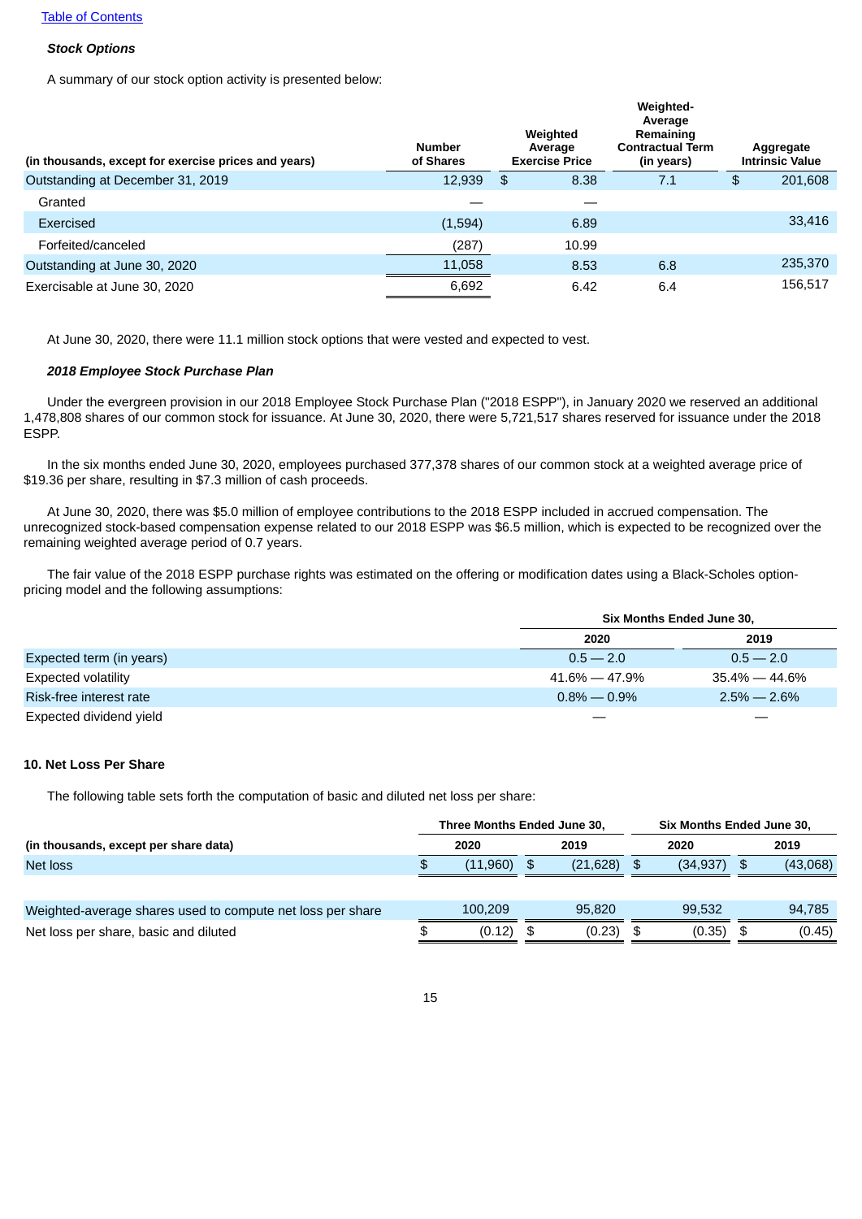[Table of Contents](#)

***Stock Options***

A summary of our stock option activity is presented below:

| (in thousands, except for exercise prices and years) | Number of Shares | Weighted Average Exercise Price | Weighted-Average Remaining Contractual Term (in years) | Aggregate Intrinsic Value |
|---|---|---|---|---|
| Outstanding at December 31, 2019 | 12,939 | $ 8.38 | 7.1 | $ 201,608 |
| Granted | — | — | | |
| Exercised | (1,594) | 6.89 | | 33,416 |
| Forfeited/canceled | (287) | 10.99 | | |
| Outstanding at June 30, 2020 | 11,058 | 8.53 | 6.8 | 235,370 |
| Exercisable at June 30, 2020 | 6,692 | 6.42 | 6.4 | 156,517 |

At June 30, 2020, there were 11.1 million stock options that were vested and expected to vest.

***2018 Employee Stock Purchase Plan***

Under the evergreen provision in our 2018 Employee Stock Purchase Plan ("2018 ESPP"), in January 2020 we reserved an additional 1,478,808 shares of our common stock for issuance. At June 30, 2020, there were 5,721,517 shares reserved for issuance under the 2018 ESPP.

In the six months ended June 30, 2020, employees purchased 377,378 shares of our common stock at a weighted average price of $19.36 per share, resulting in $7.3 million of cash proceeds.

At June 30, 2020, there was $5.0 million of employee contributions to the 2018 ESPP included in accrued compensation. The unrecognized stock-based compensation expense related to our 2018 ESPP was $6.5 million, which is expected to be recognized over the remaining weighted average period of 0.7 years.

The fair value of the 2018 ESPP purchase rights was estimated on the offering or modification dates using a Black-Scholes option-pricing model and the following assumptions:

| | Six Months Ended June 30, | |
|---|---|---|
| | 2020 | 2019 |
| Expected term (in years) | 0.5 — 2.0 | 0.5 — 2.0 |
| Expected volatility | 41.6% — 47.9% | 35.4% — 44.6% |
| Risk-free interest rate | 0.8% — 0.9% | 2.5% — 2.6% |
| Expected dividend yield | — | — |

## 10. Net Loss Per Share

The following table sets forth the computation of basic and diluted net loss per share:

| (in thousands, except per share data) | Three Months Ended June 30, 2020 | Three Months Ended June 30, 2019 | Six Months Ended June 30, 2020 | Six Months Ended June 30, 2019 |
|---|---|---|---|---|
| Net loss | $ (11,960) | $ (21,628) | $ (34,937) | $ (43,068) |
| Weighted-average shares used to compute net loss per share | 100,209 | 95,820 | 99,532 | 94,785 |
| Net loss per share, basic and diluted | $ (0.12) | $ (0.23) | $ (0.35) | $ (0.45) |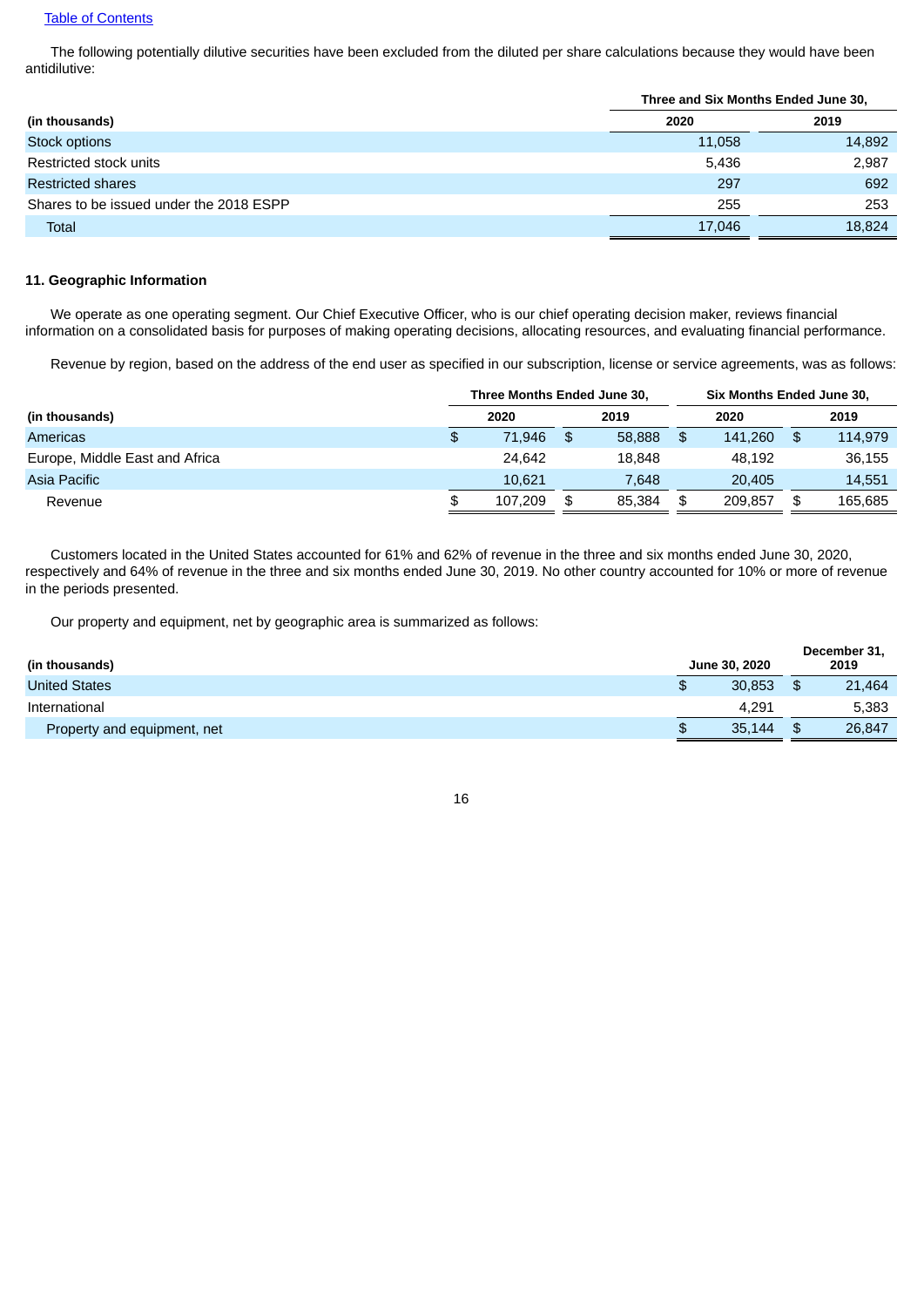The following potentially dilutive securities have been excluded from the diluted per share calculations because they would have been antidilutive:

| | Three and Six Months Ended June 30, | |
|---|---|---|
| (in thousands) | 2020 | 2019 |
| Stock options | 11,058 | 14,892 |
| Restricted stock units | 5,436 | 2,987 |
| Restricted shares | 297 | 692 |
| Shares to be issued under the 2018 ESPP | 255 | 253 |
| Total | 17,046 | 18,824 |

**11. Geographic Information**

We operate as one operating segment. Our Chief Executive Officer, who is our chief operating decision maker, reviews financial information on a consolidated basis for purposes of making operating decisions, allocating resources, and evaluating financial performance.

Revenue by region, based on the address of the end user as specified in our subscription, license or service agreements, was as follows:

| | Three Months Ended June 30, | | Six Months Ended June 30, | |
|---|---|---|---|---|
| (in thousands) | 2020 | 2019 | 2020 | 2019 |
| Americas | $ 71,946 | $ 58,888 | $ 141,260 | $ 114,979 |
| Europe, Middle East and Africa | 24,642 | 18,848 | 48,192 | 36,155 |
| Asia Pacific | 10,621 | 7,648 | 20,405 | 14,551 |
| Revenue | $ 107,209 | $ 85,384 | $ 209,857 | $ 165,685 |

Customers located in the United States accounted for 61% and 62% of revenue in the three and six months ended June 30, 2020, respectively and 64% of revenue in the three and six months ended June 30, 2019. No other country accounted for 10% or more of revenue in the periods presented.

Our property and equipment, net by geographic area is summarized as follows:

| (in thousands) | June 30, 2020 | December 31, 2019 |
|---|---|---|
| United States | $ 30,853 | $ 21,464 |
| International | 4,291 | 5,383 |
| Property and equipment, net | $ 35,144 | $ 26,847 |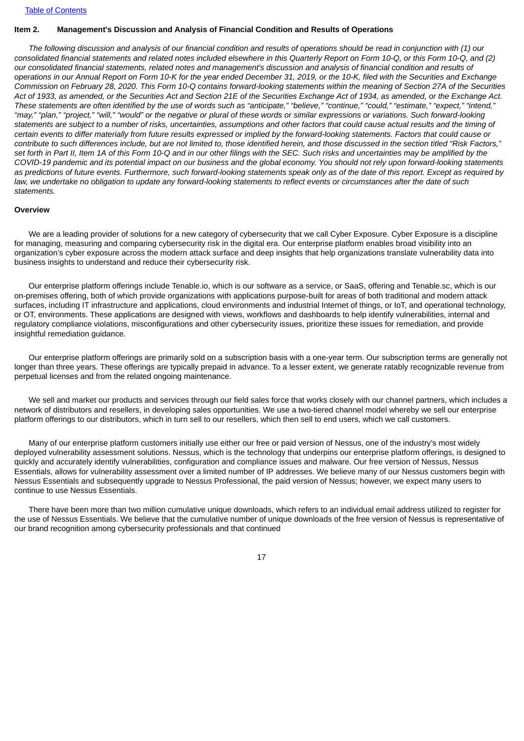## Item 2. Management's Discussion and Analysis of Financial Condition and Results of Operations

*The following discussion and analysis of our financial condition and results of operations should be read in conjunction with (1) our consolidated financial statements and related notes included elsewhere in this Quarterly Report on Form 10-Q, or this Form 10-Q, and (2) our consolidated financial statements, related notes and management's discussion and analysis of financial condition and results of operations in our Annual Report on Form 10-K for the year ended December 31, 2019, or the 10-K, filed with the Securities and Exchange Commission on February 28, 2020. This Form 10-Q contains forward-looking statements within the meaning of Section 27A of the Securities Act of 1933, as amended, or the Securities Act and Section 21E of the Securities Exchange Act of 1934, as amended, or the Exchange Act. These statements are often identified by the use of words such as "anticipate," "believe," "continue," "could," "estimate," "expect," "intend," "may," "plan," "project," "will," "would" or the negative or plural of these words or similar expressions or variations. Such forward-looking statements are subject to a number of risks, uncertainties, assumptions and other factors that could cause actual results and the timing of certain events to differ materially from future results expressed or implied by the forward-looking statements. Factors that could cause or contribute to such differences include, but are not limited to, those identified herein, and those discussed in the section titled "Risk Factors," set forth in Part II, Item 1A of this Form 10-Q and in our other filings with the SEC. Such risks and uncertainties may be amplified by the COVID-19 pandemic and its potential impact on our business and the global economy. You should not rely upon forward-looking statements as predictions of future events. Furthermore, such forward-looking statements speak only as of the date of this report. Except as required by law, we undertake no obligation to update any forward-looking statements to reflect events or circumstances after the date of such statements.*

### Overview

We are a leading provider of solutions for a new category of cybersecurity that we call Cyber Exposure. Cyber Exposure is a discipline for managing, measuring and comparing cybersecurity risk in the digital era. Our enterprise platform enables broad visibility into an organization's cyber exposure across the modern attack surface and deep insights that help organizations translate vulnerability data into business insights to understand and reduce their cybersecurity risk.

Our enterprise platform offerings include Tenable.io, which is our software as a service, or SaaS, offering and Tenable.sc, which is our on-premises offering, both of which provide organizations with applications purpose-built for areas of both traditional and modern attack surfaces, including IT infrastructure and applications, cloud environments and industrial Internet of things, or IoT, and operational technology, or OT, environments. These applications are designed with views, workflows and dashboards to help identify vulnerabilities, internal and regulatory compliance violations, misconfigurations and other cybersecurity issues, prioritize these issues for remediation, and provide insightful remediation guidance.

Our enterprise platform offerings are primarily sold on a subscription basis with a one-year term. Our subscription terms are generally not longer than three years. These offerings are typically prepaid in advance. To a lesser extent, we generate ratably recognizable revenue from perpetual licenses and from the related ongoing maintenance.

We sell and market our products and services through our field sales force that works closely with our channel partners, which includes a network of distributors and resellers, in developing sales opportunities. We use a two-tiered channel model whereby we sell our enterprise platform offerings to our distributors, which in turn sell to our resellers, which then sell to end users, which we call customers.

Many of our enterprise platform customers initially use either our free or paid version of Nessus, one of the industry's most widely deployed vulnerability assessment solutions. Nessus, which is the technology that underpins our enterprise platform offerings, is designed to quickly and accurately identify vulnerabilities, configuration and compliance issues and malware. Our free version of Nessus, Nessus Essentials, allows for vulnerability assessment over a limited number of IP addresses. We believe many of our Nessus customers begin with Nessus Essentials and subsequently upgrade to Nessus Professional, the paid version of Nessus; however, we expect many users to continue to use Nessus Essentials.

There have been more than two million cumulative unique downloads, which refers to an individual email address utilized to register for the use of Nessus Essentials. We believe that the cumulative number of unique downloads of the free version of Nessus is representative of our brand recognition among cybersecurity professionals and that continued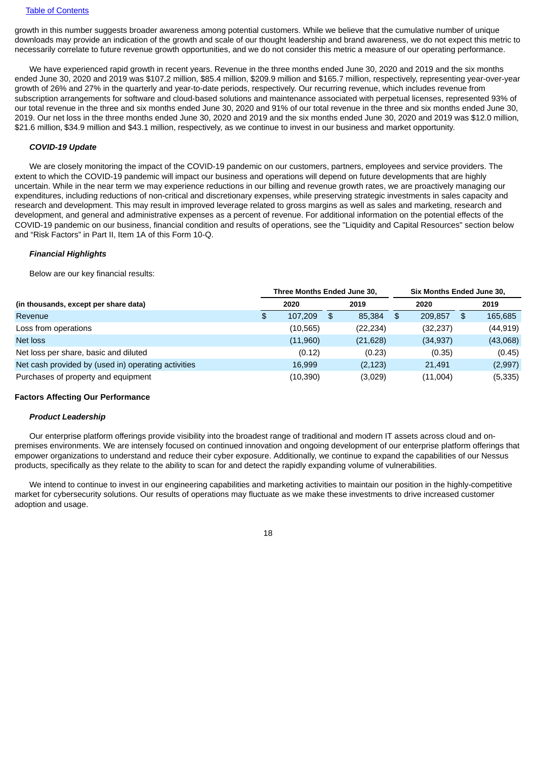growth in this number suggests broader awareness among potential customers. While we believe that the cumulative number of unique downloads may provide an indication of the growth and scale of our thought leadership and brand awareness, we do not expect this metric to necessarily correlate to future revenue growth opportunities, and we do not consider this metric a measure of our operating performance.

We have experienced rapid growth in recent years. Revenue in the three months ended June 30, 2020 and 2019 and the six months ended June 30, 2020 and 2019 was $107.2 million, $85.4 million, $209.9 million and $165.7 million, respectively, representing year-over-year growth of 26% and 27% in the quarterly and year-to-date periods, respectively. Our recurring revenue, which includes revenue from subscription arrangements for software and cloud-based solutions and maintenance associated with perpetual licenses, represented 93% of our total revenue in the three and six months ended June 30, 2020 and 91% of our total revenue in the three and six months ended June 30, 2019. Our net loss in the three months ended June 30, 2020 and 2019 and the six months ended June 30, 2020 and 2019 was $12.0 million, $21.6 million, $34.9 million and $43.1 million, respectively, as we continue to invest in our business and market opportunity.

***COVID-19 Update***

We are closely monitoring the impact of the COVID-19 pandemic on our customers, partners, employees and service providers. The extent to which the COVID-19 pandemic will impact our business and operations will depend on future developments that are highly uncertain. While in the near term we may experience reductions in our billing and revenue growth rates, we are proactively managing our expenditures, including reductions of non-critical and discretionary expenses, while preserving strategic investments in sales capacity and research and development. This may result in improved leverage related to gross margins as well as sales and marketing, research and development, and general and administrative expenses as a percent of revenue. For additional information on the potential effects of the COVID-19 pandemic on our business, financial condition and results of operations, see the "Liquidity and Capital Resources" section below and "Risk Factors" in Part II, Item 1A of this Form 10-Q.

***Financial Highlights***

Below are our key financial results:

| | Three Months Ended June 30, | | Six Months Ended June 30, | |
|---|---|---|---|---|
| **(in thousands, except per share data)** | **2020** | **2019** | **2020** | **2019** |
| Revenue | $ 107,209 | $ 85,384 | $ 209,857 | $ 165,685 |
| Loss from operations | (10,565) | (22,234) | (32,237) | (44,919) |
| Net loss | (11,960) | (21,628) | (34,937) | (43,068) |
| Net loss per share, basic and diluted | (0.12) | (0.23) | (0.35) | (0.45) |
| Net cash provided by (used in) operating activities | 16,999 | (2,123) | 21,491 | (2,997) |
| Purchases of property and equipment | (10,390) | (3,029) | (11,004) | (5,335) |

## Factors Affecting Our Performance

***Product Leadership***

Our enterprise platform offerings provide visibility into the broadest range of traditional and modern IT assets across cloud and on-premises environments. We are intensely focused on continued innovation and ongoing development of our enterprise platform offerings that empower organizations to understand and reduce their cyber exposure. Additionally, we continue to expand the capabilities of our Nessus products, specifically as they relate to the ability to scan for and detect the rapidly expanding volume of vulnerabilities.

We intend to continue to invest in our engineering capabilities and marketing activities to maintain our position in the highly-competitive market for cybersecurity solutions. Our results of operations may fluctuate as we make these investments to drive increased customer adoption and usage.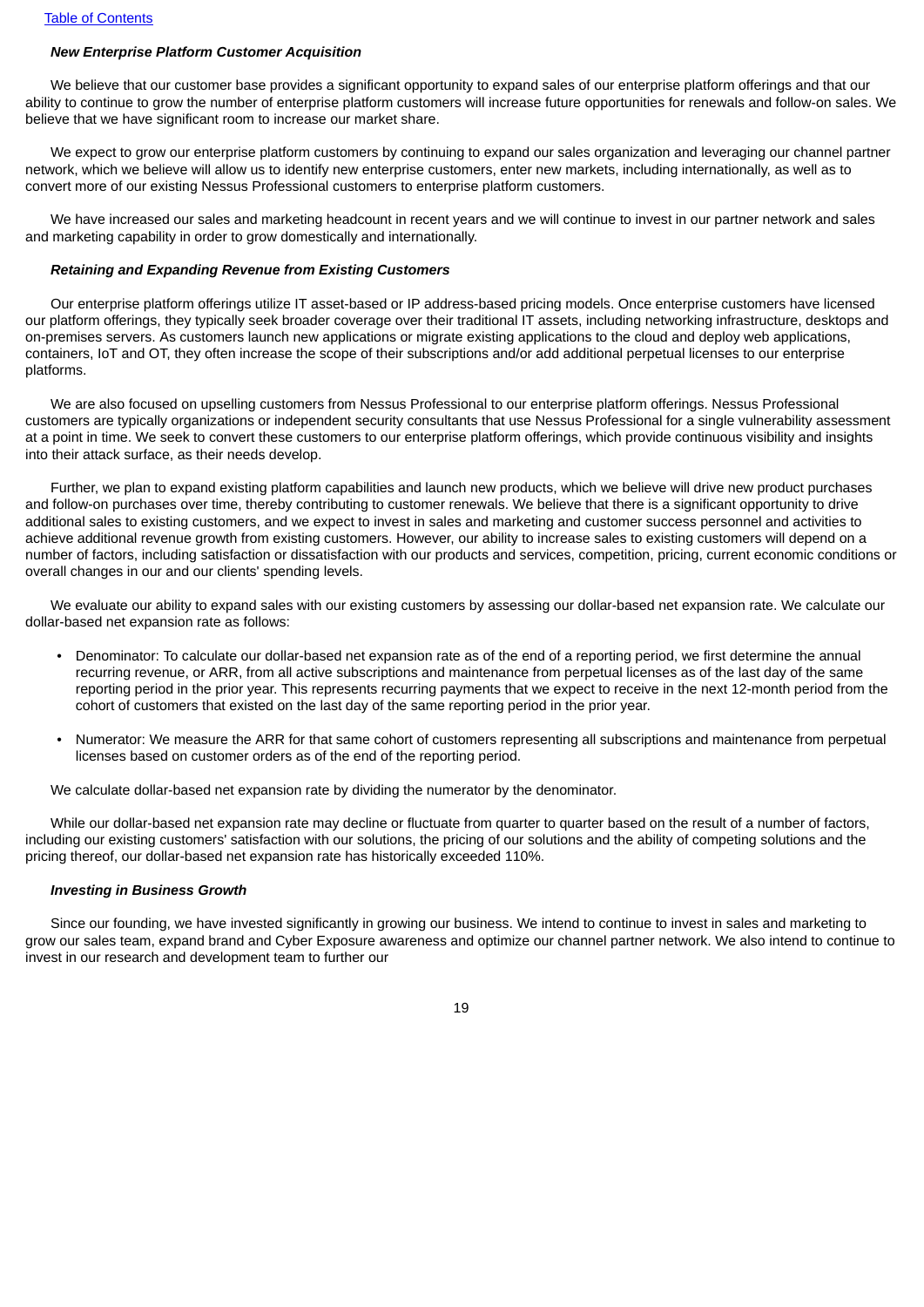***New Enterprise Platform Customer Acquisition***

We believe that our customer base provides a significant opportunity to expand sales of our enterprise platform offerings and that our ability to continue to grow the number of enterprise platform customers will increase future opportunities for renewals and follow-on sales. We believe that we have significant room to increase our market share.

We expect to grow our enterprise platform customers by continuing to expand our sales organization and leveraging our channel partner network, which we believe will allow us to identify new enterprise customers, enter new markets, including internationally, as well as to convert more of our existing Nessus Professional customers to enterprise platform customers.

We have increased our sales and marketing headcount in recent years and we will continue to invest in our partner network and sales and marketing capability in order to grow domestically and internationally.

***Retaining and Expanding Revenue from Existing Customers***

Our enterprise platform offerings utilize IT asset-based or IP address-based pricing models. Once enterprise customers have licensed our platform offerings, they typically seek broader coverage over their traditional IT assets, including networking infrastructure, desktops and on-premises servers. As customers launch new applications or migrate existing applications to the cloud and deploy web applications, containers, IoT and OT, they often increase the scope of their subscriptions and/or add additional perpetual licenses to our enterprise platforms.

We are also focused on upselling customers from Nessus Professional to our enterprise platform offerings. Nessus Professional customers are typically organizations or independent security consultants that use Nessus Professional for a single vulnerability assessment at a point in time. We seek to convert these customers to our enterprise platform offerings, which provide continuous visibility and insights into their attack surface, as their needs develop.

Further, we plan to expand existing platform capabilities and launch new products, which we believe will drive new product purchases and follow-on purchases over time, thereby contributing to customer renewals. We believe that there is a significant opportunity to drive additional sales to existing customers, and we expect to invest in sales and marketing and customer success personnel and activities to achieve additional revenue growth from existing customers. However, our ability to increase sales to existing customers will depend on a number of factors, including satisfaction or dissatisfaction with our products and services, competition, pricing, current economic conditions or overall changes in our and our clients' spending levels.

We evaluate our ability to expand sales with our existing customers by assessing our dollar-based net expansion rate. We calculate our dollar-based net expansion rate as follows:

- Denominator: To calculate our dollar-based net expansion rate as of the end of a reporting period, we first determine the annual recurring revenue, or ARR, from all active subscriptions and maintenance from perpetual licenses as of the last day of the same reporting period in the prior year. This represents recurring payments that we expect to receive in the next 12-month period from the cohort of customers that existed on the last day of the same reporting period in the prior year.
- Numerator: We measure the ARR for that same cohort of customers representing all subscriptions and maintenance from perpetual licenses based on customer orders as of the end of the reporting period.

We calculate dollar-based net expansion rate by dividing the numerator by the denominator.

While our dollar-based net expansion rate may decline or fluctuate from quarter to quarter based on the result of a number of factors, including our existing customers' satisfaction with our solutions, the pricing of our solutions and the ability of competing solutions and the pricing thereof, our dollar-based net expansion rate has historically exceeded 110%.

***Investing in Business Growth***

Since our founding, we have invested significantly in growing our business. We intend to continue to invest in sales and marketing to grow our sales team, expand brand and Cyber Exposure awareness and optimize our channel partner network. We also intend to continue to invest in our research and development team to further our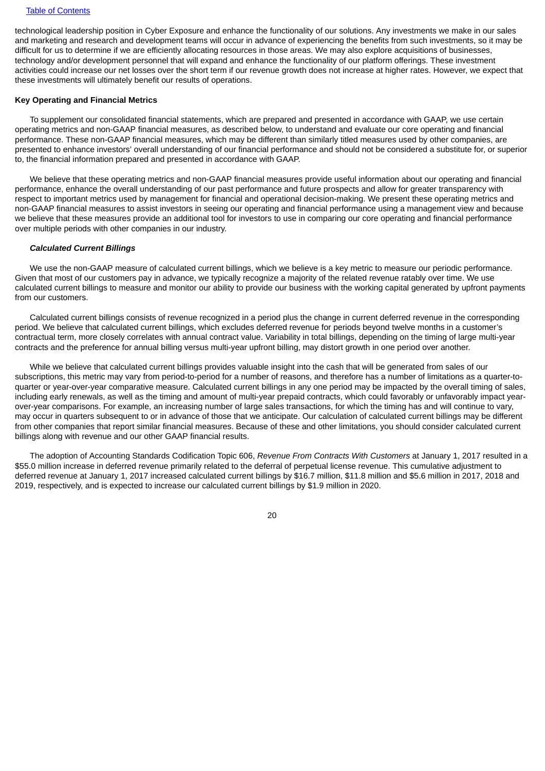technological leadership position in Cyber Exposure and enhance the functionality of our solutions. Any investments we make in our sales and marketing and research and development teams will occur in advance of experiencing the benefits from such investments, so it may be difficult for us to determine if we are efficiently allocating resources in those areas. We may also explore acquisitions of businesses, technology and/or development personnel that will expand and enhance the functionality of our platform offerings. These investment activities could increase our net losses over the short term if our revenue growth does not increase at higher rates. However, we expect that these investments will ultimately benefit our results of operations.

**Key Operating and Financial Metrics**

To supplement our consolidated financial statements, which are prepared and presented in accordance with GAAP, we use certain operating metrics and non-GAAP financial measures, as described below, to understand and evaluate our core operating and financial performance. These non-GAAP financial measures, which may be different than similarly titled measures used by other companies, are presented to enhance investors' overall understanding of our financial performance and should not be considered a substitute for, or superior to, the financial information prepared and presented in accordance with GAAP.

We believe that these operating metrics and non-GAAP financial measures provide useful information about our operating and financial performance, enhance the overall understanding of our past performance and future prospects and allow for greater transparency with respect to important metrics used by management for financial and operational decision-making. We present these operating metrics and non-GAAP financial measures to assist investors in seeing our operating and financial performance using a management view and because we believe that these measures provide an additional tool for investors to use in comparing our core operating and financial performance over multiple periods with other companies in our industry.

***Calculated Current Billings***

We use the non-GAAP measure of calculated current billings, which we believe is a key metric to measure our periodic performance. Given that most of our customers pay in advance, we typically recognize a majority of the related revenue ratably over time. We use calculated current billings to measure and monitor our ability to provide our business with the working capital generated by upfront payments from our customers.

Calculated current billings consists of revenue recognized in a period plus the change in current deferred revenue in the corresponding period. We believe that calculated current billings, which excludes deferred revenue for periods beyond twelve months in a customer's contractual term, more closely correlates with annual contract value. Variability in total billings, depending on the timing of large multi-year contracts and the preference for annual billing versus multi-year upfront billing, may distort growth in one period over another.

While we believe that calculated current billings provides valuable insight into the cash that will be generated from sales of our subscriptions, this metric may vary from period-to-period for a number of reasons, and therefore has a number of limitations as a quarter-to-quarter or year-over-year comparative measure. Calculated current billings in any one period may be impacted by the overall timing of sales, including early renewals, as well as the timing and amount of multi-year prepaid contracts, which could favorably or unfavorably impact year-over-year comparisons. For example, an increasing number of large sales transactions, for which the timing has and will continue to vary, may occur in quarters subsequent to or in advance of those that we anticipate. Our calculation of calculated current billings may be different from other companies that report similar financial measures. Because of these and other limitations, you should consider calculated current billings along with revenue and our other GAAP financial results.

The adoption of Accounting Standards Codification Topic 606, *Revenue From Contracts With Customers* at January 1, 2017 resulted in a $55.0 million increase in deferred revenue primarily related to the deferral of perpetual license revenue. This cumulative adjustment to deferred revenue at January 1, 2017 increased calculated current billings by $16.7 million, $11.8 million and $5.6 million in 2017, 2018 and 2019, respectively, and is expected to increase our calculated current billings by $1.9 million in 2020.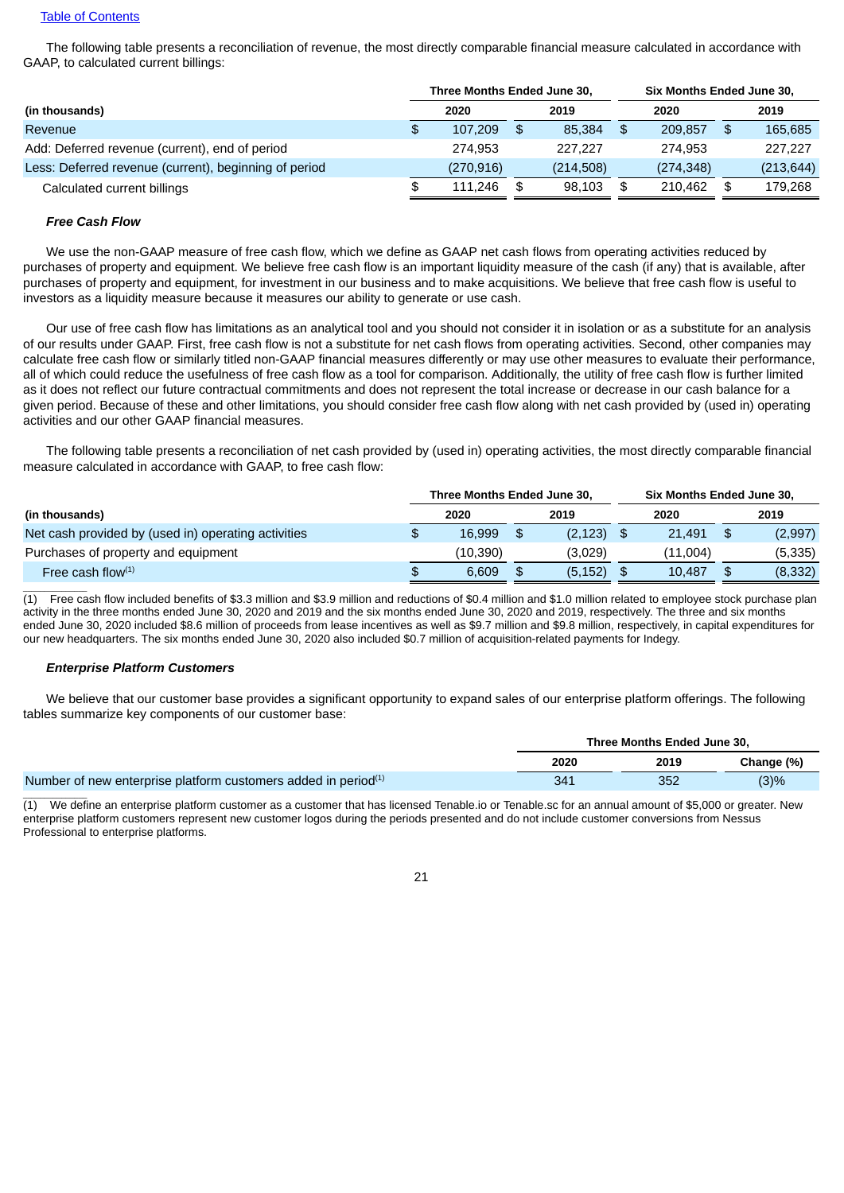The following table presents a reconciliation of revenue, the most directly comparable financial measure calculated in accordance with GAAP, to calculated current billings:

| | Three Months Ended June 30, | | Six Months Ended June 30, | |
|---|---|---|---|---|
| (in thousands) | 2020 | 2019 | 2020 | 2019 |
| Revenue | $ 107,209 | $ 85,384 | $ 209,857 | $ 165,685 |
| Add: Deferred revenue (current), end of period | 274,953 | 227,227 | 274,953 | 227,227 |
| Less: Deferred revenue (current), beginning of period | (270,916) | (214,508) | (274,348) | (213,644) |
| Calculated current billings | $ 111,246 | $ 98,103 | $ 210,462 | $ 179,268 |

***Free Cash Flow***

We use the non-GAAP measure of free cash flow, which we define as GAAP net cash flows from operating activities reduced by purchases of property and equipment. We believe free cash flow is an important liquidity measure of the cash (if any) that is available, after purchases of property and equipment, for investment in our business and to make acquisitions. We believe that free cash flow is useful to investors as a liquidity measure because it measures our ability to generate or use cash.

Our use of free cash flow has limitations as an analytical tool and you should not consider it in isolation or as a substitute for an analysis of our results under GAAP. First, free cash flow is not a substitute for net cash flows from operating activities. Second, other companies may calculate free cash flow or similarly titled non-GAAP financial measures differently or may use other measures to evaluate their performance, all of which could reduce the usefulness of free cash flow as a tool for comparison. Additionally, the utility of free cash flow is further limited as it does not reflect our future contractual commitments and does not represent the total increase or decrease in our cash balance for a given period. Because of these and other limitations, you should consider free cash flow along with net cash provided by (used in) operating activities and our other GAAP financial measures.

The following table presents a reconciliation of net cash provided by (used in) operating activities, the most directly comparable financial measure calculated in accordance with GAAP, to free cash flow:

| | Three Months Ended June 30, | | Six Months Ended June 30, | |
|---|---|---|---|---|
| (in thousands) | 2020 | 2019 | 2020 | 2019 |
| Net cash provided by (used in) operating activities | $ 16,999 | $ (2,123) | $ 21,491 | $ (2,997) |
| Purchases of property and equipment | (10,390) | (3,029) | (11,004) | (5,335) |
| Free cash flow[(1)] | $ 6,609 | $ (5,152) | $ 10,487 | $ (8,332) |

(1) Free cash flow included benefits of $3.3 million and $3.9 million and reductions of $0.4 million and $1.0 million related to employee stock purchase plan activity in the three months ended June 30, 2020 and 2019 and the six months ended June 30, 2020 and 2019, respectively. The three and six months ended June 30, 2020 included $8.6 million of proceeds from lease incentives as well as $9.7 million and $9.8 million, respectively, in capital expenditures for our new headquarters. The six months ended June 30, 2020 also included $0.7 million of acquisition-related payments for Indegy.

***Enterprise Platform Customers***

We believe that our customer base provides a significant opportunity to expand sales of our enterprise platform offerings. The following tables summarize key components of our customer base:

| | Three Months Ended June 30, | | |
|---|---|---|---|
| | 2020 | 2019 | Change (%) |
| Number of new enterprise platform customers added in period[(1)] | 341 | 352 | (3)% |

(1) We define an enterprise platform customer as a customer that has licensed Tenable.io or Tenable.sc for an annual amount of $5,000 or greater. New enterprise platform customers represent new customer logos during the periods presented and do not include customer conversions from Nessus Professional to enterprise platforms.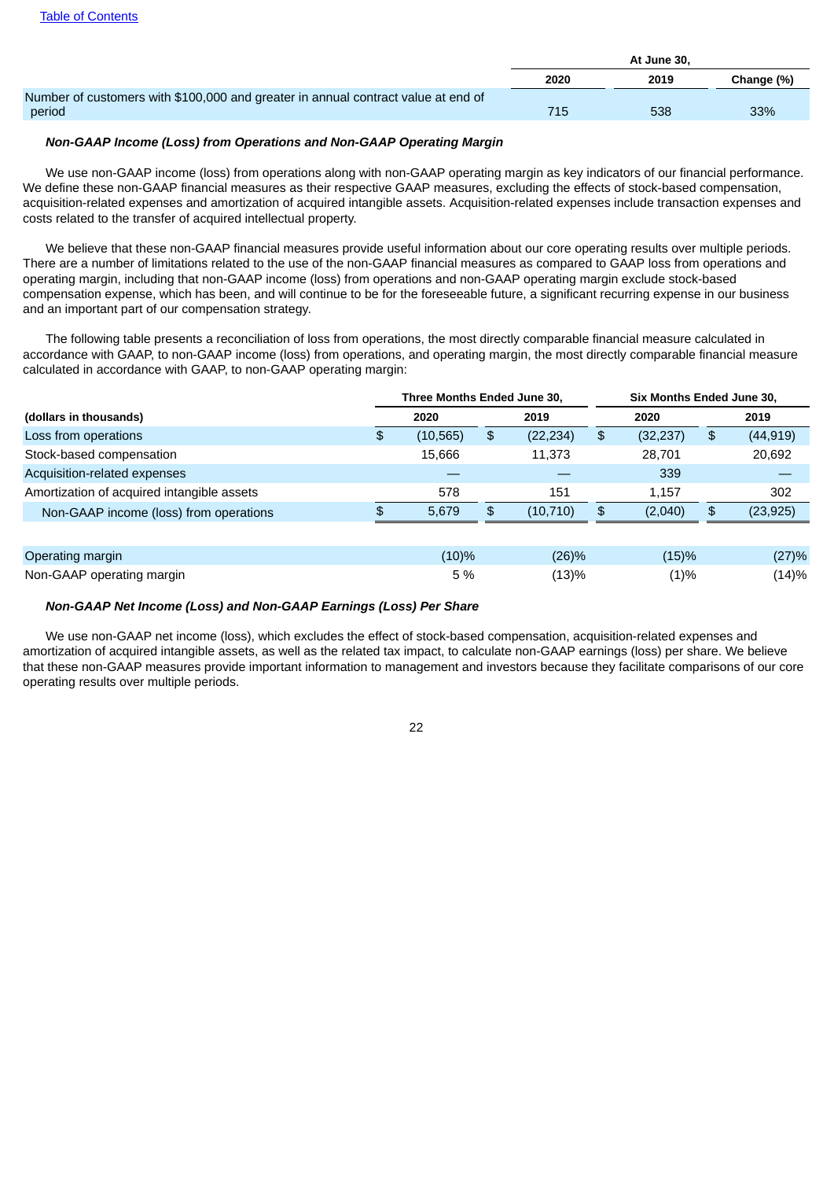| | At June 30, | | |
|---|---|---|---|
| | 2020 | 2019 | Change (%) |
| Number of customers with $100,000 and greater in annual contract value at end of period | 715 | 538 | 33% |

***Non-GAAP Income (Loss) from Operations and Non-GAAP Operating Margin***

We use non-GAAP income (loss) from operations along with non-GAAP operating margin as key indicators of our financial performance. We define these non-GAAP financial measures as their respective GAAP measures, excluding the effects of stock-based compensation, acquisition-related expenses and amortization of acquired intangible assets. Acquisition-related expenses include transaction expenses and costs related to the transfer of acquired intellectual property.

We believe that these non-GAAP financial measures provide useful information about our core operating results over multiple periods. There are a number of limitations related to the use of the non-GAAP financial measures as compared to GAAP loss from operations and operating margin, including that non-GAAP income (loss) from operations and non-GAAP operating margin exclude stock-based compensation expense, which has been, and will continue to be for the foreseeable future, a significant recurring expense in our business and an important part of our compensation strategy.

The following table presents a reconciliation of loss from operations, the most directly comparable financial measure calculated in accordance with GAAP, to non-GAAP income (loss) from operations, and operating margin, the most directly comparable financial measure calculated in accordance with GAAP, to non-GAAP operating margin:

| | Three Months Ended June 30, | | Six Months Ended June 30, | |
|---|---|---|---|---|
| **(dollars in thousands)** | **2020** | **2019** | **2020** | **2019** |
| Loss from operations | $ (10,565) | $ (22,234) | $ (32,237) | $ (44,919) |
| Stock-based compensation | 15,666 | 11,373 | 28,701 | 20,692 |
| Acquisition-related expenses | — | — | 339 | — |
| Amortization of acquired intangible assets | 578 | 151 | 1,157 | 302 |
| Non-GAAP income (loss) from operations | $ 5,679 | $ (10,710) | $ (2,040) | $ (23,925) |
| | | | | |
| Operating margin | (10)% | (26)% | (15)% | (27)% |
| Non-GAAP operating margin | 5 % | (13)% | (1)% | (14)% |

***Non-GAAP Net Income (Loss) and Non-GAAP Earnings (Loss) Per Share***

We use non-GAAP net income (loss), which excludes the effect of stock-based compensation, acquisition-related expenses and amortization of acquired intangible assets, as well as the related tax impact, to calculate non-GAAP earnings (loss) per share. We believe that these non-GAAP measures provide important information to management and investors because they facilitate comparisons of our core operating results over multiple periods.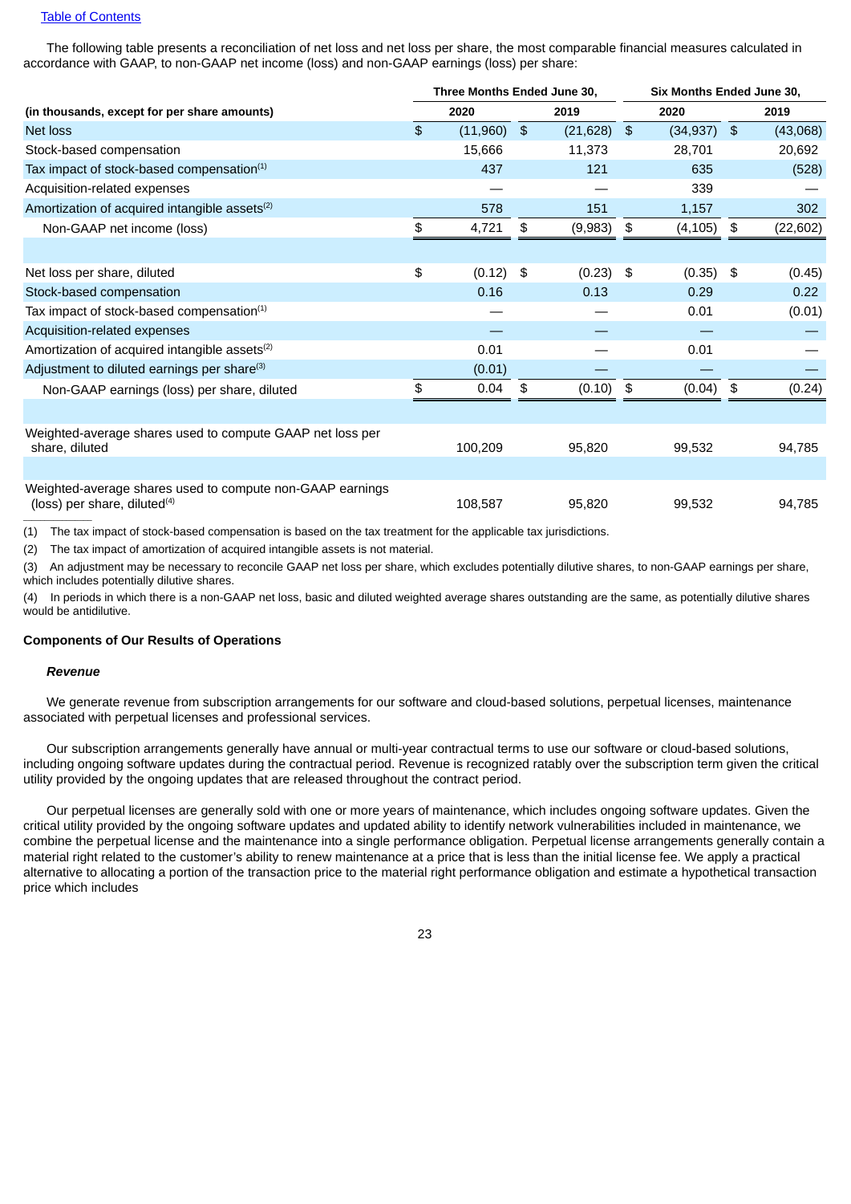[Table of Contents](#)

The following table presents a reconciliation of net loss and net loss per share, the most comparable financial measures calculated in accordance with GAAP, to non-GAAP net income (loss) and non-GAAP earnings (loss) per share:

| | Three Months Ended June 30, | | Six Months Ended June 30, | |
|---|---|---|---|---|
| **(in thousands, except for per share amounts)** | **2020** | **2019** | **2020** | **2019** |
| Net loss | $ (11,960) | $ (21,628) | $ (34,937) | $ (43,068) |
| Stock-based compensation | 15,666 | 11,373 | 28,701 | 20,692 |
| Tax impact of stock-based compensation[(1)] | 437 | 121 | 635 | (528) |
| Acquisition-related expenses | — | — | 339 | — |
| Amortization of acquired intangible assets[(2)] | 578 | 151 | 1,157 | 302 |
| Non-GAAP net income (loss) | $ 4,721 | $ (9,983) | $ (4,105) | $ (22,602) |
| | | | | |
| Net loss per share, diluted | $ (0.12) | $ (0.23) | $ (0.35) | $ (0.45) |
| Stock-based compensation | 0.16 | 0.13 | 0.29 | 0.22 |
| Tax impact of stock-based compensation[(1)] | — | — | 0.01 | (0.01) |
| Acquisition-related expenses | — | — | — | — |
| Amortization of acquired intangible assets[(2)] | 0.01 | — | 0.01 | — |
| Adjustment to diluted earnings per share[(3)] | (0.01) | — | — | — |
| Non-GAAP earnings (loss) per share, diluted | $ 0.04 | $ (0.10) | $ (0.04) | $ (0.24) |
| | | | | |
| Weighted-average shares used to compute GAAP net loss per share, diluted | 100,209 | 95,820 | 99,532 | 94,785 |
| | | | | |
| Weighted-average shares used to compute non-GAAP earnings (loss) per share, diluted[(4)] | 108,587 | 95,820 | 99,532 | 94,785 |

(1) The tax impact of stock-based compensation is based on the tax treatment for the applicable tax jurisdictions.

(2) The tax impact of amortization of acquired intangible assets is not material.

(3) An adjustment may be necessary to reconcile GAAP net loss per share, which excludes potentially dilutive shares, to non-GAAP earnings per share, which includes potentially dilutive shares.

(4) In periods in which there is a non-GAAP net loss, basic and diluted weighted average shares outstanding are the same, as potentially dilutive shares would be antidilutive.

**Components of Our Results of Operations**

***Revenue***

We generate revenue from subscription arrangements for our software and cloud-based solutions, perpetual licenses, maintenance associated with perpetual licenses and professional services.

Our subscription arrangements generally have annual or multi-year contractual terms to use our software or cloud-based solutions, including ongoing software updates during the contractual period. Revenue is recognized ratably over the subscription term given the critical utility provided by the ongoing updates that are released throughout the contract period.

Our perpetual licenses are generally sold with one or more years of maintenance, which includes ongoing software updates. Given the critical utility provided by the ongoing software updates and updated ability to identify network vulnerabilities included in maintenance, we combine the perpetual license and the maintenance into a single performance obligation. Perpetual license arrangements generally contain a material right related to the customer's ability to renew maintenance at a price that is less than the initial license fee. We apply a practical alternative to allocating a portion of the transaction price to the material right performance obligation and estimate a hypothetical transaction price which includes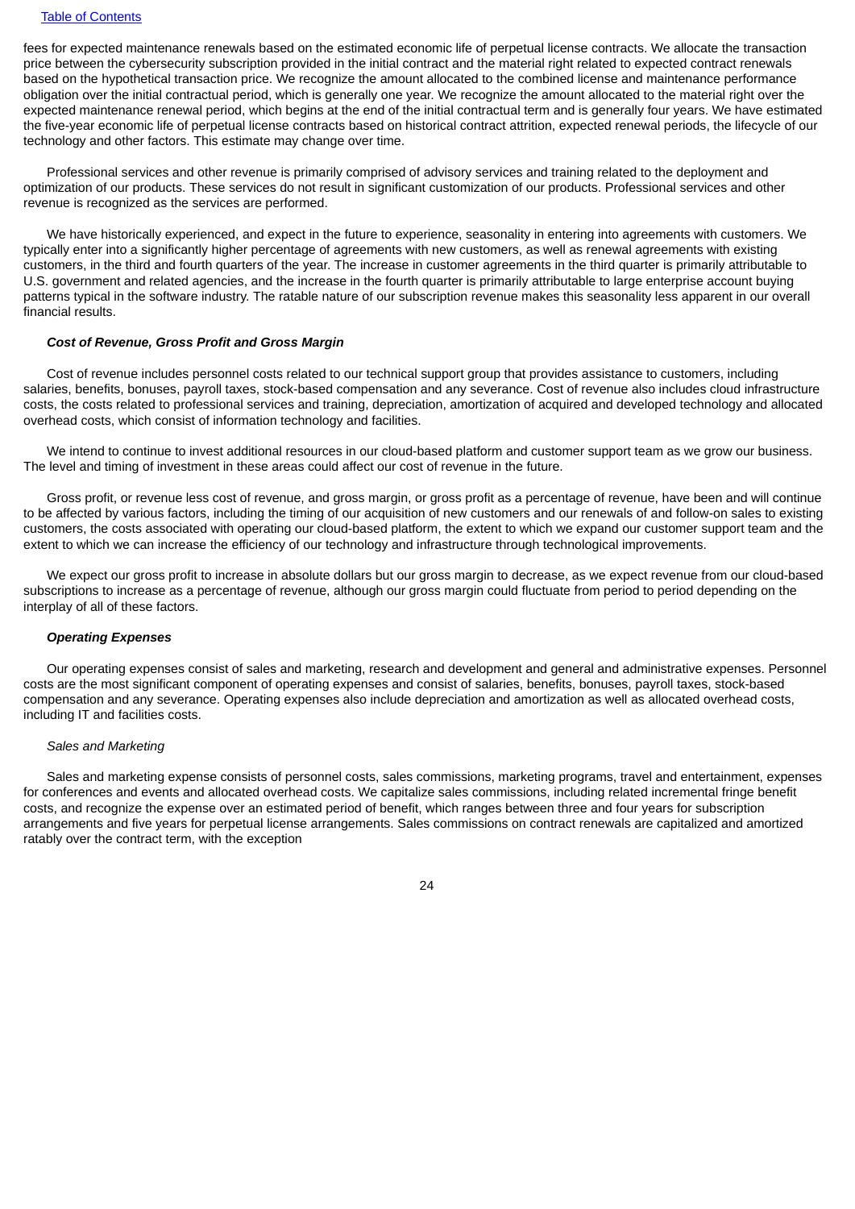fees for expected maintenance renewals based on the estimated economic life of perpetual license contracts. We allocate the transaction price between the cybersecurity subscription provided in the initial contract and the material right related to expected contract renewals based on the hypothetical transaction price. We recognize the amount allocated to the combined license and maintenance performance obligation over the initial contractual period, which is generally one year. We recognize the amount allocated to the material right over the expected maintenance renewal period, which begins at the end of the initial contractual term and is generally four years. We have estimated the five-year economic life of perpetual license contracts based on historical contract attrition, expected renewal periods, the lifecycle of our technology and other factors. This estimate may change over time.

Professional services and other revenue is primarily comprised of advisory services and training related to the deployment and optimization of our products. These services do not result in significant customization of our products. Professional services and other revenue is recognized as the services are performed.

We have historically experienced, and expect in the future to experience, seasonality in entering into agreements with customers. We typically enter into a significantly higher percentage of agreements with new customers, as well as renewal agreements with existing customers, in the third and fourth quarters of the year. The increase in customer agreements in the third quarter is primarily attributable to U.S. government and related agencies, and the increase in the fourth quarter is primarily attributable to large enterprise account buying patterns typical in the software industry. The ratable nature of our subscription revenue makes this seasonality less apparent in our overall financial results.

***Cost of Revenue, Gross Profit and Gross Margin***

Cost of revenue includes personnel costs related to our technical support group that provides assistance to customers, including salaries, benefits, bonuses, payroll taxes, stock-based compensation and any severance. Cost of revenue also includes cloud infrastructure costs, the costs related to professional services and training, depreciation, amortization of acquired and developed technology and allocated overhead costs, which consist of information technology and facilities.

We intend to continue to invest additional resources in our cloud-based platform and customer support team as we grow our business. The level and timing of investment in these areas could affect our cost of revenue in the future.

Gross profit, or revenue less cost of revenue, and gross margin, or gross profit as a percentage of revenue, have been and will continue to be affected by various factors, including the timing of our acquisition of new customers and our renewals of and follow-on sales to existing customers, the costs associated with operating our cloud-based platform, the extent to which we expand our customer support team and the extent to which we can increase the efficiency of our technology and infrastructure through technological improvements.

We expect our gross profit to increase in absolute dollars but our gross margin to decrease, as we expect revenue from our cloud-based subscriptions to increase as a percentage of revenue, although our gross margin could fluctuate from period to period depending on the interplay of all of these factors.

***Operating Expenses***

Our operating expenses consist of sales and marketing, research and development and general and administrative expenses. Personnel costs are the most significant component of operating expenses and consist of salaries, benefits, bonuses, payroll taxes, stock-based compensation and any severance. Operating expenses also include depreciation and amortization as well as allocated overhead costs, including IT and facilities costs.

*Sales and Marketing*

Sales and marketing expense consists of personnel costs, sales commissions, marketing programs, travel and entertainment, expenses for conferences and events and allocated overhead costs. We capitalize sales commissions, including related incremental fringe benefit costs, and recognize the expense over an estimated period of benefit, which ranges between three and four years for subscription arrangements and five years for perpetual license arrangements. Sales commissions on contract renewals are capitalized and amortized ratably over the contract term, with the exception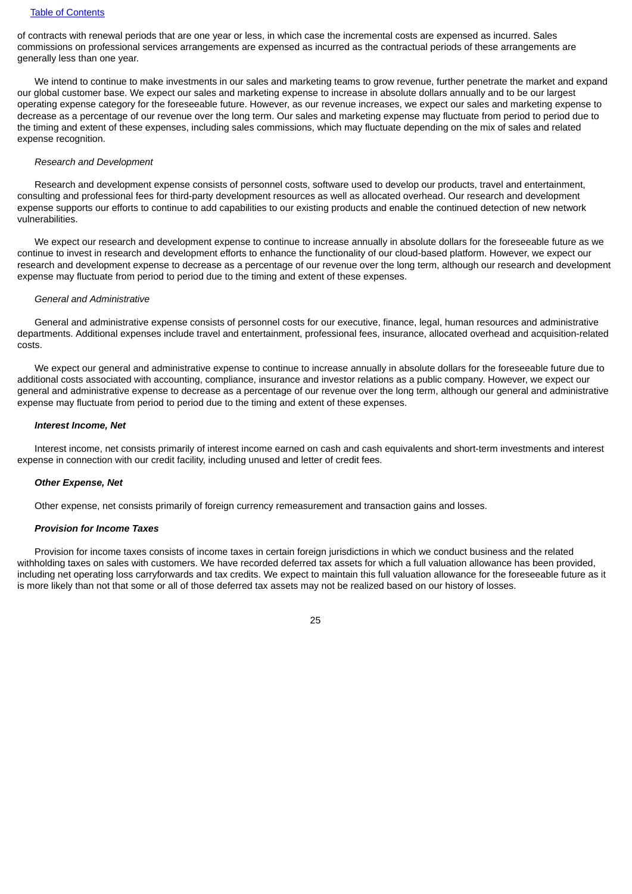of contracts with renewal periods that are one year or less, in which case the incremental costs are expensed as incurred. Sales commissions on professional services arrangements are expensed as incurred as the contractual periods of these arrangements are generally less than one year.

We intend to continue to make investments in our sales and marketing teams to grow revenue, further penetrate the market and expand our global customer base. We expect our sales and marketing expense to increase in absolute dollars annually and to be our largest operating expense category for the foreseeable future. However, as our revenue increases, we expect our sales and marketing expense to decrease as a percentage of our revenue over the long term. Our sales and marketing expense may fluctuate from period to period due to the timing and extent of these expenses, including sales commissions, which may fluctuate depending on the mix of sales and related expense recognition.

*Research and Development*

Research and development expense consists of personnel costs, software used to develop our products, travel and entertainment, consulting and professional fees for third-party development resources as well as allocated overhead. Our research and development expense supports our efforts to continue to add capabilities to our existing products and enable the continued detection of new network vulnerabilities.

We expect our research and development expense to continue to increase annually in absolute dollars for the foreseeable future as we continue to invest in research and development efforts to enhance the functionality of our cloud-based platform. However, we expect our research and development expense to decrease as a percentage of our revenue over the long term, although our research and development expense may fluctuate from period to period due to the timing and extent of these expenses.

*General and Administrative*

General and administrative expense consists of personnel costs for our executive, finance, legal, human resources and administrative departments. Additional expenses include travel and entertainment, professional fees, insurance, allocated overhead and acquisition-related costs.

We expect our general and administrative expense to continue to increase annually in absolute dollars for the foreseeable future due to additional costs associated with accounting, compliance, insurance and investor relations as a public company. However, we expect our general and administrative expense to decrease as a percentage of our revenue over the long term, although our general and administrative expense may fluctuate from period to period due to the timing and extent of these expenses.

***Interest Income, Net***

Interest income, net consists primarily of interest income earned on cash and cash equivalents and short-term investments and interest expense in connection with our credit facility, including unused and letter of credit fees.

***Other Expense, Net***

Other expense, net consists primarily of foreign currency remeasurement and transaction gains and losses.

***Provision for Income Taxes***

Provision for income taxes consists of income taxes in certain foreign jurisdictions in which we conduct business and the related withholding taxes on sales with customers. We have recorded deferred tax assets for which a full valuation allowance has been provided, including net operating loss carryforwards and tax credits. We expect to maintain this full valuation allowance for the foreseeable future as it is more likely than not that some or all of those deferred tax assets may not be realized based on our history of losses.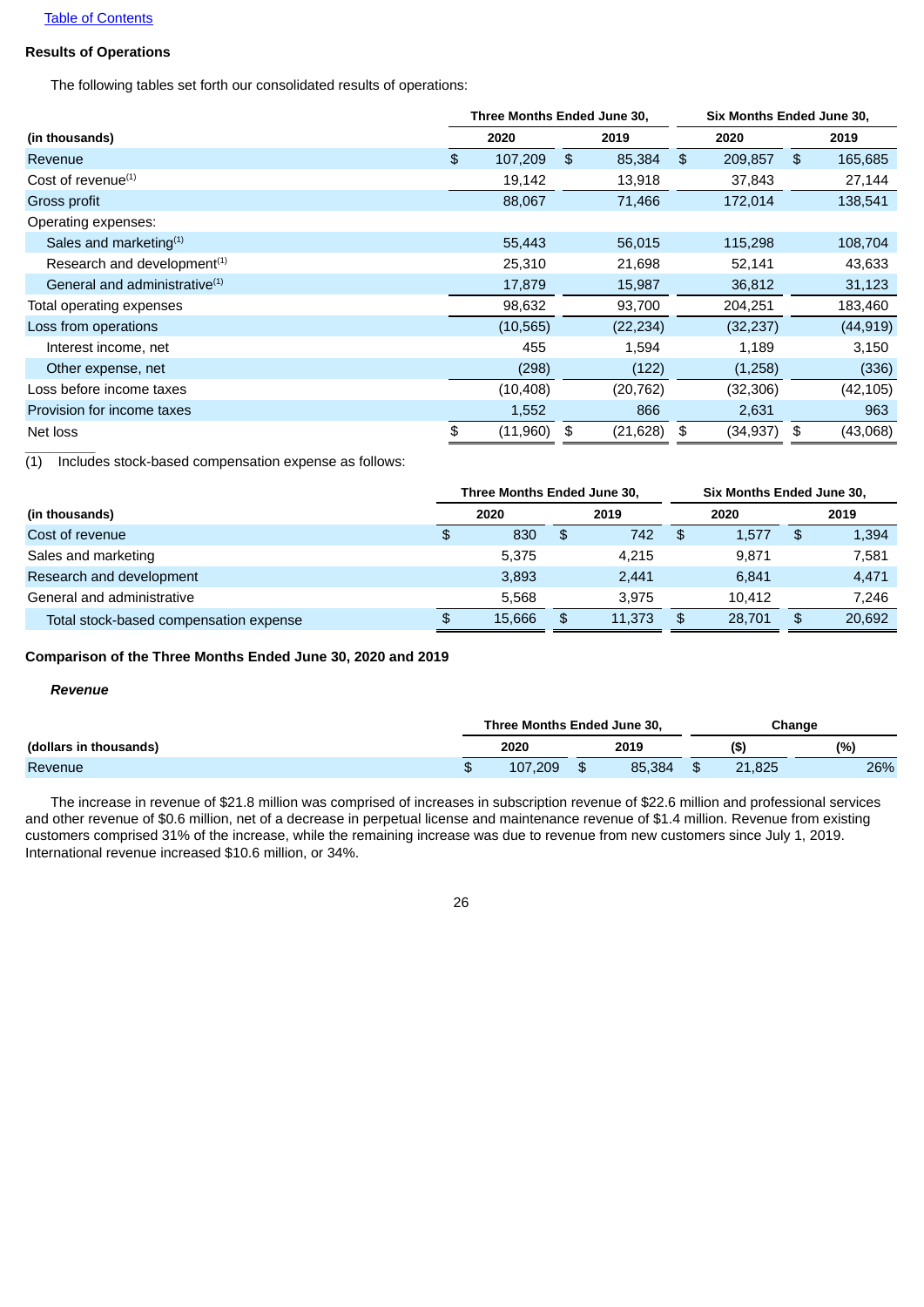[Table of Contents](#)

**Results of Operations**

The following tables set forth our consolidated results of operations:

| (in thousands) | Three Months Ended June 30, 2020 | Three Months Ended June 30, 2019 | Six Months Ended June 30, 2020 | Six Months Ended June 30, 2019 |
|---|---|---|---|---|
| Revenue | $ 107,209 | $ 85,384 | $ 209,857 | $ 165,685 |
| Cost of revenue(1) | 19,142 | 13,918 | 37,843 | 27,144 |
| Gross profit | 88,067 | 71,466 | 172,014 | 138,541 |
| Operating expenses: | | | | |
| Sales and marketing(1) | 55,443 | 56,015 | 115,298 | 108,704 |
| Research and development(1) | 25,310 | 21,698 | 52,141 | 43,633 |
| General and administrative(1) | 17,879 | 15,987 | 36,812 | 31,123 |
| Total operating expenses | 98,632 | 93,700 | 204,251 | 183,460 |
| Loss from operations | (10,565) | (22,234) | (32,237) | (44,919) |
| Interest income, net | 455 | 1,594 | 1,189 | 3,150 |
| Other expense, net | (298) | (122) | (1,258) | (336) |
| Loss before income taxes | (10,408) | (20,762) | (32,306) | (42,105) |
| Provision for income taxes | 1,552 | 866 | 2,631 | 963 |
| Net loss | $ (11,960) | $ (21,628) | $ (34,937) | $ (43,068) |

(1) Includes stock-based compensation expense as follows:

| (in thousands) | Three Months Ended June 30, 2020 | Three Months Ended June 30, 2019 | Six Months Ended June 30, 2020 | Six Months Ended June 30, 2019 |
|---|---|---|---|---|
| Cost of revenue | $ 830 | $ 742 | $ 1,577 | $ 1,394 |
| Sales and marketing | 5,375 | 4,215 | 9,871 | 7,581 |
| Research and development | 3,893 | 2,441 | 6,841 | 4,471 |
| General and administrative | 5,568 | 3,975 | 10,412 | 7,246 |
| Total stock-based compensation expense | $ 15,666 | $ 11,373 | $ 28,701 | $ 20,692 |

**Comparison of the Three Months Ended June 30, 2020 and 2019**

***Revenue***

| (dollars in thousands) | Three Months Ended June 30, 2020 | Three Months Ended June 30, 2019 | Change ($) | Change (%) |
|---|---|---|---|---|
| Revenue | $ 107,209 | $ 85,384 | $ 21,825 | 26% |

The increase in revenue of $21.8 million was comprised of increases in subscription revenue of $22.6 million and professional services and other revenue of $0.6 million, net of a decrease in perpetual license and maintenance revenue of $1.4 million. Revenue from existing customers comprised 31% of the increase, while the remaining increase was due to revenue from new customers since July 1, 2019. International revenue increased $10.6 million, or 34%.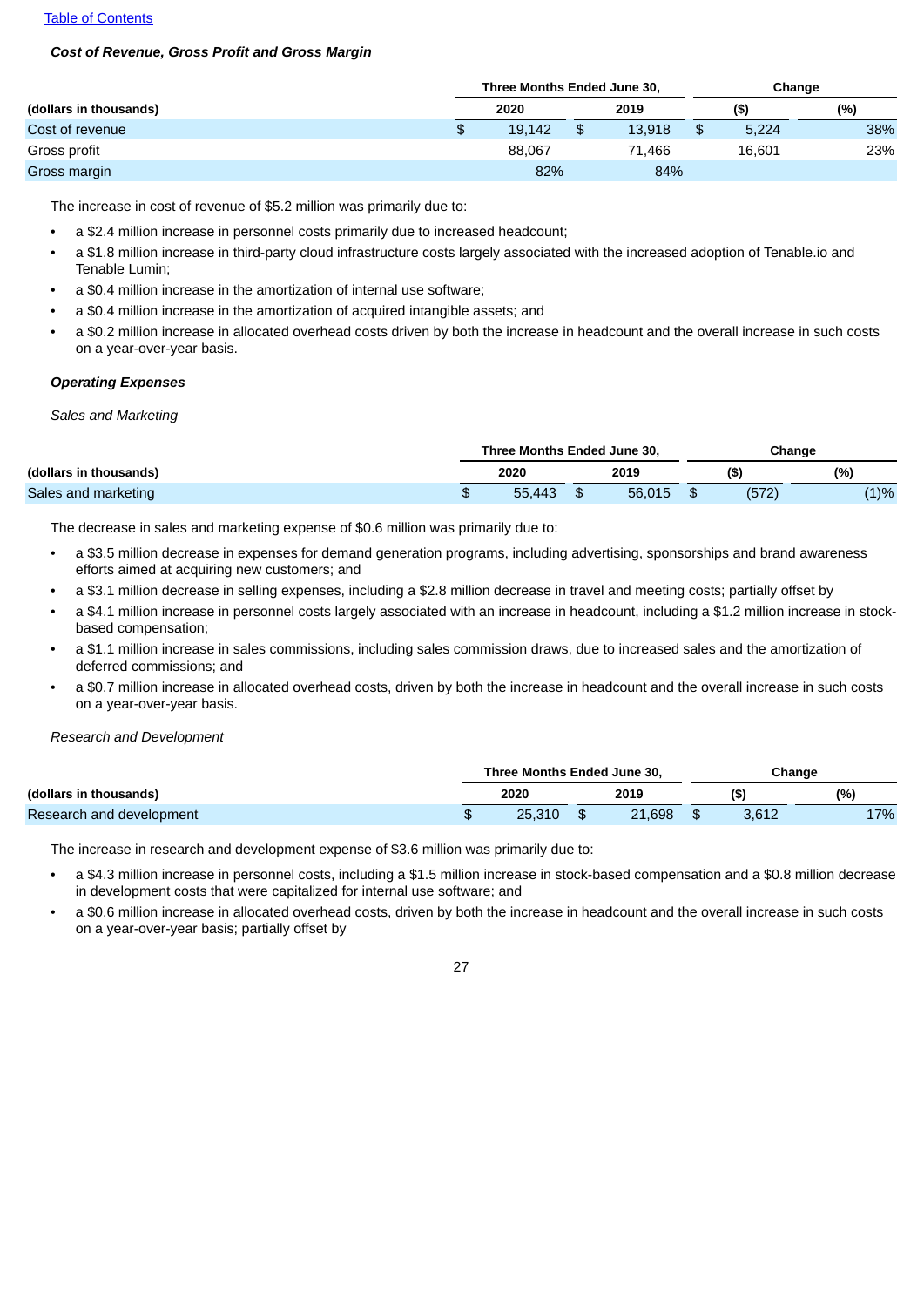[Table of Contents](#)

***Cost of Revenue, Gross Profit and Gross Margin***

| (dollars in thousands) | Three Months Ended June 30, 2020 | Three Months Ended June 30, 2019 | Change ($) | Change (%) |
|---|---|---|---|---|
| Cost of revenue | $ 19,142 | $ 13,918 | $ 5,224 | 38% |
| Gross profit | 88,067 | 71,466 | 16,601 | 23% |
| Gross margin | 82% | 84% | | |

The increase in cost of revenue of $5.2 million was primarily due to:

- a $2.4 million increase in personnel costs primarily due to increased headcount;
- a $1.8 million increase in third-party cloud infrastructure costs largely associated with the increased adoption of Tenable.io and Tenable Lumin;
- a $0.4 million increase in the amortization of internal use software;
- a $0.4 million increase in the amortization of acquired intangible assets; and
- a $0.2 million increase in allocated overhead costs driven by both the increase in headcount and the overall increase in such costs on a year-over-year basis.

***Operating Expenses***

*Sales and Marketing*

| (dollars in thousands) | Three Months Ended June 30, 2020 | Three Months Ended June 30, 2019 | Change ($) | Change (%) |
|---|---|---|---|---|
| Sales and marketing | $ 55,443 | $ 56,015 | $ (572) | (1)% |

The decrease in sales and marketing expense of $0.6 million was primarily due to:

- a $3.5 million decrease in expenses for demand generation programs, including advertising, sponsorships and brand awareness efforts aimed at acquiring new customers; and
- a $3.1 million decrease in selling expenses, including a $2.8 million decrease in travel and meeting costs; partially offset by
- a $4.1 million increase in personnel costs largely associated with an increase in headcount, including a $1.2 million increase in stock-based compensation;
- a $1.1 million increase in sales commissions, including sales commission draws, due to increased sales and the amortization of deferred commissions; and
- a $0.7 million increase in allocated overhead costs, driven by both the increase in headcount and the overall increase in such costs on a year-over-year basis.

*Research and Development*

| (dollars in thousands) | Three Months Ended June 30, 2020 | Three Months Ended June 30, 2019 | Change ($) | Change (%) |
|---|---|---|---|---|
| Research and development | $ 25,310 | $ 21,698 | $ 3,612 | 17% |

The increase in research and development expense of $3.6 million was primarily due to:

- a $4.3 million increase in personnel costs, including a $1.5 million increase in stock-based compensation and a $0.8 million decrease in development costs that were capitalized for internal use software; and
- a $0.6 million increase in allocated overhead costs, driven by both the increase in headcount and the overall increase in such costs on a year-over-year basis; partially offset by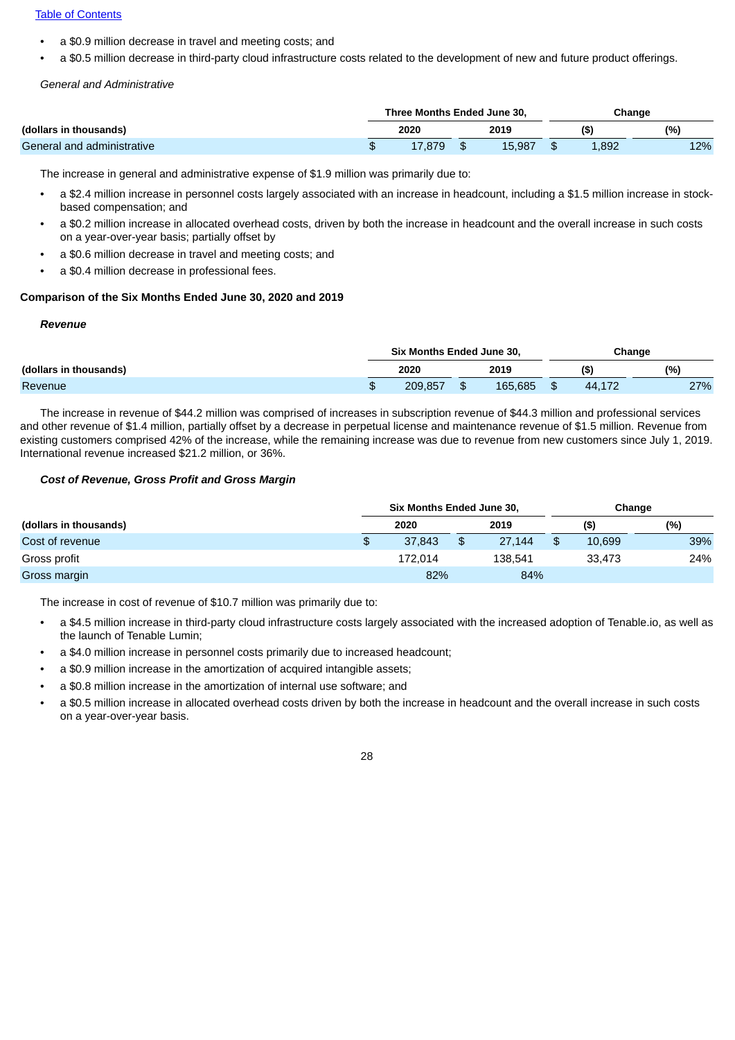- a $0.9 million decrease in travel and meeting costs; and
- a $0.5 million decrease in third-party cloud infrastructure costs related to the development of new and future product offerings.

*General and Administrative*

| | Three Months Ended June 30, | | Change | |
|---|---|---|---|---|
| (dollars in thousands) | 2020 | 2019 | ($) | (%) |
| General and administrative | $ 17,879 | $ 15,987 | $ 1,892 | 12% |

The increase in general and administrative expense of $1.9 million was primarily due to:

- a $2.4 million increase in personnel costs largely associated with an increase in headcount, including a $1.5 million increase in stock-based compensation; and
- a $0.2 million increase in allocated overhead costs, driven by both the increase in headcount and the overall increase in such costs on a year-over-year basis; partially offset by
- a $0.6 million decrease in travel and meeting costs; and
- a $0.4 million decrease in professional fees.

**Comparison of the Six Months Ended June 30, 2020 and 2019**

***Revenue***

| | Six Months Ended June 30, | | Change | |
|---|---|---|---|---|
| (dollars in thousands) | 2020 | 2019 | ($) | (%) |
| Revenue | $ 209,857 | $ 165,685 | $ 44,172 | 27% |

The increase in revenue of $44.2 million was comprised of increases in subscription revenue of $44.3 million and professional services and other revenue of $1.4 million, partially offset by a decrease in perpetual license and maintenance revenue of $1.5 million. Revenue from existing customers comprised 42% of the increase, while the remaining increase was due to revenue from new customers since July 1, 2019. International revenue increased $21.2 million, or 36%.

***Cost of Revenue, Gross Profit and Gross Margin***

| | Six Months Ended June 30, | | Change | |
|---|---|---|---|---|
| (dollars in thousands) | 2020 | 2019 | ($) | (%) |
| Cost of revenue | $ 37,843 | $ 27,144 | $ 10,699 | 39% |
| Gross profit | 172,014 | 138,541 | 33,473 | 24% |
| Gross margin | 82% | 84% | | |

The increase in cost of revenue of $10.7 million was primarily due to:

- a $4.5 million increase in third-party cloud infrastructure costs largely associated with the increased adoption of Tenable.io, as well as the launch of Tenable Lumin;
- a $4.0 million increase in personnel costs primarily due to increased headcount;
- a $0.9 million increase in the amortization of acquired intangible assets;
- a $0.8 million increase in the amortization of internal use software; and
- a $0.5 million increase in allocated overhead costs driven by both the increase in headcount and the overall increase in such costs on a year-over-year basis.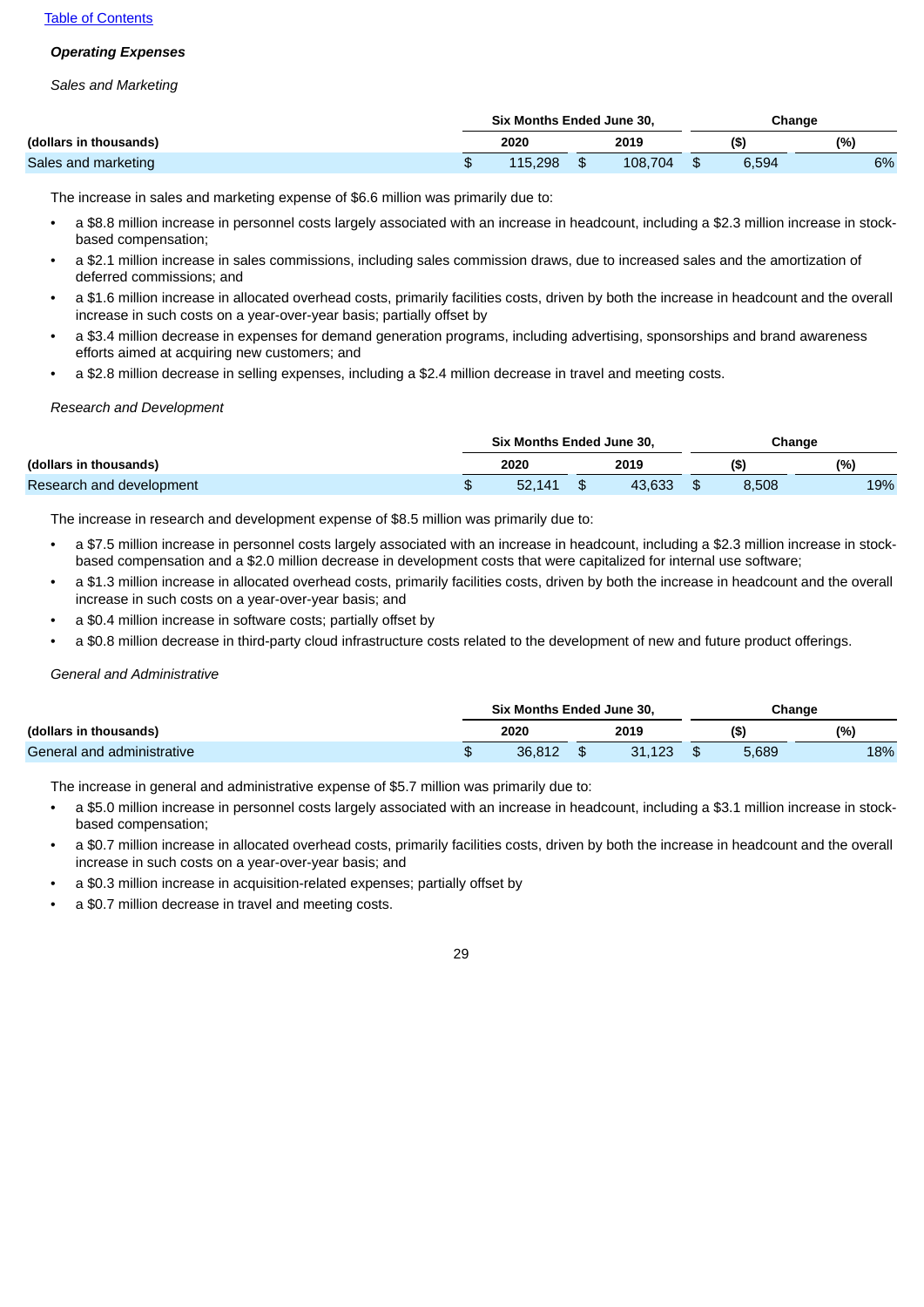### *Operating Expenses*

*Sales and Marketing*

| (dollars in thousands) | Six Months Ended June 30, | | Change | |
|---|---|---|---|---|
| | 2020 | 2019 | ($) | (%) |
| Sales and marketing | $ 115,298 | $ 108,704 | $ 6,594 | 6% |

The increase in sales and marketing expense of $6.6 million was primarily due to:

- a $8.8 million increase in personnel costs largely associated with an increase in headcount, including a $2.3 million increase in stock-based compensation;
- a $2.1 million increase in sales commissions, including sales commission draws, due to increased sales and the amortization of deferred commissions; and
- a $1.6 million increase in allocated overhead costs, primarily facilities costs, driven by both the increase in headcount and the overall increase in such costs on a year-over-year basis; partially offset by
- a $3.4 million decrease in expenses for demand generation programs, including advertising, sponsorships and brand awareness efforts aimed at acquiring new customers; and
- a $2.8 million decrease in selling expenses, including a $2.4 million decrease in travel and meeting costs.

*Research and Development*

| (dollars in thousands) | Six Months Ended June 30, | | Change | |
|---|---|---|---|---|
| | 2020 | 2019 | ($) | (%) |
| Research and development | $ 52,141 | $ 43,633 | $ 8,508 | 19% |

The increase in research and development expense of $8.5 million was primarily due to:

- a $7.5 million increase in personnel costs largely associated with an increase in headcount, including a $2.3 million increase in stock-based compensation and a $2.0 million decrease in development costs that were capitalized for internal use software;
- a $1.3 million increase in allocated overhead costs, primarily facilities costs, driven by both the increase in headcount and the overall increase in such costs on a year-over-year basis; and
- a $0.4 million increase in software costs; partially offset by
- a $0.8 million decrease in third-party cloud infrastructure costs related to the development of new and future product offerings.

*General and Administrative*

| (dollars in thousands) | Six Months Ended June 30, | | Change | |
|---|---|---|---|---|
| | 2020 | 2019 | ($) | (%) |
| General and administrative | $ 36,812 | $ 31,123 | $ 5,689 | 18% |

The increase in general and administrative expense of $5.7 million was primarily due to:

- a $5.0 million increase in personnel costs largely associated with an increase in headcount, including a $3.1 million increase in stock-based compensation;
- a $0.7 million increase in allocated overhead costs, primarily facilities costs, driven by both the increase in headcount and the overall increase in such costs on a year-over-year basis; and
- a $0.3 million increase in acquisition-related expenses; partially offset by
- a $0.7 million decrease in travel and meeting costs.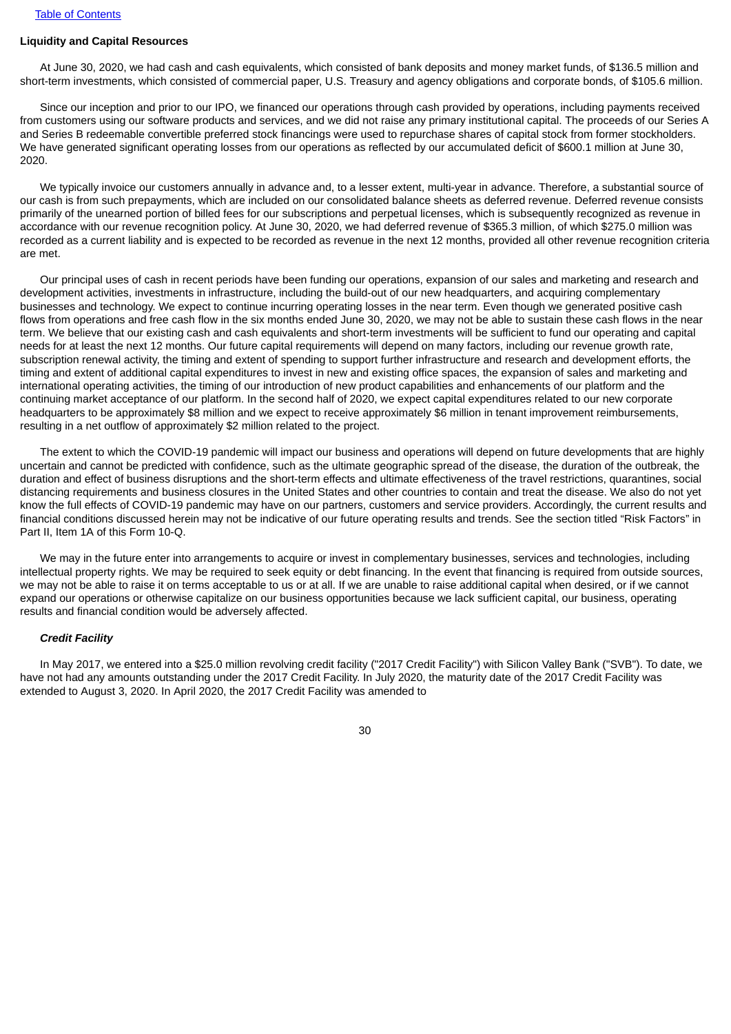### Liquidity and Capital Resources

At June 30, 2020, we had cash and cash equivalents, which consisted of bank deposits and money market funds, of $136.5 million and short-term investments, which consisted of commercial paper, U.S. Treasury and agency obligations and corporate bonds, of $105.6 million.

Since our inception and prior to our IPO, we financed our operations through cash provided by operations, including payments received from customers using our software products and services, and we did not raise any primary institutional capital. The proceeds of our Series A and Series B redeemable convertible preferred stock financings were used to repurchase shares of capital stock from former stockholders. We have generated significant operating losses from our operations as reflected by our accumulated deficit of $600.1 million at June 30, 2020.

We typically invoice our customers annually in advance and, to a lesser extent, multi-year in advance. Therefore, a substantial source of our cash is from such prepayments, which are included on our consolidated balance sheets as deferred revenue. Deferred revenue consists primarily of the unearned portion of billed fees for our subscriptions and perpetual licenses, which is subsequently recognized as revenue in accordance with our revenue recognition policy. At June 30, 2020, we had deferred revenue of $365.3 million, of which $275.0 million was recorded as a current liability and is expected to be recorded as revenue in the next 12 months, provided all other revenue recognition criteria are met.

Our principal uses of cash in recent periods have been funding our operations, expansion of our sales and marketing and research and development activities, investments in infrastructure, including the build-out of our new headquarters, and acquiring complementary businesses and technology. We expect to continue incurring operating losses in the near term. Even though we generated positive cash flows from operations and free cash flow in the six months ended June 30, 2020, we may not be able to sustain these cash flows in the near term. We believe that our existing cash and cash equivalents and short-term investments will be sufficient to fund our operating and capital needs for at least the next 12 months. Our future capital requirements will depend on many factors, including our revenue growth rate, subscription renewal activity, the timing and extent of spending to support further infrastructure and research and development efforts, the timing and extent of additional capital expenditures to invest in new and existing office spaces, the expansion of sales and marketing and international operating activities, the timing of our introduction of new product capabilities and enhancements of our platform and the continuing market acceptance of our platform. In the second half of 2020, we expect capital expenditures related to our new corporate headquarters to be approximately $8 million and we expect to receive approximately $6 million in tenant improvement reimbursements, resulting in a net outflow of approximately $2 million related to the project.

The extent to which the COVID-19 pandemic will impact our business and operations will depend on future developments that are highly uncertain and cannot be predicted with confidence, such as the ultimate geographic spread of the disease, the duration of the outbreak, the duration and effect of business disruptions and the short-term effects and ultimate effectiveness of the travel restrictions, quarantines, social distancing requirements and business closures in the United States and other countries to contain and treat the disease. We also do not yet know the full effects of COVID-19 pandemic may have on our partners, customers and service providers. Accordingly, the current results and financial conditions discussed herein may not be indicative of our future operating results and trends. See the section titled "Risk Factors" in Part II, Item 1A of this Form 10-Q.

We may in the future enter into arrangements to acquire or invest in complementary businesses, services and technologies, including intellectual property rights. We may be required to seek equity or debt financing. In the event that financing is required from outside sources, we may not be able to raise it on terms acceptable to us or at all. If we are unable to raise additional capital when desired, or if we cannot expand our operations or otherwise capitalize on our business opportunities because we lack sufficient capital, our business, operating results and financial condition would be adversely affected.

#### *Credit Facility*

In May 2017, we entered into a $25.0 million revolving credit facility ("2017 Credit Facility") with Silicon Valley Bank ("SVB"). To date, we have not had any amounts outstanding under the 2017 Credit Facility. In July 2020, the maturity date of the 2017 Credit Facility was extended to August 3, 2020. In April 2020, the 2017 Credit Facility was amended to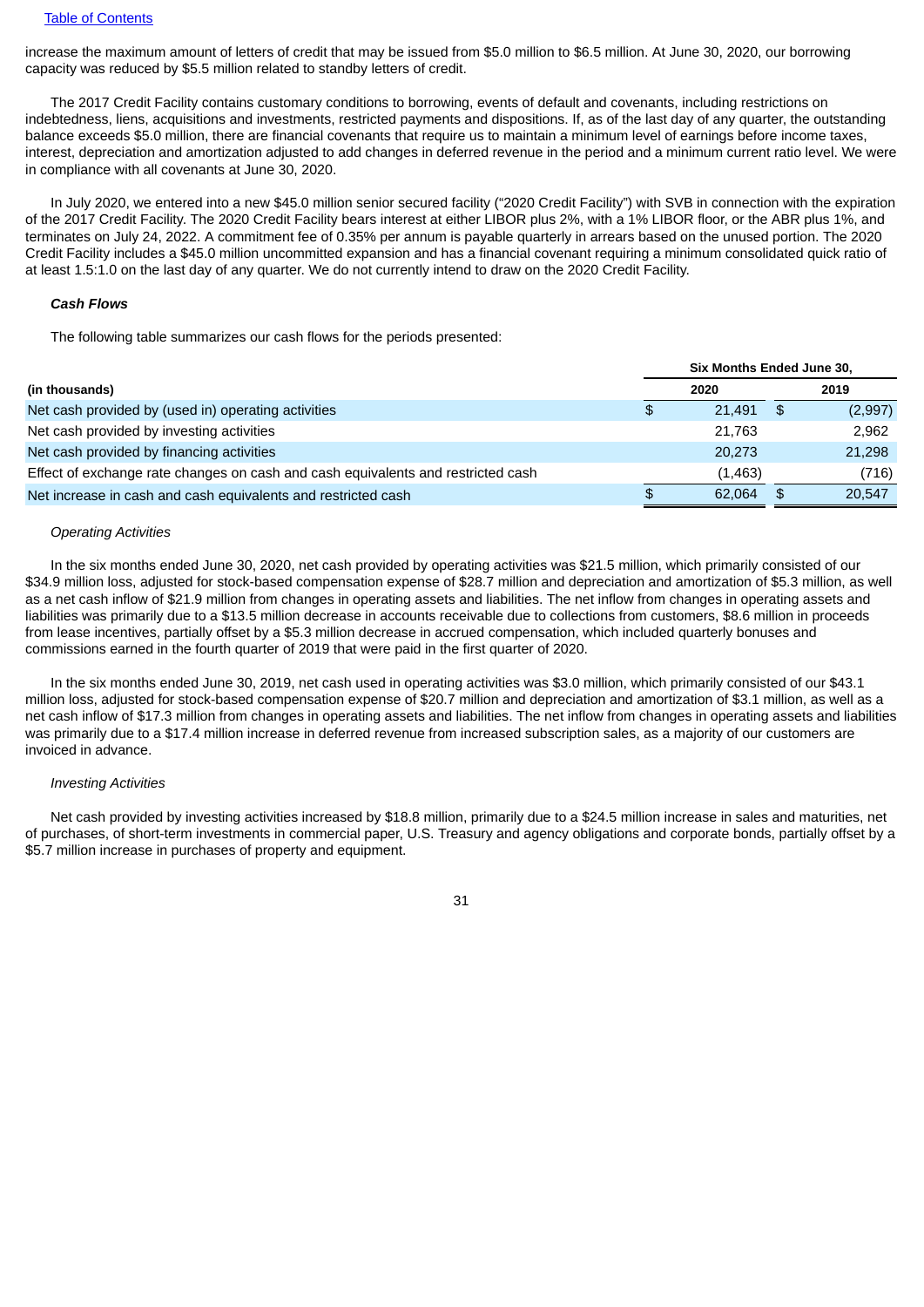increase the maximum amount of letters of credit that may be issued from $5.0 million to $6.5 million. At June 30, 2020, our borrowing capacity was reduced by $5.5 million related to standby letters of credit.

The 2017 Credit Facility contains customary conditions to borrowing, events of default and covenants, including restrictions on indebtedness, liens, acquisitions and investments, restricted payments and dispositions. If, as of the last day of any quarter, the outstanding balance exceeds $5.0 million, there are financial covenants that require us to maintain a minimum level of earnings before income taxes, interest, depreciation and amortization adjusted to add changes in deferred revenue in the period and a minimum current ratio level. We were in compliance with all covenants at June 30, 2020.

In July 2020, we entered into a new $45.0 million senior secured facility ("2020 Credit Facility") with SVB in connection with the expiration of the 2017 Credit Facility. The 2020 Credit Facility bears interest at either LIBOR plus 2%, with a 1% LIBOR floor, or the ABR plus 1%, and terminates on July 24, 2022. A commitment fee of 0.35% per annum is payable quarterly in arrears based on the unused portion. The 2020 Credit Facility includes a $45.0 million uncommitted expansion and has a financial covenant requiring a minimum consolidated quick ratio of at least 1.5:1.0 on the last day of any quarter. We do not currently intend to draw on the 2020 Credit Facility.

### *Cash Flows*

The following table summarizes our cash flows for the periods presented:

| | Six Months Ended June 30, | |
|---|---|---|
| **(in thousands)** | **2020** | **2019** |
| Net cash provided by (used in) operating activities | $ 21,491 | $ (2,997) |
| Net cash provided by investing activities | 21,763 | 2,962 |
| Net cash provided by financing activities | 20,273 | 21,298 |
| Effect of exchange rate changes on cash and cash equivalents and restricted cash | (1,463) | (716) |
| Net increase in cash and cash equivalents and restricted cash | $ 62,064 | $ 20,547 |

*Operating Activities*

In the six months ended June 30, 2020, net cash provided by operating activities was $21.5 million, which primarily consisted of our $34.9 million loss, adjusted for stock-based compensation expense of $28.7 million and depreciation and amortization of $5.3 million, as well as a net cash inflow of $21.9 million from changes in operating assets and liabilities. The net inflow from changes in operating assets and liabilities was primarily due to a $13.5 million decrease in accounts receivable due to collections from customers, $8.6 million in proceeds from lease incentives, partially offset by a $5.3 million decrease in accrued compensation, which included quarterly bonuses and commissions earned in the fourth quarter of 2019 that were paid in the first quarter of 2020.

In the six months ended June 30, 2019, net cash used in operating activities was $3.0 million, which primarily consisted of our $43.1 million loss, adjusted for stock-based compensation expense of $20.7 million and depreciation and amortization of $3.1 million, as well as a net cash inflow of $17.3 million from changes in operating assets and liabilities. The net inflow from changes in operating assets and liabilities was primarily due to a $17.4 million increase in deferred revenue from increased subscription sales, as a majority of our customers are invoiced in advance.

*Investing Activities*

Net cash provided by investing activities increased by $18.8 million, primarily due to a $24.5 million increase in sales and maturities, net of purchases, of short-term investments in commercial paper, U.S. Treasury and agency obligations and corporate bonds, partially offset by a $5.7 million increase in purchases of property and equipment.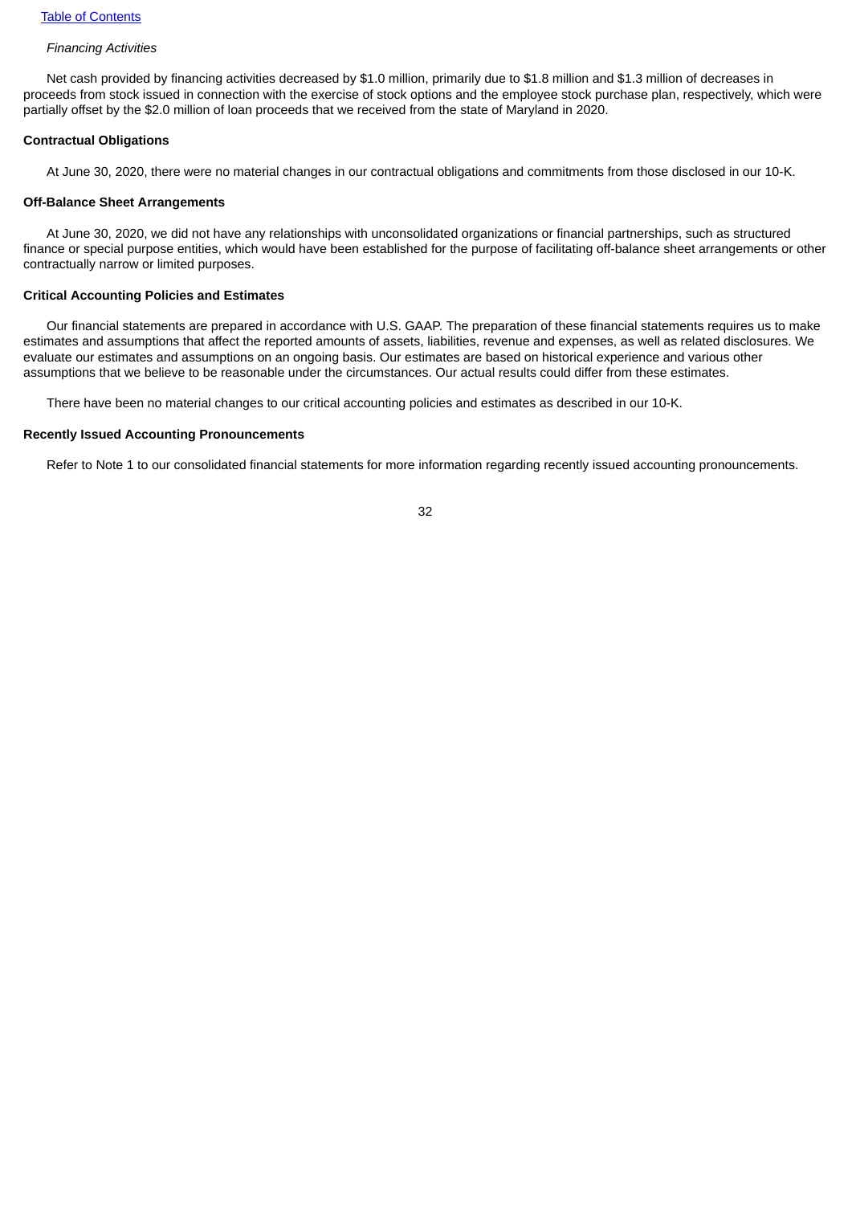*Financing Activities*

Net cash provided by financing activities decreased by $1.0 million, primarily due to $1.8 million and $1.3 million of decreases in proceeds from stock issued in connection with the exercise of stock options and the employee stock purchase plan, respectively, which were partially offset by the $2.0 million of loan proceeds that we received from the state of Maryland in 2020.

**Contractual Obligations**

At June 30, 2020, there were no material changes in our contractual obligations and commitments from those disclosed in our 10-K.

**Off-Balance Sheet Arrangements**

At June 30, 2020, we did not have any relationships with unconsolidated organizations or financial partnerships, such as structured finance or special purpose entities, which would have been established for the purpose of facilitating off-balance sheet arrangements or other contractually narrow or limited purposes.

**Critical Accounting Policies and Estimates**

Our financial statements are prepared in accordance with U.S. GAAP. The preparation of these financial statements requires us to make estimates and assumptions that affect the reported amounts of assets, liabilities, revenue and expenses, as well as related disclosures. We evaluate our estimates and assumptions on an ongoing basis. Our estimates are based on historical experience and various other assumptions that we believe to be reasonable under the circumstances. Our actual results could differ from these estimates.

There have been no material changes to our critical accounting policies and estimates as described in our 10-K.

**Recently Issued Accounting Pronouncements**

Refer to Note 1 to our consolidated financial statements for more information regarding recently issued accounting pronouncements.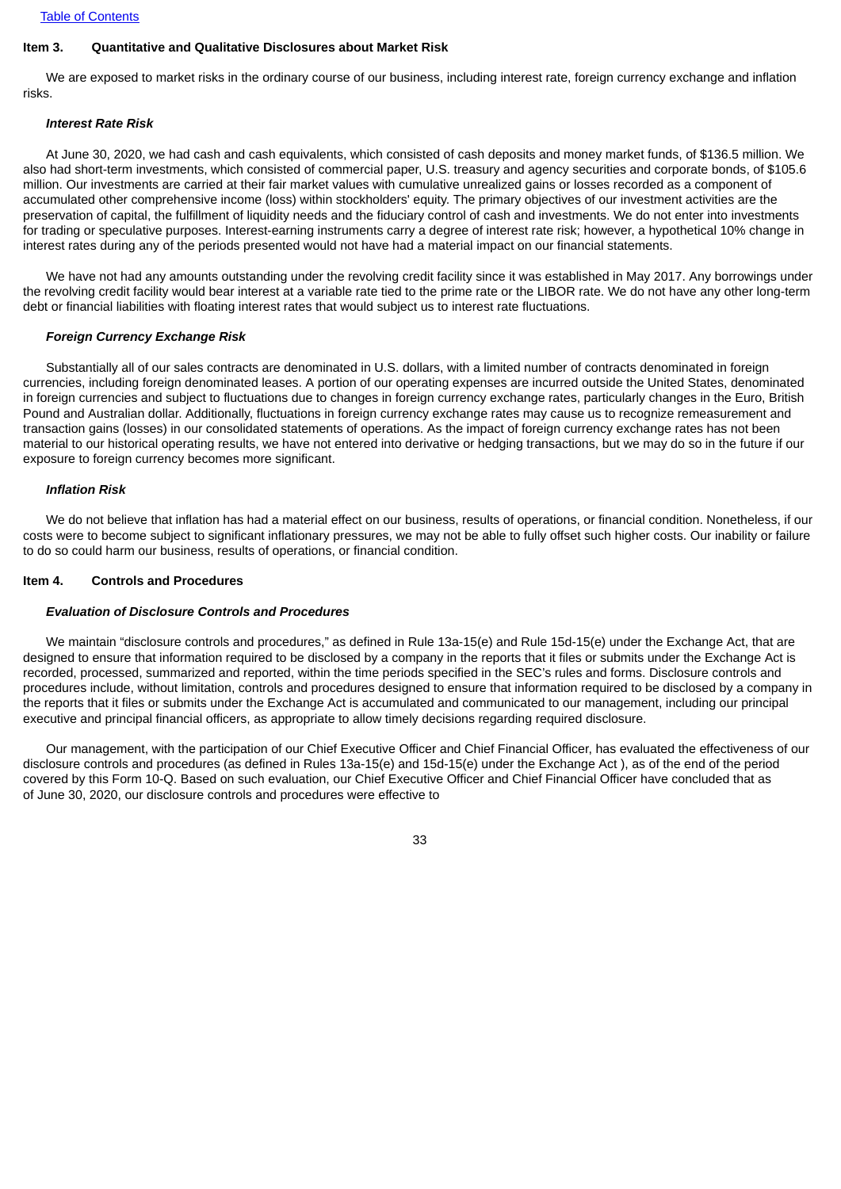## Item 3. Quantitative and Qualitative Disclosures about Market Risk

We are exposed to market risks in the ordinary course of our business, including interest rate, foreign currency exchange and inflation risks.

***Interest Rate Risk***

At June 30, 2020, we had cash and cash equivalents, which consisted of cash deposits and money market funds, of $136.5 million. We also had short-term investments, which consisted of commercial paper, U.S. treasury and agency securities and corporate bonds, of $105.6 million. Our investments are carried at their fair market values with cumulative unrealized gains or losses recorded as a component of accumulated other comprehensive income (loss) within stockholders' equity. The primary objectives of our investment activities are the preservation of capital, the fulfillment of liquidity needs and the fiduciary control of cash and investments. We do not enter into investments for trading or speculative purposes. Interest-earning instruments carry a degree of interest rate risk; however, a hypothetical 10% change in interest rates during any of the periods presented would not have had a material impact on our financial statements.

We have not had any amounts outstanding under the revolving credit facility since it was established in May 2017. Any borrowings under the revolving credit facility would bear interest at a variable rate tied to the prime rate or the LIBOR rate. We do not have any other long-term debt or financial liabilities with floating interest rates that would subject us to interest rate fluctuations.

***Foreign Currency Exchange Risk***

Substantially all of our sales contracts are denominated in U.S. dollars, with a limited number of contracts denominated in foreign currencies, including foreign denominated leases. A portion of our operating expenses are incurred outside the United States, denominated in foreign currencies and subject to fluctuations due to changes in foreign currency exchange rates, particularly changes in the Euro, British Pound and Australian dollar. Additionally, fluctuations in foreign currency exchange rates may cause us to recognize remeasurement and transaction gains (losses) in our consolidated statements of operations. As the impact of foreign currency exchange rates has not been material to our historical operating results, we have not entered into derivative or hedging transactions, but we may do so in the future if our exposure to foreign currency becomes more significant.

***Inflation Risk***

We do not believe that inflation has had a material effect on our business, results of operations, or financial condition. Nonetheless, if our costs were to become subject to significant inflationary pressures, we may not be able to fully offset such higher costs. Our inability or failure to do so could harm our business, results of operations, or financial condition.

## Item 4. Controls and Procedures

***Evaluation of Disclosure Controls and Procedures***

We maintain "disclosure controls and procedures," as defined in Rule 13a-15(e) and Rule 15d-15(e) under the Exchange Act, that are designed to ensure that information required to be disclosed by a company in the reports that it files or submits under the Exchange Act is recorded, processed, summarized and reported, within the time periods specified in the SEC's rules and forms. Disclosure controls and procedures include, without limitation, controls and procedures designed to ensure that information required to be disclosed by a company in the reports that it files or submits under the Exchange Act is accumulated and communicated to our management, including our principal executive and principal financial officers, as appropriate to allow timely decisions regarding required disclosure.

Our management, with the participation of our Chief Executive Officer and Chief Financial Officer, has evaluated the effectiveness of our disclosure controls and procedures (as defined in Rules 13a-15(e) and 15d-15(e) under the Exchange Act ), as of the end of the period covered by this Form 10-Q. Based on such evaluation, our Chief Executive Officer and Chief Financial Officer have concluded that as of June 30, 2020, our disclosure controls and procedures were effective to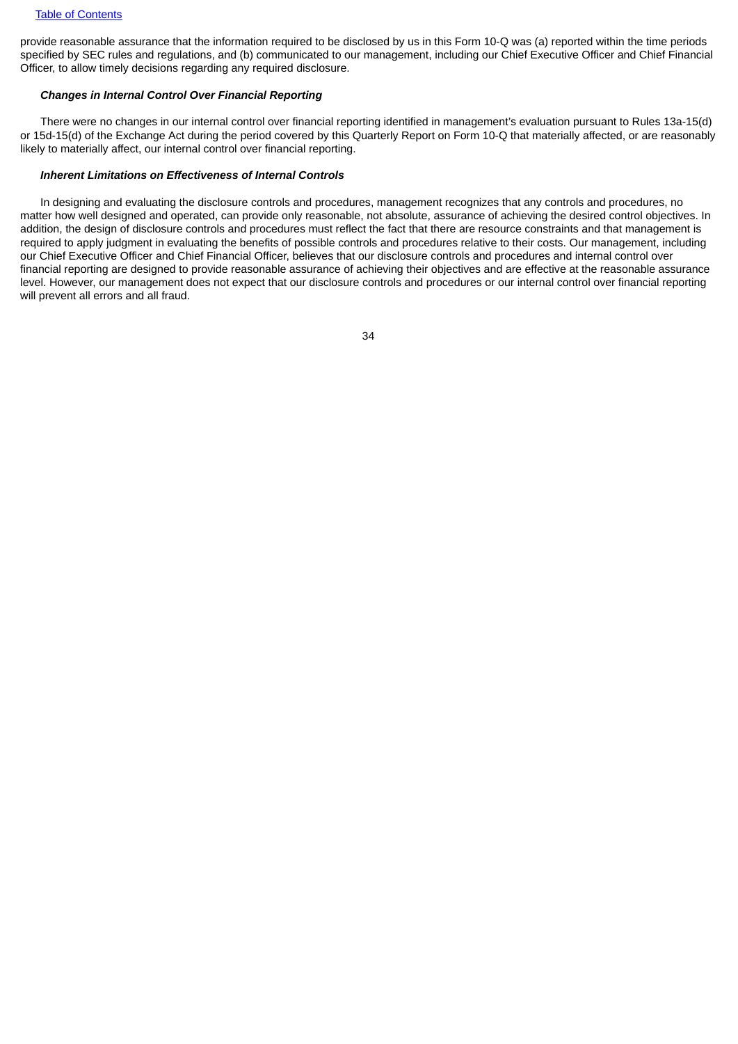provide reasonable assurance that the information required to be disclosed by us in this Form 10-Q was (a) reported within the time periods specified by SEC rules and regulations, and (b) communicated to our management, including our Chief Executive Officer and Chief Financial Officer, to allow timely decisions regarding any required disclosure.

***Changes in Internal Control Over Financial Reporting***

There were no changes in our internal control over financial reporting identified in management's evaluation pursuant to Rules 13a-15(d) or 15d-15(d) of the Exchange Act during the period covered by this Quarterly Report on Form 10-Q that materially affected, or are reasonably likely to materially affect, our internal control over financial reporting.

***Inherent Limitations on Effectiveness of Internal Controls***

In designing and evaluating the disclosure controls and procedures, management recognizes that any controls and procedures, no matter how well designed and operated, can provide only reasonable, not absolute, assurance of achieving the desired control objectives. In addition, the design of disclosure controls and procedures must reflect the fact that there are resource constraints and that management is required to apply judgment in evaluating the benefits of possible controls and procedures relative to their costs. Our management, including our Chief Executive Officer and Chief Financial Officer, believes that our disclosure controls and procedures and internal control over financial reporting are designed to provide reasonable assurance of achieving their objectives and are effective at the reasonable assurance level. However, our management does not expect that our disclosure controls and procedures or our internal control over financial reporting will prevent all errors and all fraud.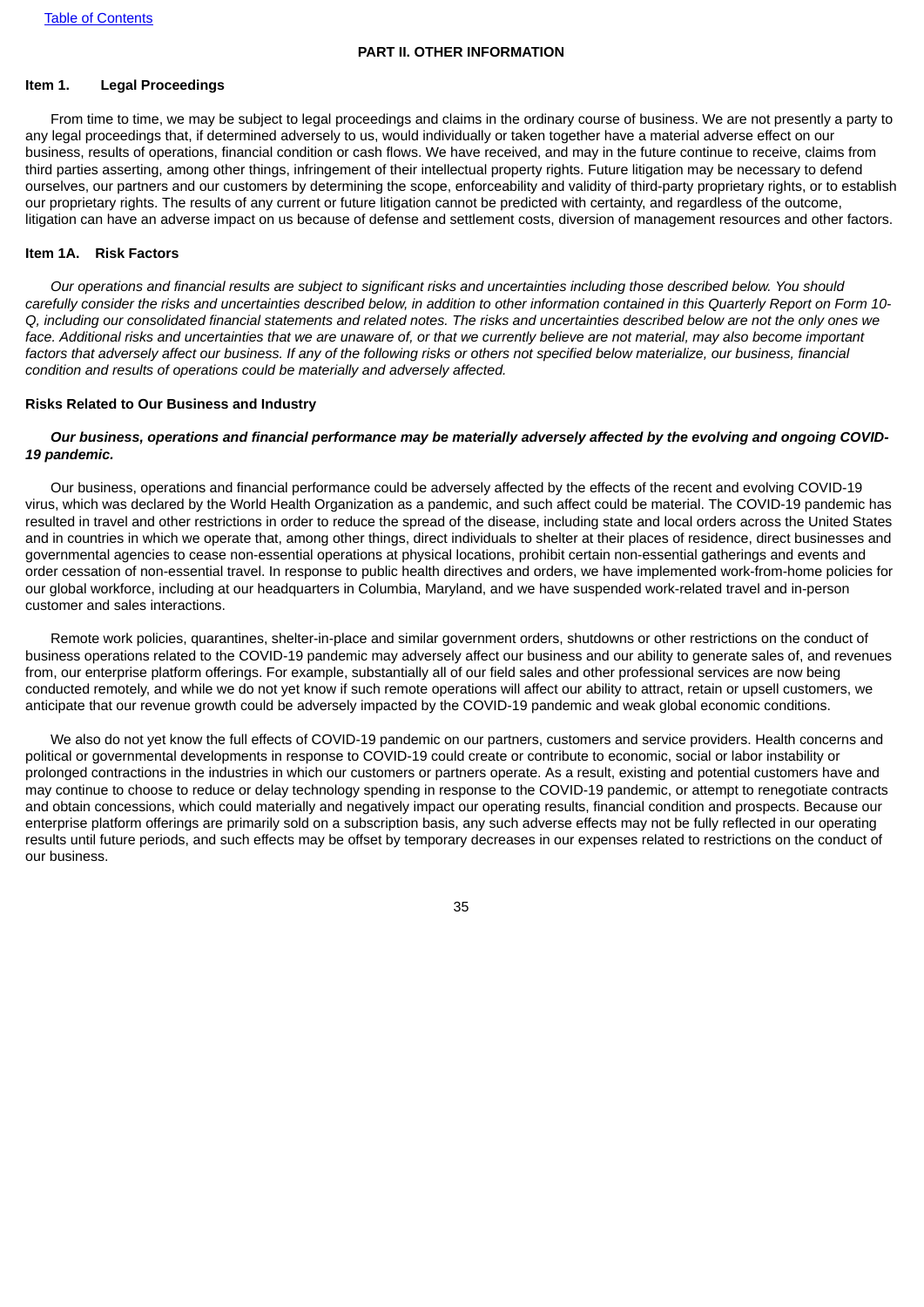## PART II. OTHER INFORMATION

### Item 1. Legal Proceedings

From time to time, we may be subject to legal proceedings and claims in the ordinary course of business. We are not presently a party to any legal proceedings that, if determined adversely to us, would individually or taken together have a material adverse effect on our business, results of operations, financial condition or cash flows. We have received, and may in the future continue to receive, claims from third parties asserting, among other things, infringement of their intellectual property rights. Future litigation may be necessary to defend ourselves, our partners and our customers by determining the scope, enforceability and validity of third-party proprietary rights, or to establish our proprietary rights. The results of any current or future litigation cannot be predicted with certainty, and regardless of the outcome, litigation can have an adverse impact on us because of defense and settlement costs, diversion of management resources and other factors.

### Item 1A. Risk Factors

*Our operations and financial results are subject to significant risks and uncertainties including those described below. You should carefully consider the risks and uncertainties described below, in addition to other information contained in this Quarterly Report on Form 10-Q, including our consolidated financial statements and related notes. The risks and uncertainties described below are not the only ones we face. Additional risks and uncertainties that we are unaware of, or that we currently believe are not material, may also become important factors that adversely affect our business. If any of the following risks or others not specified below materialize, our business, financial condition and results of operations could be materially and adversely affected.*

#### Risks Related to Our Business and Industry

***Our business, operations and financial performance may be materially adversely affected by the evolving and ongoing COVID-19 pandemic.***

Our business, operations and financial performance could be adversely affected by the effects of the recent and evolving COVID-19 virus, which was declared by the World Health Organization as a pandemic, and such affect could be material. The COVID-19 pandemic has resulted in travel and other restrictions in order to reduce the spread of the disease, including state and local orders across the United States and in countries in which we operate that, among other things, direct individuals to shelter at their places of residence, direct businesses and governmental agencies to cease non-essential operations at physical locations, prohibit certain non-essential gatherings and events and order cessation of non-essential travel. In response to public health directives and orders, we have implemented work-from-home policies for our global workforce, including at our headquarters in Columbia, Maryland, and we have suspended work-related travel and in-person customer and sales interactions.

Remote work policies, quarantines, shelter-in-place and similar government orders, shutdowns or other restrictions on the conduct of business operations related to the COVID-19 pandemic may adversely affect our business and our ability to generate sales of, and revenues from, our enterprise platform offerings. For example, substantially all of our field sales and other professional services are now being conducted remotely, and while we do not yet know if such remote operations will affect our ability to attract, retain or upsell customers, we anticipate that our revenue growth could be adversely impacted by the COVID-19 pandemic and weak global economic conditions.

We also do not yet know the full effects of COVID-19 pandemic on our partners, customers and service providers. Health concerns and political or governmental developments in response to COVID-19 could create or contribute to economic, social or labor instability or prolonged contractions in the industries in which our customers or partners operate. As a result, existing and potential customers have and may continue to choose to reduce or delay technology spending in response to the COVID-19 pandemic, or attempt to renegotiate contracts and obtain concessions, which could materially and negatively impact our operating results, financial condition and prospects. Because our enterprise platform offerings are primarily sold on a subscription basis, any such adverse effects may not be fully reflected in our operating results until future periods, and such effects may be offset by temporary decreases in our expenses related to restrictions on the conduct of our business.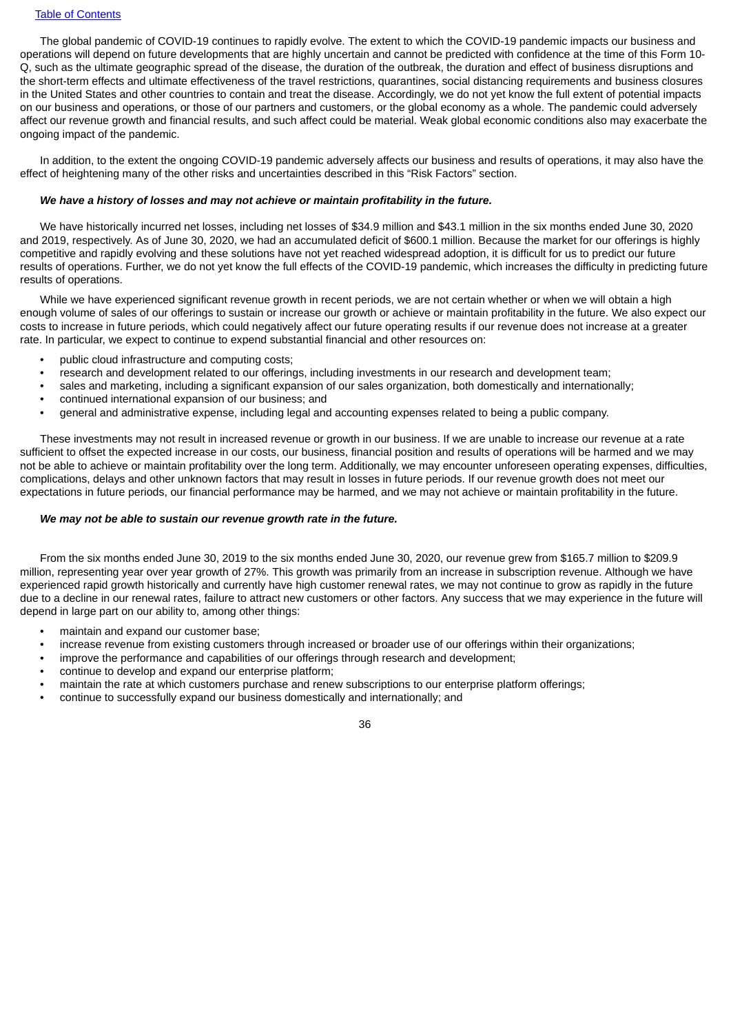The global pandemic of COVID-19 continues to rapidly evolve. The extent to which the COVID-19 pandemic impacts our business and operations will depend on future developments that are highly uncertain and cannot be predicted with confidence at the time of this Form 10-Q, such as the ultimate geographic spread of the disease, the duration of the outbreak, the duration and effect of business disruptions and the short-term effects and ultimate effectiveness of the travel restrictions, quarantines, social distancing requirements and business closures in the United States and other countries to contain and treat the disease. Accordingly, we do not yet know the full extent of potential impacts on our business and operations, or those of our partners and customers, or the global economy as a whole. The pandemic could adversely affect our revenue growth and financial results, and such affect could be material. Weak global economic conditions also may exacerbate the ongoing impact of the pandemic.

In addition, to the extent the ongoing COVID-19 pandemic adversely affects our business and results of operations, it may also have the effect of heightening many of the other risks and uncertainties described in this "Risk Factors" section.

***We have a history of losses and may not achieve or maintain profitability in the future.***

We have historically incurred net losses, including net losses of $34.9 million and $43.1 million in the six months ended June 30, 2020 and 2019, respectively. As of June 30, 2020, we had an accumulated deficit of $600.1 million. Because the market for our offerings is highly competitive and rapidly evolving and these solutions have not yet reached widespread adoption, it is difficult for us to predict our future results of operations. Further, we do not yet know the full effects of the COVID-19 pandemic, which increases the difficulty in predicting future results of operations.

While we have experienced significant revenue growth in recent periods, we are not certain whether or when we will obtain a high enough volume of sales of our offerings to sustain or increase our growth or achieve or maintain profitability in the future. We also expect our costs to increase in future periods, which could negatively affect our future operating results if our revenue does not increase at a greater rate. In particular, we expect to continue to expend substantial financial and other resources on:

- public cloud infrastructure and computing costs;
- research and development related to our offerings, including investments in our research and development team;
- sales and marketing, including a significant expansion of our sales organization, both domestically and internationally;
- continued international expansion of our business; and
- general and administrative expense, including legal and accounting expenses related to being a public company.

These investments may not result in increased revenue or growth in our business. If we are unable to increase our revenue at a rate sufficient to offset the expected increase in our costs, our business, financial position and results of operations will be harmed and we may not be able to achieve or maintain profitability over the long term. Additionally, we may encounter unforeseen operating expenses, difficulties, complications, delays and other unknown factors that may result in losses in future periods. If our revenue growth does not meet our expectations in future periods, our financial performance may be harmed, and we may not achieve or maintain profitability in the future.

***We may not be able to sustain our revenue growth rate in the future.***

From the six months ended June 30, 2019 to the six months ended June 30, 2020, our revenue grew from $165.7 million to $209.9 million, representing year over year growth of 27%. This growth was primarily from an increase in subscription revenue. Although we have experienced rapid growth historically and currently have high customer renewal rates, we may not continue to grow as rapidly in the future due to a decline in our renewal rates, failure to attract new customers or other factors. Any success that we may experience in the future will depend in large part on our ability to, among other things:

- maintain and expand our customer base;
- increase revenue from existing customers through increased or broader use of our offerings within their organizations;
- improve the performance and capabilities of our offerings through research and development;
- continue to develop and expand our enterprise platform;
- maintain the rate at which customers purchase and renew subscriptions to our enterprise platform offerings;
- continue to successfully expand our business domestically and internationally; and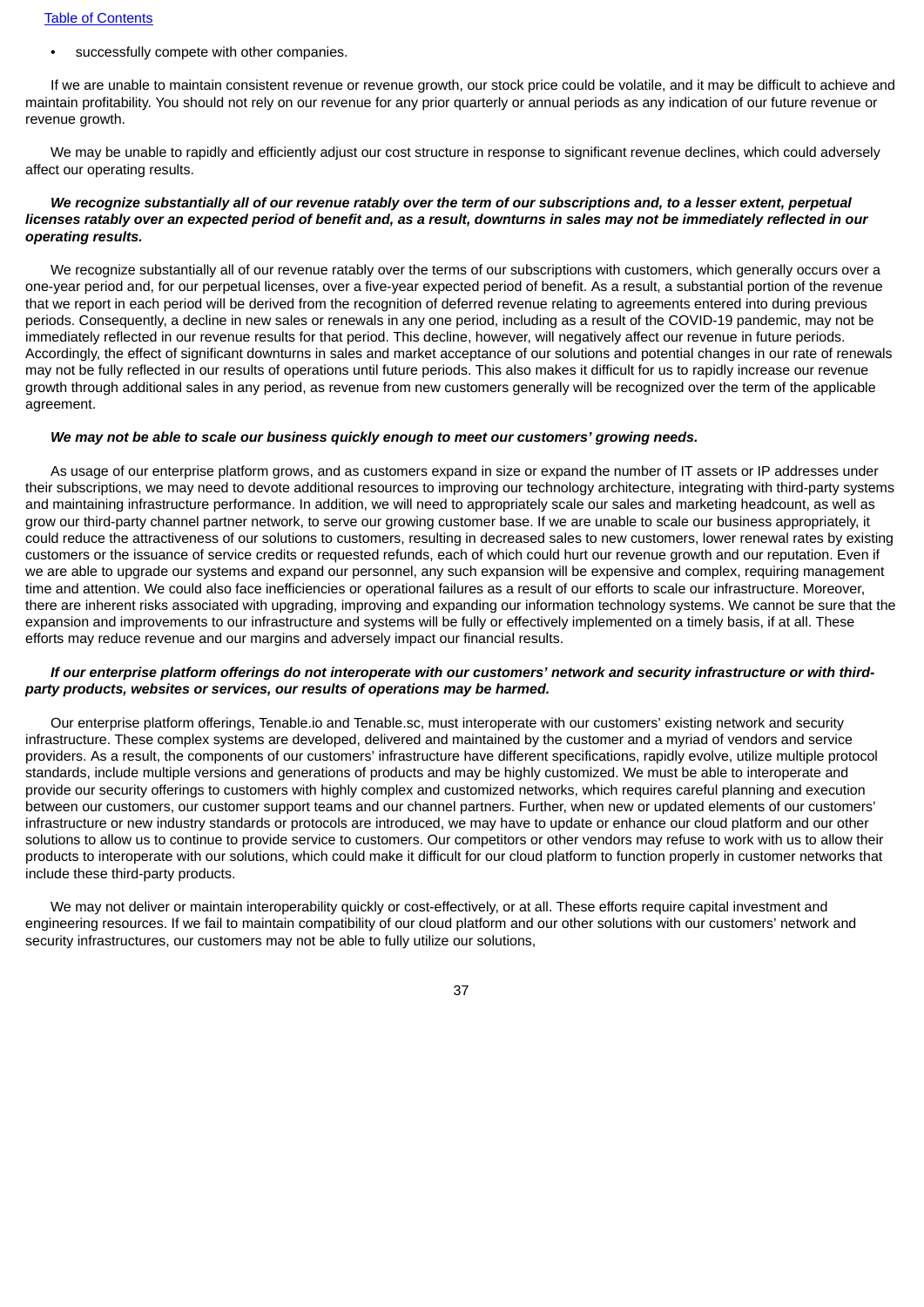- successfully compete with other companies.

If we are unable to maintain consistent revenue or revenue growth, our stock price could be volatile, and it may be difficult to achieve and maintain profitability. You should not rely on our revenue for any prior quarterly or annual periods as any indication of our future revenue or revenue growth.

We may be unable to rapidly and efficiently adjust our cost structure in response to significant revenue declines, which could adversely affect our operating results.

***We recognize substantially all of our revenue ratably over the term of our subscriptions and, to a lesser extent, perpetual licenses ratably over an expected period of benefit and, as a result, downturns in sales may not be immediately reflected in our operating results.***

We recognize substantially all of our revenue ratably over the terms of our subscriptions with customers, which generally occurs over a one-year period and, for our perpetual licenses, over a five-year expected period of benefit. As a result, a substantial portion of the revenue that we report in each period will be derived from the recognition of deferred revenue relating to agreements entered into during previous periods. Consequently, a decline in new sales or renewals in any one period, including as a result of the COVID-19 pandemic, may not be immediately reflected in our revenue results for that period. This decline, however, will negatively affect our revenue in future periods. Accordingly, the effect of significant downturns in sales and market acceptance of our solutions and potential changes in our rate of renewals may not be fully reflected in our results of operations until future periods. This also makes it difficult for us to rapidly increase our revenue growth through additional sales in any period, as revenue from new customers generally will be recognized over the term of the applicable agreement.

***We may not be able to scale our business quickly enough to meet our customers' growing needs.***

As usage of our enterprise platform grows, and as customers expand in size or expand the number of IT assets or IP addresses under their subscriptions, we may need to devote additional resources to improving our technology architecture, integrating with third-party systems and maintaining infrastructure performance. In addition, we will need to appropriately scale our sales and marketing headcount, as well as grow our third-party channel partner network, to serve our growing customer base. If we are unable to scale our business appropriately, it could reduce the attractiveness of our solutions to customers, resulting in decreased sales to new customers, lower renewal rates by existing customers or the issuance of service credits or requested refunds, each of which could hurt our revenue growth and our reputation. Even if we are able to upgrade our systems and expand our personnel, any such expansion will be expensive and complex, requiring management time and attention. We could also face inefficiencies or operational failures as a result of our efforts to scale our infrastructure. Moreover, there are inherent risks associated with upgrading, improving and expanding our information technology systems. We cannot be sure that the expansion and improvements to our infrastructure and systems will be fully or effectively implemented on a timely basis, if at all. These efforts may reduce revenue and our margins and adversely impact our financial results.

***If our enterprise platform offerings do not interoperate with our customers' network and security infrastructure or with third-party products, websites or services, our results of operations may be harmed.***

Our enterprise platform offerings, Tenable.io and Tenable.sc, must interoperate with our customers' existing network and security infrastructure. These complex systems are developed, delivered and maintained by the customer and a myriad of vendors and service providers. As a result, the components of our customers' infrastructure have different specifications, rapidly evolve, utilize multiple protocol standards, include multiple versions and generations of products and may be highly customized. We must be able to interoperate and provide our security offerings to customers with highly complex and customized networks, which requires careful planning and execution between our customers, our customer support teams and our channel partners. Further, when new or updated elements of our customers' infrastructure or new industry standards or protocols are introduced, we may have to update or enhance our cloud platform and our other solutions to allow us to continue to provide service to customers. Our competitors or other vendors may refuse to work with us to allow their products to interoperate with our solutions, which could make it difficult for our cloud platform to function properly in customer networks that include these third-party products.

We may not deliver or maintain interoperability quickly or cost-effectively, or at all. These efforts require capital investment and engineering resources. If we fail to maintain compatibility of our cloud platform and our other solutions with our customers' network and security infrastructures, our customers may not be able to fully utilize our solutions,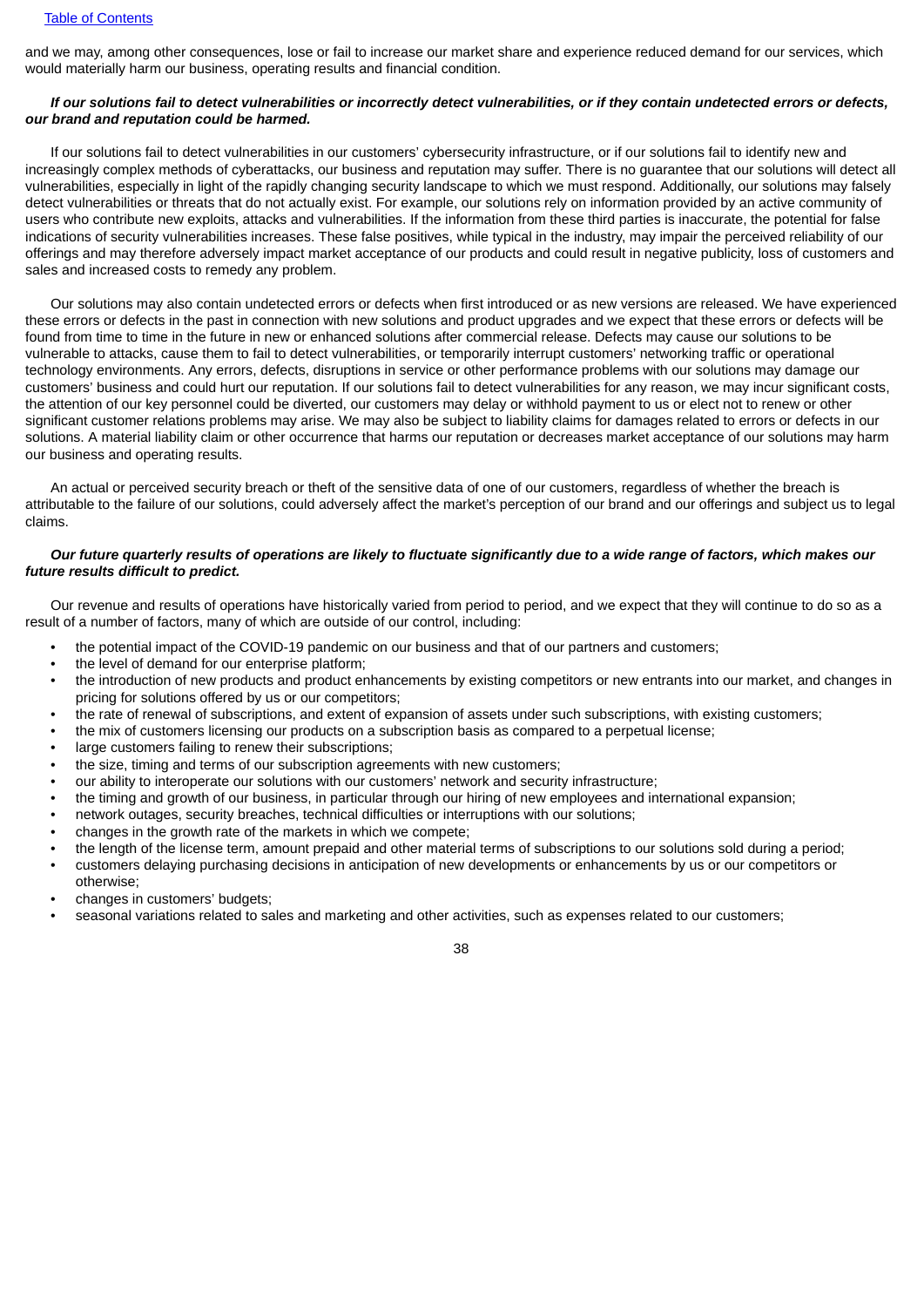and we may, among other consequences, lose or fail to increase our market share and experience reduced demand for our services, which would materially harm our business, operating results and financial condition.

***If our solutions fail to detect vulnerabilities or incorrectly detect vulnerabilities, or if they contain undetected errors or defects, our brand and reputation could be harmed.***

If our solutions fail to detect vulnerabilities in our customers' cybersecurity infrastructure, or if our solutions fail to identify new and increasingly complex methods of cyberattacks, our business and reputation may suffer. There is no guarantee that our solutions will detect all vulnerabilities, especially in light of the rapidly changing security landscape to which we must respond. Additionally, our solutions may falsely detect vulnerabilities or threats that do not actually exist. For example, our solutions rely on information provided by an active community of users who contribute new exploits, attacks and vulnerabilities. If the information from these third parties is inaccurate, the potential for false indications of security vulnerabilities increases. These false positives, while typical in the industry, may impair the perceived reliability of our offerings and may therefore adversely impact market acceptance of our products and could result in negative publicity, loss of customers and sales and increased costs to remedy any problem.

Our solutions may also contain undetected errors or defects when first introduced or as new versions are released. We have experienced these errors or defects in the past in connection with new solutions and product upgrades and we expect that these errors or defects will be found from time to time in the future in new or enhanced solutions after commercial release. Defects may cause our solutions to be vulnerable to attacks, cause them to fail to detect vulnerabilities, or temporarily interrupt customers' networking traffic or operational technology environments. Any errors, defects, disruptions in service or other performance problems with our solutions may damage our customers' business and could hurt our reputation. If our solutions fail to detect vulnerabilities for any reason, we may incur significant costs, the attention of our key personnel could be diverted, our customers may delay or withhold payment to us or elect not to renew or other significant customer relations problems may arise. We may also be subject to liability claims for damages related to errors or defects in our solutions. A material liability claim or other occurrence that harms our reputation or decreases market acceptance of our solutions may harm our business and operating results.

An actual or perceived security breach or theft of the sensitive data of one of our customers, regardless of whether the breach is attributable to the failure of our solutions, could adversely affect the market's perception of our brand and our offerings and subject us to legal claims.

***Our future quarterly results of operations are likely to fluctuate significantly due to a wide range of factors, which makes our future results difficult to predict.***

Our revenue and results of operations have historically varied from period to period, and we expect that they will continue to do so as a result of a number of factors, many of which are outside of our control, including:

- the potential impact of the COVID-19 pandemic on our business and that of our partners and customers;
- the level of demand for our enterprise platform;
- the introduction of new products and product enhancements by existing competitors or new entrants into our market, and changes in pricing for solutions offered by us or our competitors;
- the rate of renewal of subscriptions, and extent of expansion of assets under such subscriptions, with existing customers;
- the mix of customers licensing our products on a subscription basis as compared to a perpetual license;
- large customers failing to renew their subscriptions;
- the size, timing and terms of our subscription agreements with new customers;
- our ability to interoperate our solutions with our customers' network and security infrastructure;
- the timing and growth of our business, in particular through our hiring of new employees and international expansion;
- network outages, security breaches, technical difficulties or interruptions with our solutions;
- changes in the growth rate of the markets in which we compete;
- the length of the license term, amount prepaid and other material terms of subscriptions to our solutions sold during a period;
- customers delaying purchasing decisions in anticipation of new developments or enhancements by us or our competitors or otherwise;
- changes in customers' budgets;
- seasonal variations related to sales and marketing and other activities, such as expenses related to our customers;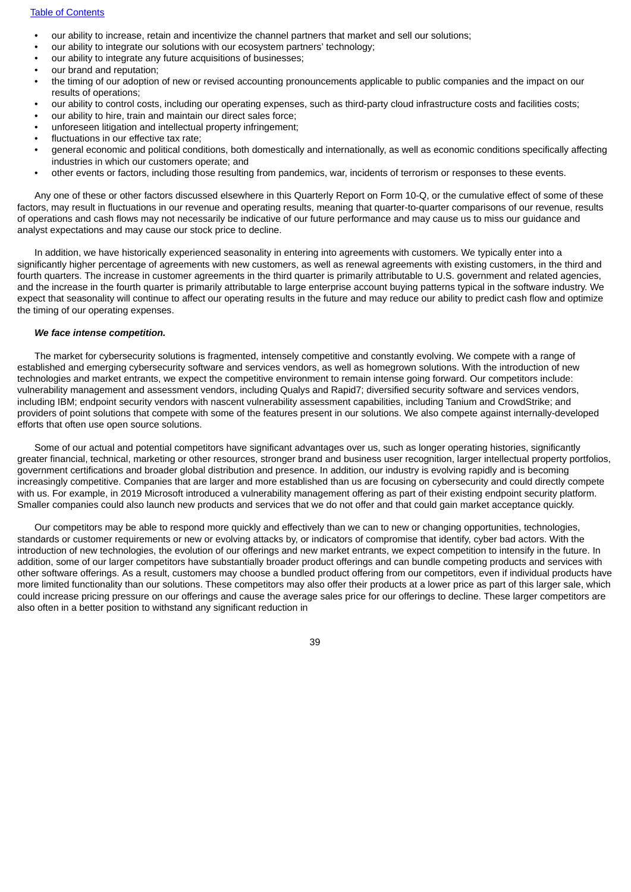- our ability to increase, retain and incentivize the channel partners that market and sell our solutions;
- our ability to integrate our solutions with our ecosystem partners' technology;
- our ability to integrate any future acquisitions of businesses;
- our brand and reputation;
- the timing of our adoption of new or revised accounting pronouncements applicable to public companies and the impact on our results of operations;
- our ability to control costs, including our operating expenses, such as third-party cloud infrastructure costs and facilities costs;
- our ability to hire, train and maintain our direct sales force;
- unforeseen litigation and intellectual property infringement;
- fluctuations in our effective tax rate;
- general economic and political conditions, both domestically and internationally, as well as economic conditions specifically affecting industries in which our customers operate; and
- other events or factors, including those resulting from pandemics, war, incidents of terrorism or responses to these events.

Any one of these or other factors discussed elsewhere in this Quarterly Report on Form 10-Q, or the cumulative effect of some of these factors, may result in fluctuations in our revenue and operating results, meaning that quarter-to-quarter comparisons of our revenue, results of operations and cash flows may not necessarily be indicative of our future performance and may cause us to miss our guidance and analyst expectations and may cause our stock price to decline.

In addition, we have historically experienced seasonality in entering into agreements with customers. We typically enter into a significantly higher percentage of agreements with new customers, as well as renewal agreements with existing customers, in the third and fourth quarters. The increase in customer agreements in the third quarter is primarily attributable to U.S. government and related agencies, and the increase in the fourth quarter is primarily attributable to large enterprise account buying patterns typical in the software industry. We expect that seasonality will continue to affect our operating results in the future and may reduce our ability to predict cash flow and optimize the timing of our operating expenses.

***We face intense competition.***

The market for cybersecurity solutions is fragmented, intensely competitive and constantly evolving. We compete with a range of established and emerging cybersecurity software and services vendors, as well as homegrown solutions. With the introduction of new technologies and market entrants, we expect the competitive environment to remain intense going forward. Our competitors include: vulnerability management and assessment vendors, including Qualys and Rapid7; diversified security software and services vendors, including IBM; endpoint security vendors with nascent vulnerability assessment capabilities, including Tanium and CrowdStrike; and providers of point solutions that compete with some of the features present in our solutions. We also compete against internally-developed efforts that often use open source solutions.

Some of our actual and potential competitors have significant advantages over us, such as longer operating histories, significantly greater financial, technical, marketing or other resources, stronger brand and business user recognition, larger intellectual property portfolios, government certifications and broader global distribution and presence. In addition, our industry is evolving rapidly and is becoming increasingly competitive. Companies that are larger and more established than us are focusing on cybersecurity and could directly compete with us. For example, in 2019 Microsoft introduced a vulnerability management offering as part of their existing endpoint security platform. Smaller companies could also launch new products and services that we do not offer and that could gain market acceptance quickly.

Our competitors may be able to respond more quickly and effectively than we can to new or changing opportunities, technologies, standards or customer requirements or new or evolving attacks by, or indicators of compromise that identify, cyber bad actors. With the introduction of new technologies, the evolution of our offerings and new market entrants, we expect competition to intensify in the future. In addition, some of our larger competitors have substantially broader product offerings and can bundle competing products and services with other software offerings. As a result, customers may choose a bundled product offering from our competitors, even if individual products have more limited functionality than our solutions. These competitors may also offer their products at a lower price as part of this larger sale, which could increase pricing pressure on our offerings and cause the average sales price for our offerings to decline. These larger competitors are also often in a better position to withstand any significant reduction in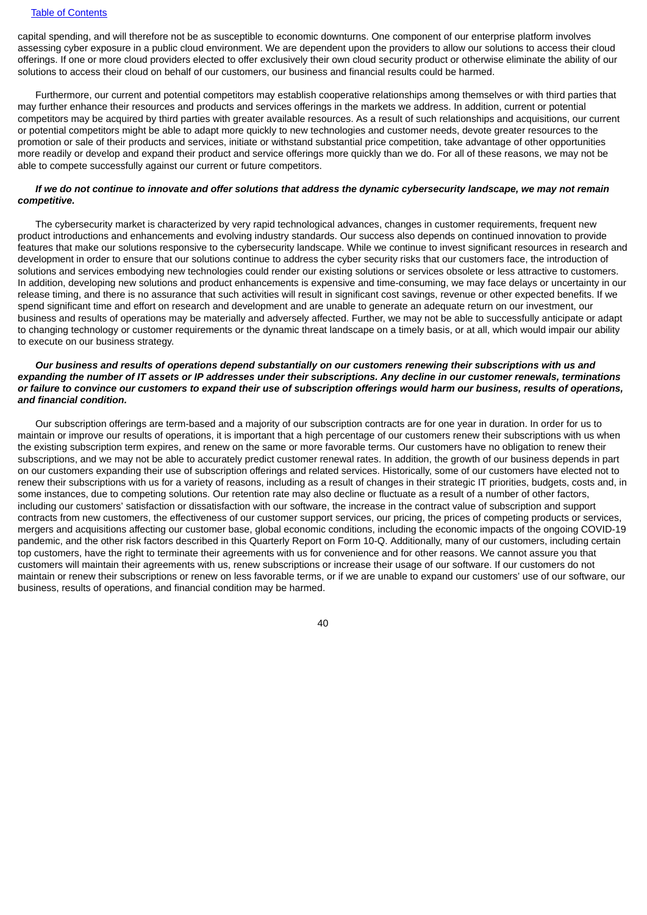capital spending, and will therefore not be as susceptible to economic downturns. One component of our enterprise platform involves assessing cyber exposure in a public cloud environment. We are dependent upon the providers to allow our solutions to access their cloud offerings. If one or more cloud providers elected to offer exclusively their own cloud security product or otherwise eliminate the ability of our solutions to access their cloud on behalf of our customers, our business and financial results could be harmed.

Furthermore, our current and potential competitors may establish cooperative relationships among themselves or with third parties that may further enhance their resources and products and services offerings in the markets we address. In addition, current or potential competitors may be acquired by third parties with greater available resources. As a result of such relationships and acquisitions, our current or potential competitors might be able to adapt more quickly to new technologies and customer needs, devote greater resources to the promotion or sale of their products and services, initiate or withstand substantial price competition, take advantage of other opportunities more readily or develop and expand their product and service offerings more quickly than we do. For all of these reasons, we may not be able to compete successfully against our current or future competitors.

***If we do not continue to innovate and offer solutions that address the dynamic cybersecurity landscape, we may not remain competitive.***

The cybersecurity market is characterized by very rapid technological advances, changes in customer requirements, frequent new product introductions and enhancements and evolving industry standards. Our success also depends on continued innovation to provide features that make our solutions responsive to the cybersecurity landscape. While we continue to invest significant resources in research and development in order to ensure that our solutions continue to address the cyber security risks that our customers face, the introduction of solutions and services embodying new technologies could render our existing solutions or services obsolete or less attractive to customers. In addition, developing new solutions and product enhancements is expensive and time-consuming, we may face delays or uncertainty in our release timing, and there is no assurance that such activities will result in significant cost savings, revenue or other expected benefits. If we spend significant time and effort on research and development and are unable to generate an adequate return on our investment, our business and results of operations may be materially and adversely affected. Further, we may not be able to successfully anticipate or adapt to changing technology or customer requirements or the dynamic threat landscape on a timely basis, or at all, which would impair our ability to execute on our business strategy.

***Our business and results of operations depend substantially on our customers renewing their subscriptions with us and expanding the number of IT assets or IP addresses under their subscriptions. Any decline in our customer renewals, terminations or failure to convince our customers to expand their use of subscription offerings would harm our business, results of operations, and financial condition.***

Our subscription offerings are term-based and a majority of our subscription contracts are for one year in duration. In order for us to maintain or improve our results of operations, it is important that a high percentage of our customers renew their subscriptions with us when the existing subscription term expires, and renew on the same or more favorable terms. Our customers have no obligation to renew their subscriptions, and we may not be able to accurately predict customer renewal rates. In addition, the growth of our business depends in part on our customers expanding their use of subscription offerings and related services. Historically, some of our customers have elected not to renew their subscriptions with us for a variety of reasons, including as a result of changes in their strategic IT priorities, budgets, costs and, in some instances, due to competing solutions. Our retention rate may also decline or fluctuate as a result of a number of other factors, including our customers' satisfaction or dissatisfaction with our software, the increase in the contract value of subscription and support contracts from new customers, the effectiveness of our customer support services, our pricing, the prices of competing products or services, mergers and acquisitions affecting our customer base, global economic conditions, including the economic impacts of the ongoing COVID-19 pandemic, and the other risk factors described in this Quarterly Report on Form 10-Q. Additionally, many of our customers, including certain top customers, have the right to terminate their agreements with us for convenience and for other reasons. We cannot assure you that customers will maintain their agreements with us, renew subscriptions or increase their usage of our software. If our customers do not maintain or renew their subscriptions or renew on less favorable terms, or if we are unable to expand our customers' use of our software, our business, results of operations, and financial condition may be harmed.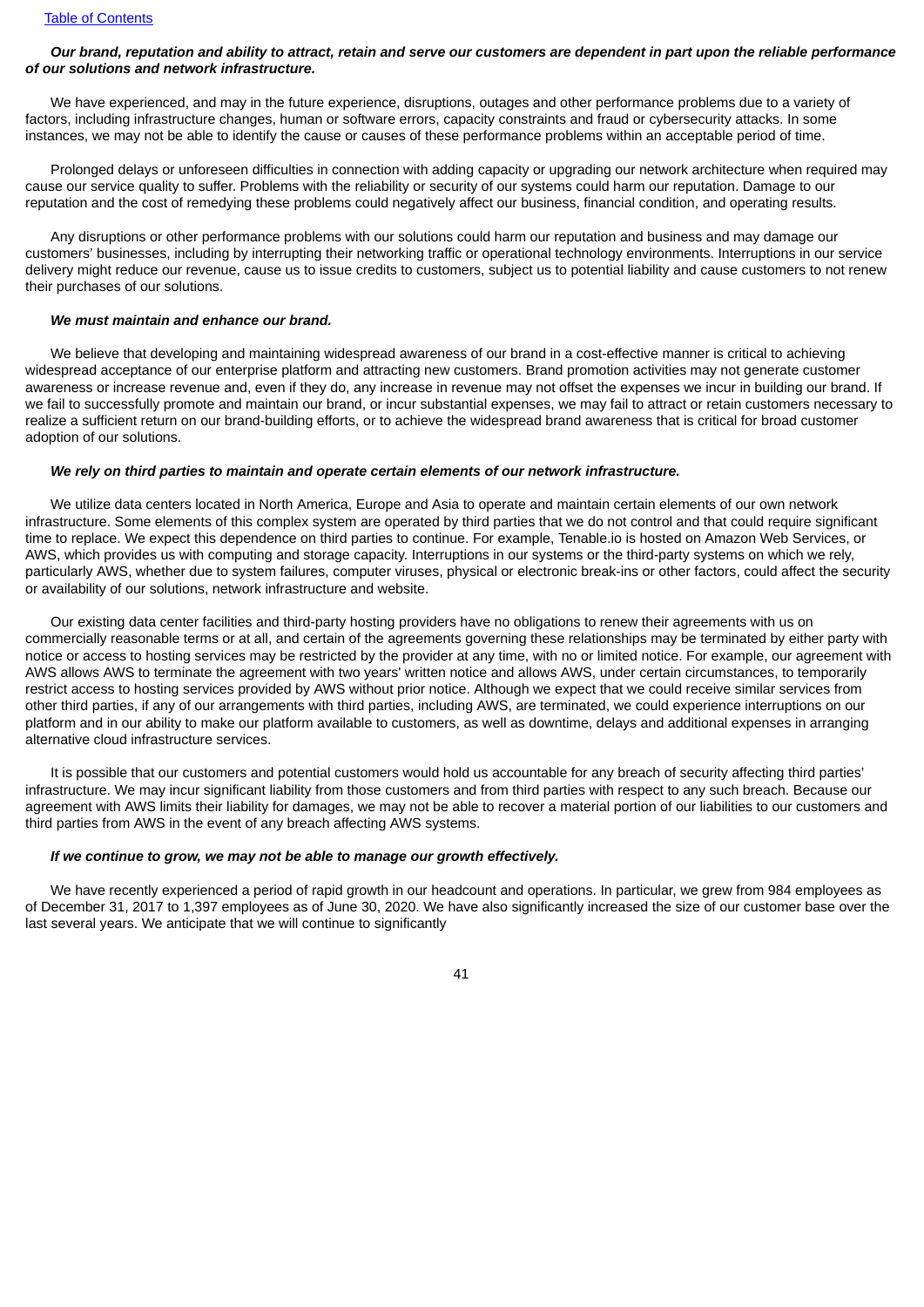***Our brand, reputation and ability to attract, retain and serve our customers are dependent in part upon the reliable performance of our solutions and network infrastructure.***

We have experienced, and may in the future experience, disruptions, outages and other performance problems due to a variety of factors, including infrastructure changes, human or software errors, capacity constraints and fraud or cybersecurity attacks. In some instances, we may not be able to identify the cause or causes of these performance problems within an acceptable period of time.

Prolonged delays or unforeseen difficulties in connection with adding capacity or upgrading our network architecture when required may cause our service quality to suffer. Problems with the reliability or security of our systems could harm our reputation. Damage to our reputation and the cost of remedying these problems could negatively affect our business, financial condition, and operating results.

Any disruptions or other performance problems with our solutions could harm our reputation and business and may damage our customers' businesses, including by interrupting their networking traffic or operational technology environments. Interruptions in our service delivery might reduce our revenue, cause us to issue credits to customers, subject us to potential liability and cause customers to not renew their purchases of our solutions.

***We must maintain and enhance our brand.***

We believe that developing and maintaining widespread awareness of our brand in a cost-effective manner is critical to achieving widespread acceptance of our enterprise platform and attracting new customers. Brand promotion activities may not generate customer awareness or increase revenue and, even if they do, any increase in revenue may not offset the expenses we incur in building our brand. If we fail to successfully promote and maintain our brand, or incur substantial expenses, we may fail to attract or retain customers necessary to realize a sufficient return on our brand-building efforts, or to achieve the widespread brand awareness that is critical for broad customer adoption of our solutions.

***We rely on third parties to maintain and operate certain elements of our network infrastructure.***

We utilize data centers located in North America, Europe and Asia to operate and maintain certain elements of our own network infrastructure. Some elements of this complex system are operated by third parties that we do not control and that could require significant time to replace. We expect this dependence on third parties to continue. For example, Tenable.io is hosted on Amazon Web Services, or AWS, which provides us with computing and storage capacity. Interruptions in our systems or the third-party systems on which we rely, particularly AWS, whether due to system failures, computer viruses, physical or electronic break-ins or other factors, could affect the security or availability of our solutions, network infrastructure and website.

Our existing data center facilities and third-party hosting providers have no obligations to renew their agreements with us on commercially reasonable terms or at all, and certain of the agreements governing these relationships may be terminated by either party with notice or access to hosting services may be restricted by the provider at any time, with no or limited notice. For example, our agreement with AWS allows AWS to terminate the agreement with two years' written notice and allows AWS, under certain circumstances, to temporarily restrict access to hosting services provided by AWS without prior notice. Although we expect that we could receive similar services from other third parties, if any of our arrangements with third parties, including AWS, are terminated, we could experience interruptions on our platform and in our ability to make our platform available to customers, as well as downtime, delays and additional expenses in arranging alternative cloud infrastructure services.

It is possible that our customers and potential customers would hold us accountable for any breach of security affecting third parties' infrastructure. We may incur significant liability from those customers and from third parties with respect to any such breach. Because our agreement with AWS limits their liability for damages, we may not be able to recover a material portion of our liabilities to our customers and third parties from AWS in the event of any breach affecting AWS systems.

***If we continue to grow, we may not be able to manage our growth effectively.***

We have recently experienced a period of rapid growth in our headcount and operations. In particular, we grew from 984 employees as of December 31, 2017 to 1,397 employees as of June 30, 2020. We have also significantly increased the size of our customer base over the last several years. We anticipate that we will continue to significantly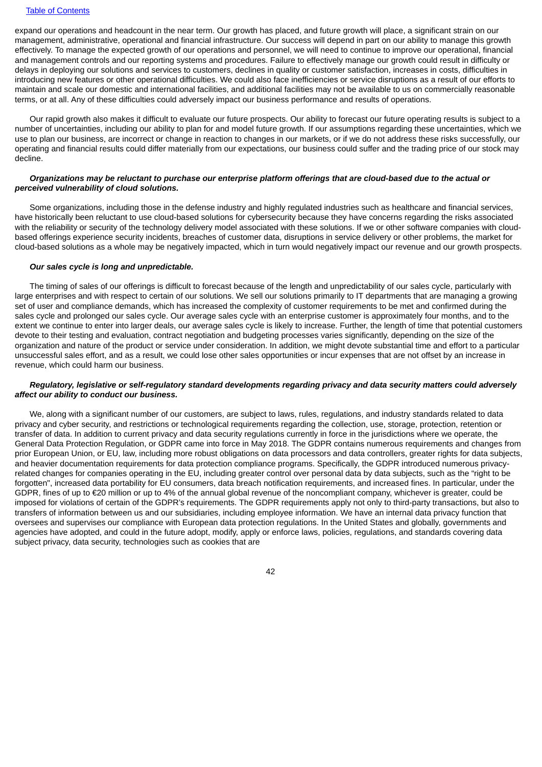expand our operations and headcount in the near term. Our growth has placed, and future growth will place, a significant strain on our management, administrative, operational and financial infrastructure. Our success will depend in part on our ability to manage this growth effectively. To manage the expected growth of our operations and personnel, we will need to continue to improve our operational, financial and management controls and our reporting systems and procedures. Failure to effectively manage our growth could result in difficulty or delays in deploying our solutions and services to customers, declines in quality or customer satisfaction, increases in costs, difficulties in introducing new features or other operational difficulties. We could also face inefficiencies or service disruptions as a result of our efforts to maintain and scale our domestic and international facilities, and additional facilities may not be available to us on commercially reasonable terms, or at all. Any of these difficulties could adversely impact our business performance and results of operations.

Our rapid growth also makes it difficult to evaluate our future prospects. Our ability to forecast our future operating results is subject to a number of uncertainties, including our ability to plan for and model future growth. If our assumptions regarding these uncertainties, which we use to plan our business, are incorrect or change in reaction to changes in our markets, or if we do not address these risks successfully, our operating and financial results could differ materially from our expectations, our business could suffer and the trading price of our stock may decline.

***Organizations may be reluctant to purchase our enterprise platform offerings that are cloud-based due to the actual or perceived vulnerability of cloud solutions.***

Some organizations, including those in the defense industry and highly regulated industries such as healthcare and financial services, have historically been reluctant to use cloud-based solutions for cybersecurity because they have concerns regarding the risks associated with the reliability or security of the technology delivery model associated with these solutions. If we or other software companies with cloud-based offerings experience security incidents, breaches of customer data, disruptions in service delivery or other problems, the market for cloud-based solutions as a whole may be negatively impacted, which in turn would negatively impact our revenue and our growth prospects.

***Our sales cycle is long and unpredictable.***

The timing of sales of our offerings is difficult to forecast because of the length and unpredictability of our sales cycle, particularly with large enterprises and with respect to certain of our solutions. We sell our solutions primarily to IT departments that are managing a growing set of user and compliance demands, which has increased the complexity of customer requirements to be met and confirmed during the sales cycle and prolonged our sales cycle. Our average sales cycle with an enterprise customer is approximately four months, and to the extent we continue to enter into larger deals, our average sales cycle is likely to increase. Further, the length of time that potential customers devote to their testing and evaluation, contract negotiation and budgeting processes varies significantly, depending on the size of the organization and nature of the product or service under consideration. In addition, we might devote substantial time and effort to a particular unsuccessful sales effort, and as a result, we could lose other sales opportunities or incur expenses that are not offset by an increase in revenue, which could harm our business.

***Regulatory, legislative or self-regulatory standard developments regarding privacy and data security matters could adversely affect our ability to conduct our business.***

We, along with a significant number of our customers, are subject to laws, rules, regulations, and industry standards related to data privacy and cyber security, and restrictions or technological requirements regarding the collection, use, storage, protection, retention or transfer of data. In addition to current privacy and data security regulations currently in force in the jurisdictions where we operate, the General Data Protection Regulation, or GDPR came into force in May 2018. The GDPR contains numerous requirements and changes from prior European Union, or EU, law, including more robust obligations on data processors and data controllers, greater rights for data subjects, and heavier documentation requirements for data protection compliance programs. Specifically, the GDPR introduced numerous privacy-related changes for companies operating in the EU, including greater control over personal data by data subjects, such as the "right to be forgotten", increased data portability for EU consumers, data breach notification requirements, and increased fines. In particular, under the GDPR, fines of up to €20 million or up to 4% of the annual global revenue of the noncompliant company, whichever is greater, could be imposed for violations of certain of the GDPR's requirements. The GDPR requirements apply not only to third-party transactions, but also to transfers of information between us and our subsidiaries, including employee information. We have an internal data privacy function that oversees and supervises our compliance with European data protection regulations. In the United States and globally, governments and agencies have adopted, and could in the future adopt, modify, apply or enforce laws, policies, regulations, and standards covering data subject privacy, data security, technologies such as cookies that are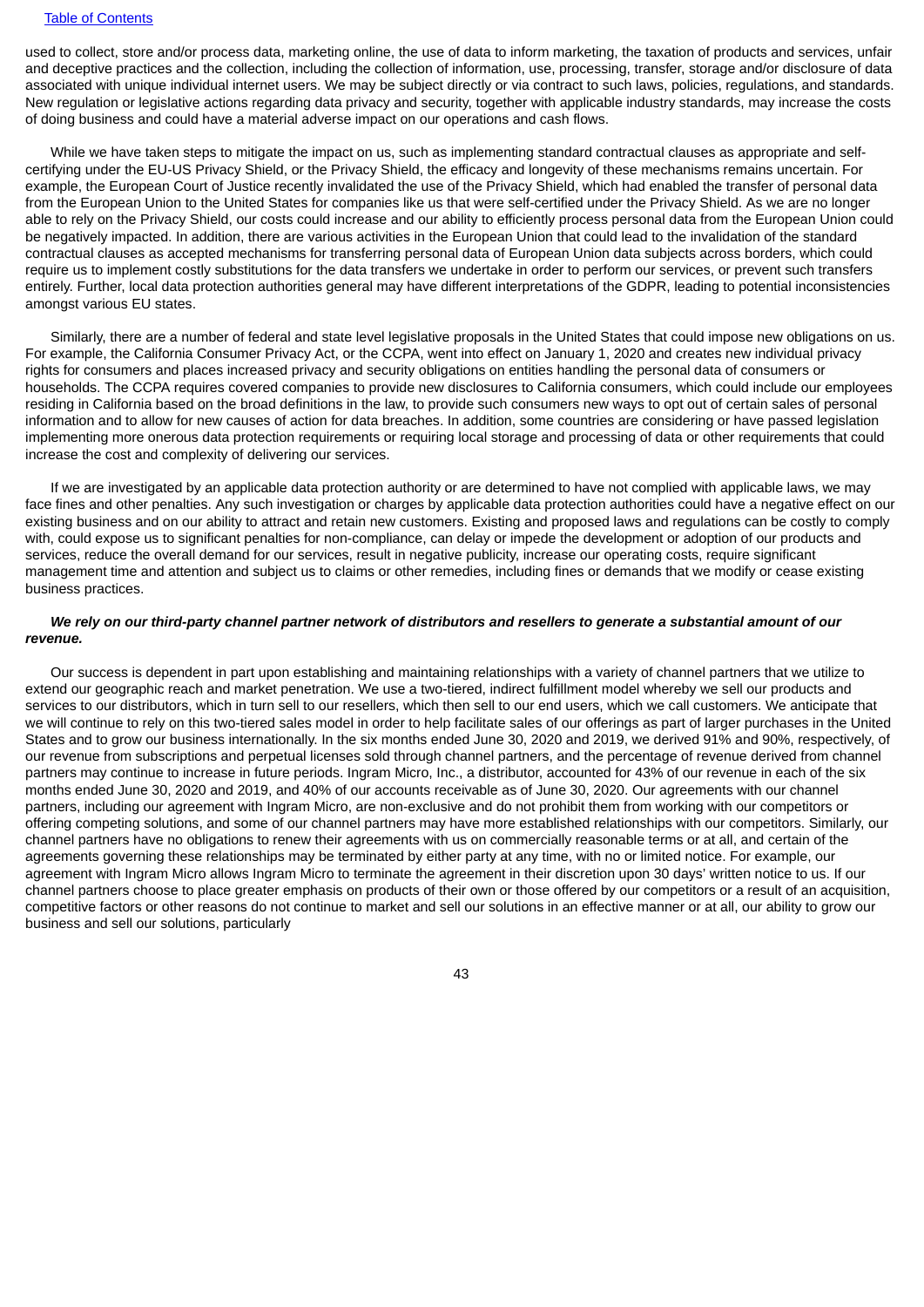used to collect, store and/or process data, marketing online, the use of data to inform marketing, the taxation of products and services, unfair and deceptive practices and the collection, including the collection of information, use, processing, transfer, storage and/or disclosure of data associated with unique individual internet users. We may be subject directly or via contract to such laws, policies, regulations, and standards. New regulation or legislative actions regarding data privacy and security, together with applicable industry standards, may increase the costs of doing business and could have a material adverse impact on our operations and cash flows.

While we have taken steps to mitigate the impact on us, such as implementing standard contractual clauses as appropriate and self-certifying under the EU-US Privacy Shield, or the Privacy Shield, the efficacy and longevity of these mechanisms remains uncertain. For example, the European Court of Justice recently invalidated the use of the Privacy Shield, which had enabled the transfer of personal data from the European Union to the United States for companies like us that were self-certified under the Privacy Shield. As we are no longer able to rely on the Privacy Shield, our costs could increase and our ability to efficiently process personal data from the European Union could be negatively impacted. In addition, there are various activities in the European Union that could lead to the invalidation of the standard contractual clauses as accepted mechanisms for transferring personal data of European Union data subjects across borders, which could require us to implement costly substitutions for the data transfers we undertake in order to perform our services, or prevent such transfers entirely. Further, local data protection authorities general may have different interpretations of the GDPR, leading to potential inconsistencies amongst various EU states.

Similarly, there are a number of federal and state level legislative proposals in the United States that could impose new obligations on us. For example, the California Consumer Privacy Act, or the CCPA, went into effect on January 1, 2020 and creates new individual privacy rights for consumers and places increased privacy and security obligations on entities handling the personal data of consumers or households. The CCPA requires covered companies to provide new disclosures to California consumers, which could include our employees residing in California based on the broad definitions in the law, to provide such consumers new ways to opt out of certain sales of personal information and to allow for new causes of action for data breaches. In addition, some countries are considering or have passed legislation implementing more onerous data protection requirements or requiring local storage and processing of data or other requirements that could increase the cost and complexity of delivering our services.

If we are investigated by an applicable data protection authority or are determined to have not complied with applicable laws, we may face fines and other penalties. Any such investigation or charges by applicable data protection authorities could have a negative effect on our existing business and on our ability to attract and retain new customers. Existing and proposed laws and regulations can be costly to comply with, could expose us to significant penalties for non-compliance, can delay or impede the development or adoption of our products and services, reduce the overall demand for our services, result in negative publicity, increase our operating costs, require significant management time and attention and subject us to claims or other remedies, including fines or demands that we modify or cease existing business practices.

***We rely on our third-party channel partner network of distributors and resellers to generate a substantial amount of our revenue.***

Our success is dependent in part upon establishing and maintaining relationships with a variety of channel partners that we utilize to extend our geographic reach and market penetration. We use a two-tiered, indirect fulfillment model whereby we sell our products and services to our distributors, which in turn sell to our resellers, which then sell to our end users, which we call customers. We anticipate that we will continue to rely on this two-tiered sales model in order to help facilitate sales of our offerings as part of larger purchases in the United States and to grow our business internationally. In the six months ended June 30, 2020 and 2019, we derived 91% and 90%, respectively, of our revenue from subscriptions and perpetual licenses sold through channel partners, and the percentage of revenue derived from channel partners may continue to increase in future periods. Ingram Micro, Inc., a distributor, accounted for 43% of our revenue in each of the six months ended June 30, 2020 and 2019, and 40% of our accounts receivable as of June 30, 2020. Our agreements with our channel partners, including our agreement with Ingram Micro, are non-exclusive and do not prohibit them from working with our competitors or offering competing solutions, and some of our channel partners may have more established relationships with our competitors. Similarly, our channel partners have no obligations to renew their agreements with us on commercially reasonable terms or at all, and certain of the agreements governing these relationships may be terminated by either party at any time, with no or limited notice. For example, our agreement with Ingram Micro allows Ingram Micro to terminate the agreement in their discretion upon 30 days' written notice to us. If our channel partners choose to place greater emphasis on products of their own or those offered by our competitors or a result of an acquisition, competitive factors or other reasons do not continue to market and sell our solutions in an effective manner or at all, our ability to grow our business and sell our solutions, particularly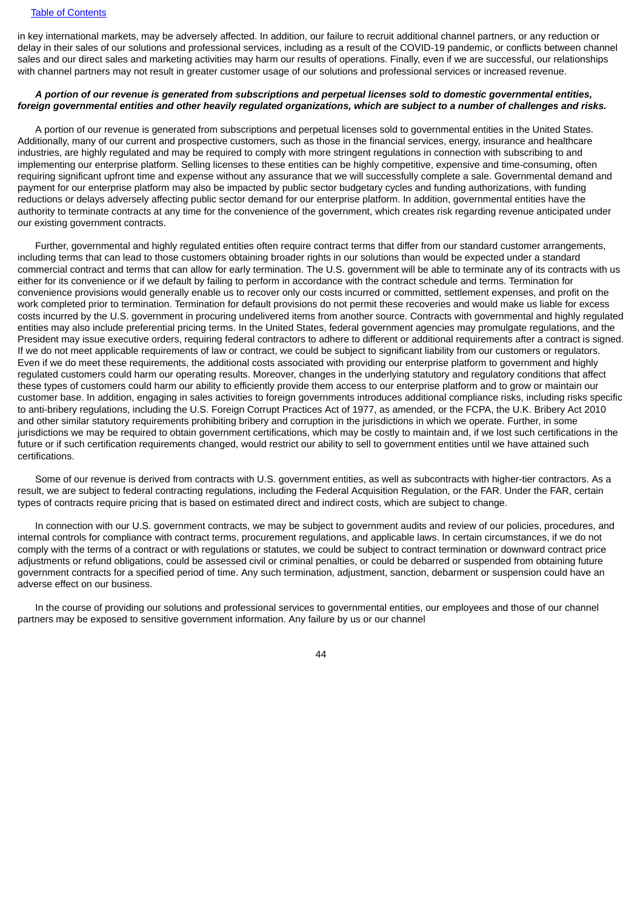in key international markets, may be adversely affected. In addition, our failure to recruit additional channel partners, or any reduction or delay in their sales of our solutions and professional services, including as a result of the COVID-19 pandemic, or conflicts between channel sales and our direct sales and marketing activities may harm our results of operations. Finally, even if we are successful, our relationships with channel partners may not result in greater customer usage of our solutions and professional services or increased revenue.

***A portion of our revenue is generated from subscriptions and perpetual licenses sold to domestic governmental entities, foreign governmental entities and other heavily regulated organizations, which are subject to a number of challenges and risks.***

A portion of our revenue is generated from subscriptions and perpetual licenses sold to governmental entities in the United States. Additionally, many of our current and prospective customers, such as those in the financial services, energy, insurance and healthcare industries, are highly regulated and may be required to comply with more stringent regulations in connection with subscribing to and implementing our enterprise platform. Selling licenses to these entities can be highly competitive, expensive and time-consuming, often requiring significant upfront time and expense without any assurance that we will successfully complete a sale. Governmental demand and payment for our enterprise platform may also be impacted by public sector budgetary cycles and funding authorizations, with funding reductions or delays adversely affecting public sector demand for our enterprise platform. In addition, governmental entities have the authority to terminate contracts at any time for the convenience of the government, which creates risk regarding revenue anticipated under our existing government contracts.

Further, governmental and highly regulated entities often require contract terms that differ from our standard customer arrangements, including terms that can lead to those customers obtaining broader rights in our solutions than would be expected under a standard commercial contract and terms that can allow for early termination. The U.S. government will be able to terminate any of its contracts with us either for its convenience or if we default by failing to perform in accordance with the contract schedule and terms. Termination for convenience provisions would generally enable us to recover only our costs incurred or committed, settlement expenses, and profit on the work completed prior to termination. Termination for default provisions do not permit these recoveries and would make us liable for excess costs incurred by the U.S. government in procuring undelivered items from another source. Contracts with governmental and highly regulated entities may also include preferential pricing terms. In the United States, federal government agencies may promulgate regulations, and the President may issue executive orders, requiring federal contractors to adhere to different or additional requirements after a contract is signed. If we do not meet applicable requirements of law or contract, we could be subject to significant liability from our customers or regulators. Even if we do meet these requirements, the additional costs associated with providing our enterprise platform to government and highly regulated customers could harm our operating results. Moreover, changes in the underlying statutory and regulatory conditions that affect these types of customers could harm our ability to efficiently provide them access to our enterprise platform and to grow or maintain our customer base. In addition, engaging in sales activities to foreign governments introduces additional compliance risks, including risks specific to anti-bribery regulations, including the U.S. Foreign Corrupt Practices Act of 1977, as amended, or the FCPA, the U.K. Bribery Act 2010 and other similar statutory requirements prohibiting bribery and corruption in the jurisdictions in which we operate. Further, in some jurisdictions we may be required to obtain government certifications, which may be costly to maintain and, if we lost such certifications in the future or if such certification requirements changed, would restrict our ability to sell to government entities until we have attained such certifications.

Some of our revenue is derived from contracts with U.S. government entities, as well as subcontracts with higher-tier contractors. As a result, we are subject to federal contracting regulations, including the Federal Acquisition Regulation, or the FAR. Under the FAR, certain types of contracts require pricing that is based on estimated direct and indirect costs, which are subject to change.

In connection with our U.S. government contracts, we may be subject to government audits and review of our policies, procedures, and internal controls for compliance with contract terms, procurement regulations, and applicable laws. In certain circumstances, if we do not comply with the terms of a contract or with regulations or statutes, we could be subject to contract termination or downward contract price adjustments or refund obligations, could be assessed civil or criminal penalties, or could be debarred or suspended from obtaining future government contracts for a specified period of time. Any such termination, adjustment, sanction, debarment or suspension could have an adverse effect on our business.

In the course of providing our solutions and professional services to governmental entities, our employees and those of our channel partners may be exposed to sensitive government information. Any failure by us or our channel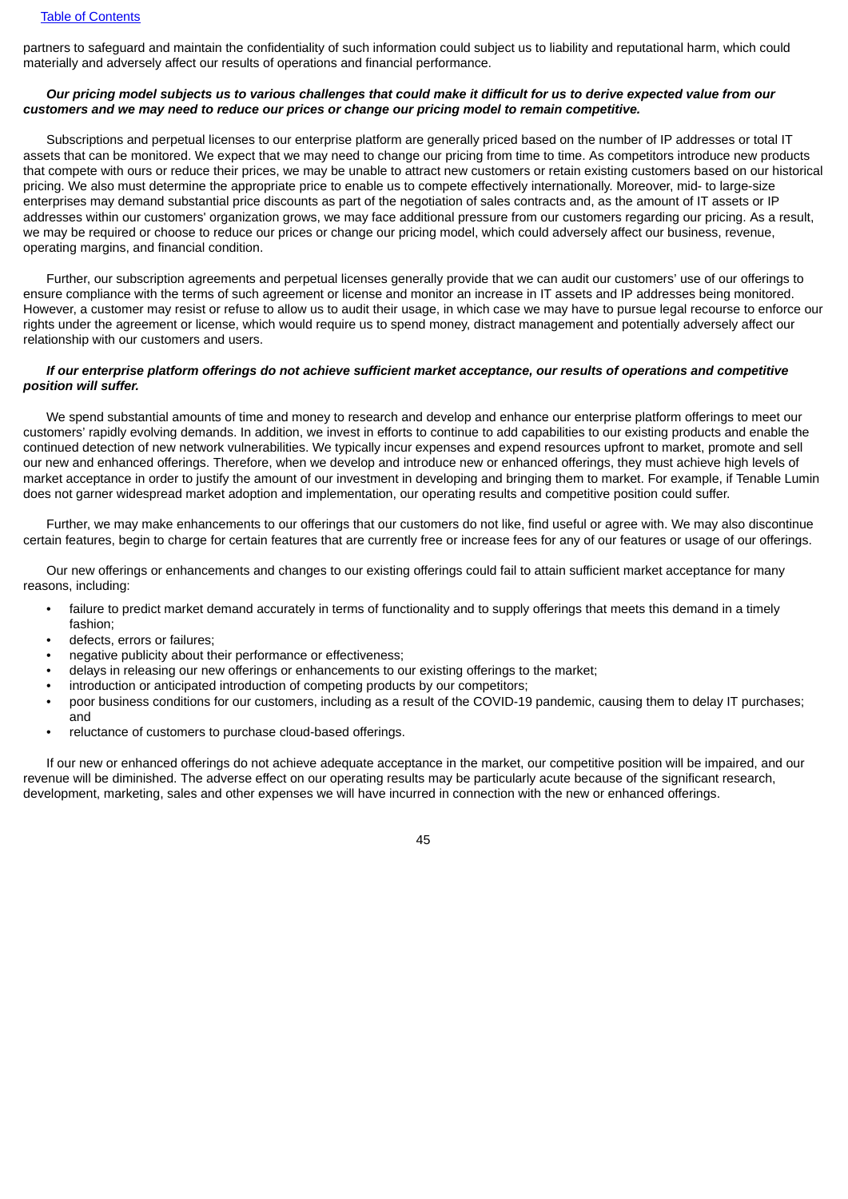partners to safeguard and maintain the confidentiality of such information could subject us to liability and reputational harm, which could materially and adversely affect our results of operations and financial performance.

***Our pricing model subjects us to various challenges that could make it difficult for us to derive expected value from our customers and we may need to reduce our prices or change our pricing model to remain competitive.***

Subscriptions and perpetual licenses to our enterprise platform are generally priced based on the number of IP addresses or total IT assets that can be monitored. We expect that we may need to change our pricing from time to time. As competitors introduce new products that compete with ours or reduce their prices, we may be unable to attract new customers or retain existing customers based on our historical pricing. We also must determine the appropriate price to enable us to compete effectively internationally. Moreover, mid- to large-size enterprises may demand substantial price discounts as part of the negotiation of sales contracts and, as the amount of IT assets or IP addresses within our customers' organization grows, we may face additional pressure from our customers regarding our pricing. As a result, we may be required or choose to reduce our prices or change our pricing model, which could adversely affect our business, revenue, operating margins, and financial condition.

Further, our subscription agreements and perpetual licenses generally provide that we can audit our customers' use of our offerings to ensure compliance with the terms of such agreement or license and monitor an increase in IT assets and IP addresses being monitored. However, a customer may resist or refuse to allow us to audit their usage, in which case we may have to pursue legal recourse to enforce our rights under the agreement or license, which would require us to spend money, distract management and potentially adversely affect our relationship with our customers and users.

***If our enterprise platform offerings do not achieve sufficient market acceptance, our results of operations and competitive position will suffer.***

We spend substantial amounts of time and money to research and develop and enhance our enterprise platform offerings to meet our customers' rapidly evolving demands. In addition, we invest in efforts to continue to add capabilities to our existing products and enable the continued detection of new network vulnerabilities. We typically incur expenses and expend resources upfront to market, promote and sell our new and enhanced offerings. Therefore, when we develop and introduce new or enhanced offerings, they must achieve high levels of market acceptance in order to justify the amount of our investment in developing and bringing them to market. For example, if Tenable Lumin does not garner widespread market adoption and implementation, our operating results and competitive position could suffer.

Further, we may make enhancements to our offerings that our customers do not like, find useful or agree with. We may also discontinue certain features, begin to charge for certain features that are currently free or increase fees for any of our features or usage of our offerings.

Our new offerings or enhancements and changes to our existing offerings could fail to attain sufficient market acceptance for many reasons, including:

- failure to predict market demand accurately in terms of functionality and to supply offerings that meets this demand in a timely fashion;
- defects, errors or failures;
- negative publicity about their performance or effectiveness;
- delays in releasing our new offerings or enhancements to our existing offerings to the market;
- introduction or anticipated introduction of competing products by our competitors;
- poor business conditions for our customers, including as a result of the COVID-19 pandemic, causing them to delay IT purchases; and
- reluctance of customers to purchase cloud-based offerings.

If our new or enhanced offerings do not achieve adequate acceptance in the market, our competitive position will be impaired, and our revenue will be diminished. The adverse effect on our operating results may be particularly acute because of the significant research, development, marketing, sales and other expenses we will have incurred in connection with the new or enhanced offerings.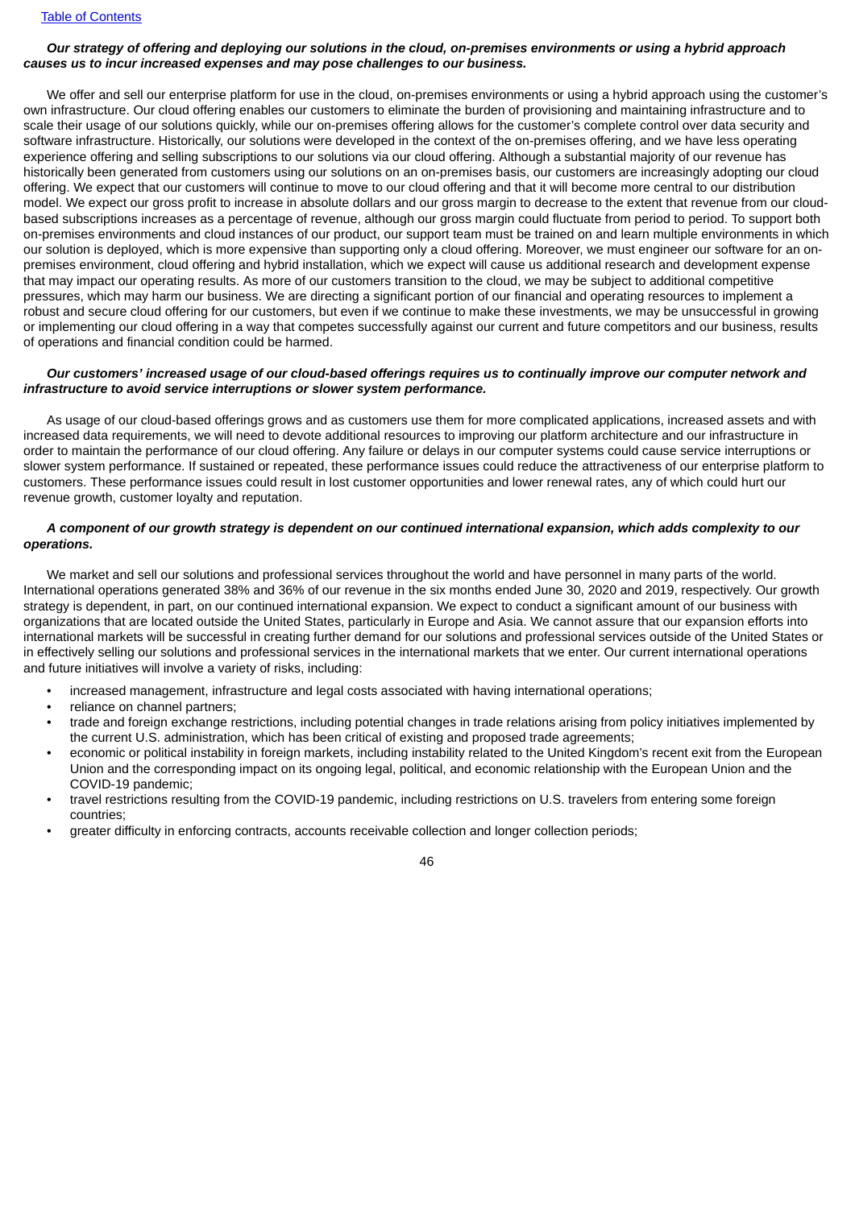***Our strategy of offering and deploying our solutions in the cloud, on-premises environments or using a hybrid approach causes us to incur increased expenses and may pose challenges to our business.***

We offer and sell our enterprise platform for use in the cloud, on-premises environments or using a hybrid approach using the customer's own infrastructure. Our cloud offering enables our customers to eliminate the burden of provisioning and maintaining infrastructure and to scale their usage of our solutions quickly, while our on-premises offering allows for the customer's complete control over data security and software infrastructure. Historically, our solutions were developed in the context of the on-premises offering, and we have less operating experience offering and selling subscriptions to our solutions via our cloud offering. Although a substantial majority of our revenue has historically been generated from customers using our solutions on an on-premises basis, our customers are increasingly adopting our cloud offering. We expect that our customers will continue to move to our cloud offering and that it will become more central to our distribution model. We expect our gross profit to increase in absolute dollars and our gross margin to decrease to the extent that revenue from our cloud-based subscriptions increases as a percentage of revenue, although our gross margin could fluctuate from period to period. To support both on-premises environments and cloud instances of our product, our support team must be trained on and learn multiple environments in which our solution is deployed, which is more expensive than supporting only a cloud offering. Moreover, we must engineer our software for an on-premises environment, cloud offering and hybrid installation, which we expect will cause us additional research and development expense that may impact our operating results. As more of our customers transition to the cloud, we may be subject to additional competitive pressures, which may harm our business. We are directing a significant portion of our financial and operating resources to implement a robust and secure cloud offering for our customers, but even if we continue to make these investments, we may be unsuccessful in growing or implementing our cloud offering in a way that competes successfully against our current and future competitors and our business, results of operations and financial condition could be harmed.

***Our customers' increased usage of our cloud-based offerings requires us to continually improve our computer network and infrastructure to avoid service interruptions or slower system performance.***

As usage of our cloud-based offerings grows and as customers use them for more complicated applications, increased assets and with increased data requirements, we will need to devote additional resources to improving our platform architecture and our infrastructure in order to maintain the performance of our cloud offering. Any failure or delays in our computer systems could cause service interruptions or slower system performance. If sustained or repeated, these performance issues could reduce the attractiveness of our enterprise platform to customers. These performance issues could result in lost customer opportunities and lower renewal rates, any of which could hurt our revenue growth, customer loyalty and reputation.

***A component of our growth strategy is dependent on our continued international expansion, which adds complexity to our operations.***

We market and sell our solutions and professional services throughout the world and have personnel in many parts of the world. International operations generated 38% and 36% of our revenue in the six months ended June 30, 2020 and 2019, respectively. Our growth strategy is dependent, in part, on our continued international expansion. We expect to conduct a significant amount of our business with organizations that are located outside the United States, particularly in Europe and Asia. We cannot assure that our expansion efforts into international markets will be successful in creating further demand for our solutions and professional services outside of the United States or in effectively selling our solutions and professional services in the international markets that we enter. Our current international operations and future initiatives will involve a variety of risks, including:

- increased management, infrastructure and legal costs associated with having international operations;
- reliance on channel partners;
- trade and foreign exchange restrictions, including potential changes in trade relations arising from policy initiatives implemented by the current U.S. administration, which has been critical of existing and proposed trade agreements;
- economic or political instability in foreign markets, including instability related to the United Kingdom's recent exit from the European Union and the corresponding impact on its ongoing legal, political, and economic relationship with the European Union and the COVID-19 pandemic;
- travel restrictions resulting from the COVID-19 pandemic, including restrictions on U.S. travelers from entering some foreign countries;
- greater difficulty in enforcing contracts, accounts receivable collection and longer collection periods;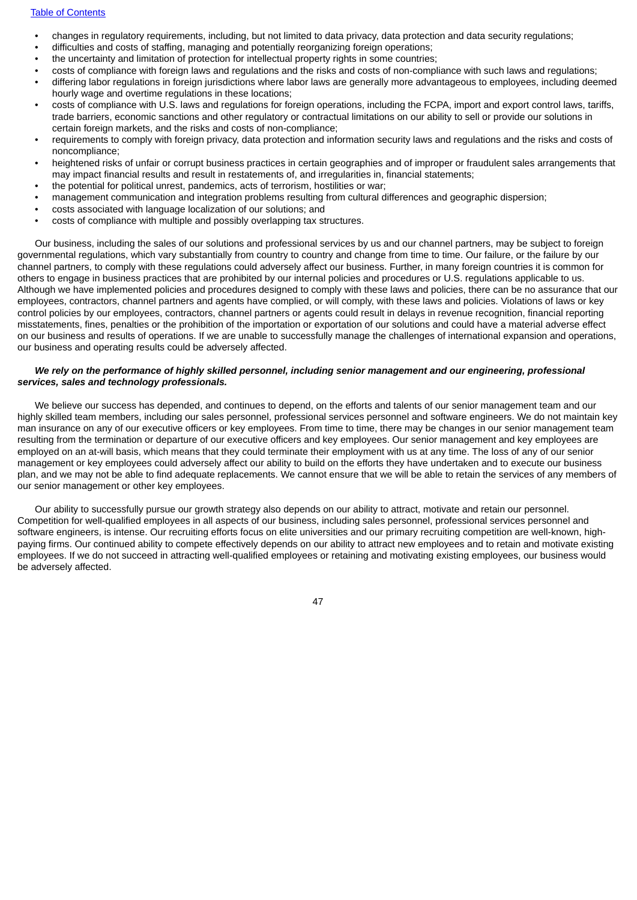- changes in regulatory requirements, including, but not limited to data privacy, data protection and data security regulations;
- difficulties and costs of staffing, managing and potentially reorganizing foreign operations;
- the uncertainty and limitation of protection for intellectual property rights in some countries;
- costs of compliance with foreign laws and regulations and the risks and costs of non-compliance with such laws and regulations;
- differing labor regulations in foreign jurisdictions where labor laws are generally more advantageous to employees, including deemed hourly wage and overtime regulations in these locations;
- costs of compliance with U.S. laws and regulations for foreign operations, including the FCPA, import and export control laws, tariffs, trade barriers, economic sanctions and other regulatory or contractual limitations on our ability to sell or provide our solutions in certain foreign markets, and the risks and costs of non-compliance;
- requirements to comply with foreign privacy, data protection and information security laws and regulations and the risks and costs of noncompliance;
- heightened risks of unfair or corrupt business practices in certain geographies and of improper or fraudulent sales arrangements that may impact financial results and result in restatements of, and irregularities in, financial statements;
- the potential for political unrest, pandemics, acts of terrorism, hostilities or war;
- management communication and integration problems resulting from cultural differences and geographic dispersion;
- costs associated with language localization of our solutions; and
- costs of compliance with multiple and possibly overlapping tax structures.

Our business, including the sales of our solutions and professional services by us and our channel partners, may be subject to foreign governmental regulations, which vary substantially from country to country and change from time to time. Our failure, or the failure by our channel partners, to comply with these regulations could adversely affect our business. Further, in many foreign countries it is common for others to engage in business practices that are prohibited by our internal policies and procedures or U.S. regulations applicable to us. Although we have implemented policies and procedures designed to comply with these laws and policies, there can be no assurance that our employees, contractors, channel partners and agents have complied, or will comply, with these laws and policies. Violations of laws or key control policies by our employees, contractors, channel partners or agents could result in delays in revenue recognition, financial reporting misstatements, fines, penalties or the prohibition of the importation or exportation of our solutions and could have a material adverse effect on our business and results of operations. If we are unable to successfully manage the challenges of international expansion and operations, our business and operating results could be adversely affected.

***We rely on the performance of highly skilled personnel, including senior management and our engineering, professional services, sales and technology professionals.***

We believe our success has depended, and continues to depend, on the efforts and talents of our senior management team and our highly skilled team members, including our sales personnel, professional services personnel and software engineers. We do not maintain key man insurance on any of our executive officers or key employees. From time to time, there may be changes in our senior management team resulting from the termination or departure of our executive officers and key employees. Our senior management and key employees are employed on an at-will basis, which means that they could terminate their employment with us at any time. The loss of any of our senior management or key employees could adversely affect our ability to build on the efforts they have undertaken and to execute our business plan, and we may not be able to find adequate replacements. We cannot ensure that we will be able to retain the services of any members of our senior management or other key employees.

Our ability to successfully pursue our growth strategy also depends on our ability to attract, motivate and retain our personnel. Competition for well-qualified employees in all aspects of our business, including sales personnel, professional services personnel and software engineers, is intense. Our recruiting efforts focus on elite universities and our primary recruiting competition are well-known, high-paying firms. Our continued ability to compete effectively depends on our ability to attract new employees and to retain and motivate existing employees. If we do not succeed in attracting well-qualified employees or retaining and motivating existing employees, our business would be adversely affected.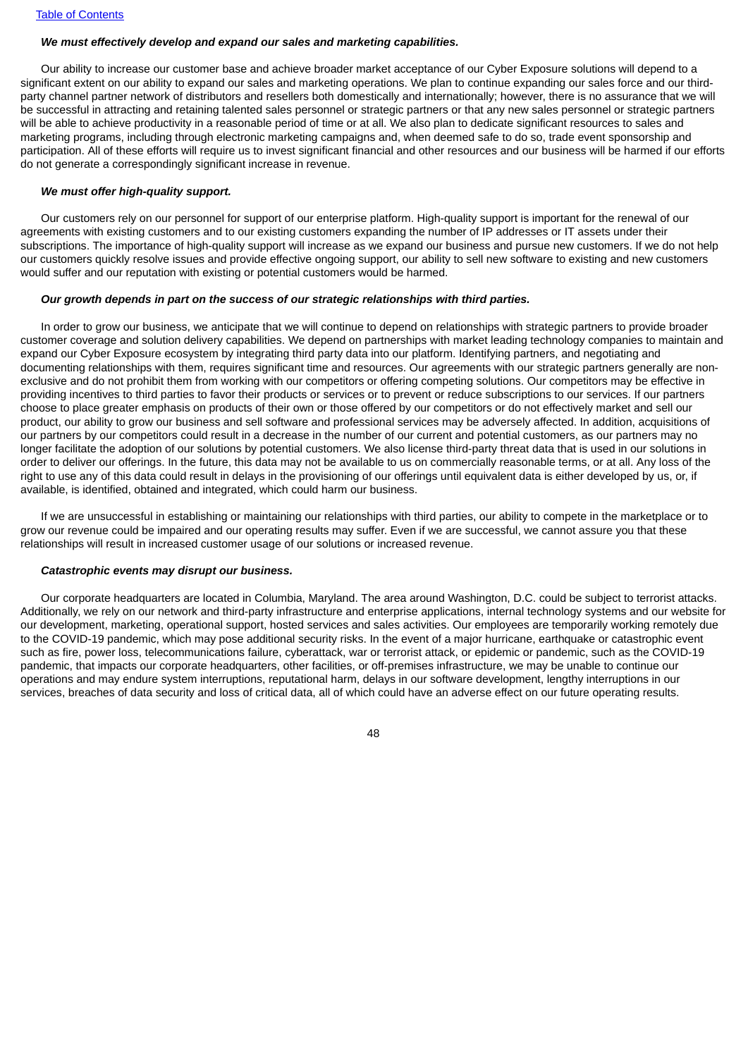***We must effectively develop and expand our sales and marketing capabilities.***

Our ability to increase our customer base and achieve broader market acceptance of our Cyber Exposure solutions will depend to a significant extent on our ability to expand our sales and marketing operations. We plan to continue expanding our sales force and our third-party channel partner network of distributors and resellers both domestically and internationally; however, there is no assurance that we will be successful in attracting and retaining talented sales personnel or strategic partners or that any new sales personnel or strategic partners will be able to achieve productivity in a reasonable period of time or at all. We also plan to dedicate significant resources to sales and marketing programs, including through electronic marketing campaigns and, when deemed safe to do so, trade event sponsorship and participation. All of these efforts will require us to invest significant financial and other resources and our business will be harmed if our efforts do not generate a correspondingly significant increase in revenue.

***We must offer high-quality support.***

Our customers rely on our personnel for support of our enterprise platform. High-quality support is important for the renewal of our agreements with existing customers and to our existing customers expanding the number of IP addresses or IT assets under their subscriptions. The importance of high-quality support will increase as we expand our business and pursue new customers. If we do not help our customers quickly resolve issues and provide effective ongoing support, our ability to sell new software to existing and new customers would suffer and our reputation with existing or potential customers would be harmed.

***Our growth depends in part on the success of our strategic relationships with third parties.***

In order to grow our business, we anticipate that we will continue to depend on relationships with strategic partners to provide broader customer coverage and solution delivery capabilities. We depend on partnerships with market leading technology companies to maintain and expand our Cyber Exposure ecosystem by integrating third party data into our platform. Identifying partners, and negotiating and documenting relationships with them, requires significant time and resources. Our agreements with our strategic partners generally are non-exclusive and do not prohibit them from working with our competitors or offering competing solutions. Our competitors may be effective in providing incentives to third parties to favor their products or services or to prevent or reduce subscriptions to our services. If our partners choose to place greater emphasis on products of their own or those offered by our competitors or do not effectively market and sell our product, our ability to grow our business and sell software and professional services may be adversely affected. In addition, acquisitions of our partners by our competitors could result in a decrease in the number of our current and potential customers, as our partners may no longer facilitate the adoption of our solutions by potential customers. We also license third-party threat data that is used in our solutions in order to deliver our offerings. In the future, this data may not be available to us on commercially reasonable terms, or at all. Any loss of the right to use any of this data could result in delays in the provisioning of our offerings until equivalent data is either developed by us, or, if available, is identified, obtained and integrated, which could harm our business.

If we are unsuccessful in establishing or maintaining our relationships with third parties, our ability to compete in the marketplace or to grow our revenue could be impaired and our operating results may suffer. Even if we are successful, we cannot assure you that these relationships will result in increased customer usage of our solutions or increased revenue.

***Catastrophic events may disrupt our business.***

Our corporate headquarters are located in Columbia, Maryland. The area around Washington, D.C. could be subject to terrorist attacks. Additionally, we rely on our network and third-party infrastructure and enterprise applications, internal technology systems and our website for our development, marketing, operational support, hosted services and sales activities. Our employees are temporarily working remotely due to the COVID-19 pandemic, which may pose additional security risks. In the event of a major hurricane, earthquake or catastrophic event such as fire, power loss, telecommunications failure, cyberattack, war or terrorist attack, or epidemic or pandemic, such as the COVID-19 pandemic, that impacts our corporate headquarters, other facilities, or off-premises infrastructure, we may be unable to continue our operations and may endure system interruptions, reputational harm, delays in our software development, lengthy interruptions in our services, breaches of data security and loss of critical data, all of which could have an adverse effect on our future operating results.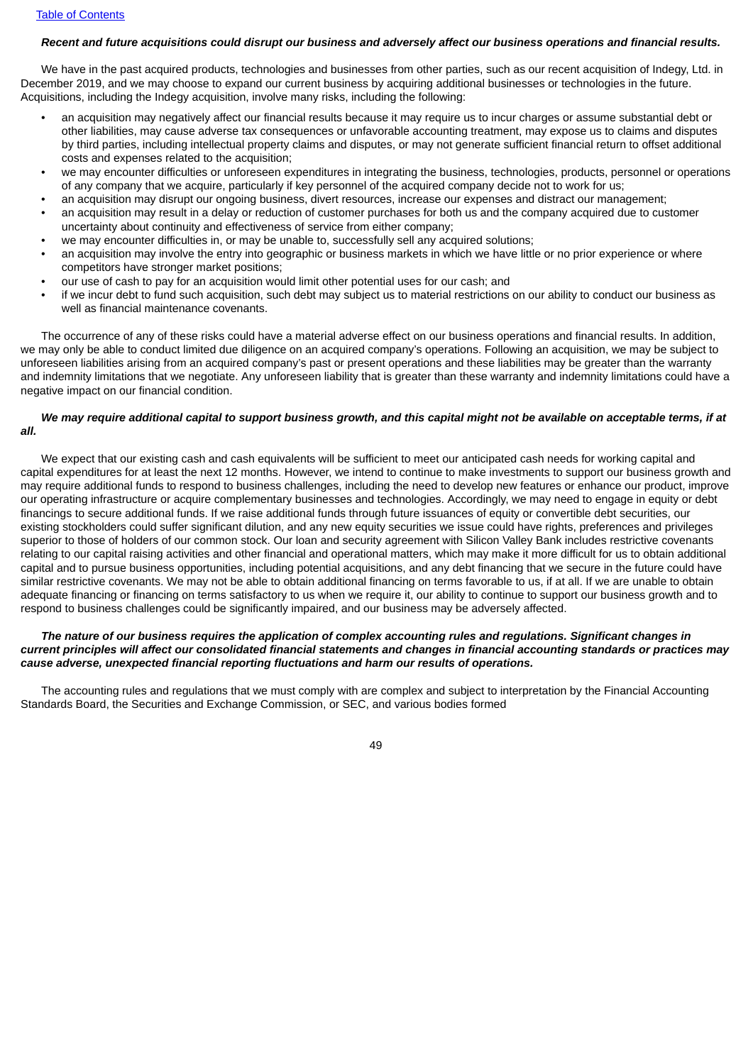***Recent and future acquisitions could disrupt our business and adversely affect our business operations and financial results.***

We have in the past acquired products, technologies and businesses from other parties, such as our recent acquisition of Indegy, Ltd. in December 2019, and we may choose to expand our current business by acquiring additional businesses or technologies in the future. Acquisitions, including the Indegy acquisition, involve many risks, including the following:

- an acquisition may negatively affect our financial results because it may require us to incur charges or assume substantial debt or other liabilities, may cause adverse tax consequences or unfavorable accounting treatment, may expose us to claims and disputes by third parties, including intellectual property claims and disputes, or may not generate sufficient financial return to offset additional costs and expenses related to the acquisition;
- we may encounter difficulties or unforeseen expenditures in integrating the business, technologies, products, personnel or operations of any company that we acquire, particularly if key personnel of the acquired company decide not to work for us;
- an acquisition may disrupt our ongoing business, divert resources, increase our expenses and distract our management;
- an acquisition may result in a delay or reduction of customer purchases for both us and the company acquired due to customer uncertainty about continuity and effectiveness of service from either company;
- we may encounter difficulties in, or may be unable to, successfully sell any acquired solutions;
- an acquisition may involve the entry into geographic or business markets in which we have little or no prior experience or where competitors have stronger market positions;
- our use of cash to pay for an acquisition would limit other potential uses for our cash; and
- if we incur debt to fund such acquisition, such debt may subject us to material restrictions on our ability to conduct our business as well as financial maintenance covenants.

The occurrence of any of these risks could have a material adverse effect on our business operations and financial results. In addition, we may only be able to conduct limited due diligence on an acquired company's operations. Following an acquisition, we may be subject to unforeseen liabilities arising from an acquired company's past or present operations and these liabilities may be greater than the warranty and indemnity limitations that we negotiate. Any unforeseen liability that is greater than these warranty and indemnity limitations could have a negative impact on our financial condition.

***We may require additional capital to support business growth, and this capital might not be available on acceptable terms, if at all.***

We expect that our existing cash and cash equivalents will be sufficient to meet our anticipated cash needs for working capital and capital expenditures for at least the next 12 months. However, we intend to continue to make investments to support our business growth and may require additional funds to respond to business challenges, including the need to develop new features or enhance our product, improve our operating infrastructure or acquire complementary businesses and technologies. Accordingly, we may need to engage in equity or debt financings to secure additional funds. If we raise additional funds through future issuances of equity or convertible debt securities, our existing stockholders could suffer significant dilution, and any new equity securities we issue could have rights, preferences and privileges superior to those of holders of our common stock. Our loan and security agreement with Silicon Valley Bank includes restrictive covenants relating to our capital raising activities and other financial and operational matters, which may make it more difficult for us to obtain additional capital and to pursue business opportunities, including potential acquisitions, and any debt financing that we secure in the future could have similar restrictive covenants. We may not be able to obtain additional financing on terms favorable to us, if at all. If we are unable to obtain adequate financing or financing on terms satisfactory to us when we require it, our ability to continue to support our business growth and to respond to business challenges could be significantly impaired, and our business may be adversely affected.

***The nature of our business requires the application of complex accounting rules and regulations. Significant changes in current principles will affect our consolidated financial statements and changes in financial accounting standards or practices may cause adverse, unexpected financial reporting fluctuations and harm our results of operations.***

The accounting rules and regulations that we must comply with are complex and subject to interpretation by the Financial Accounting Standards Board, the Securities and Exchange Commission, or SEC, and various bodies formed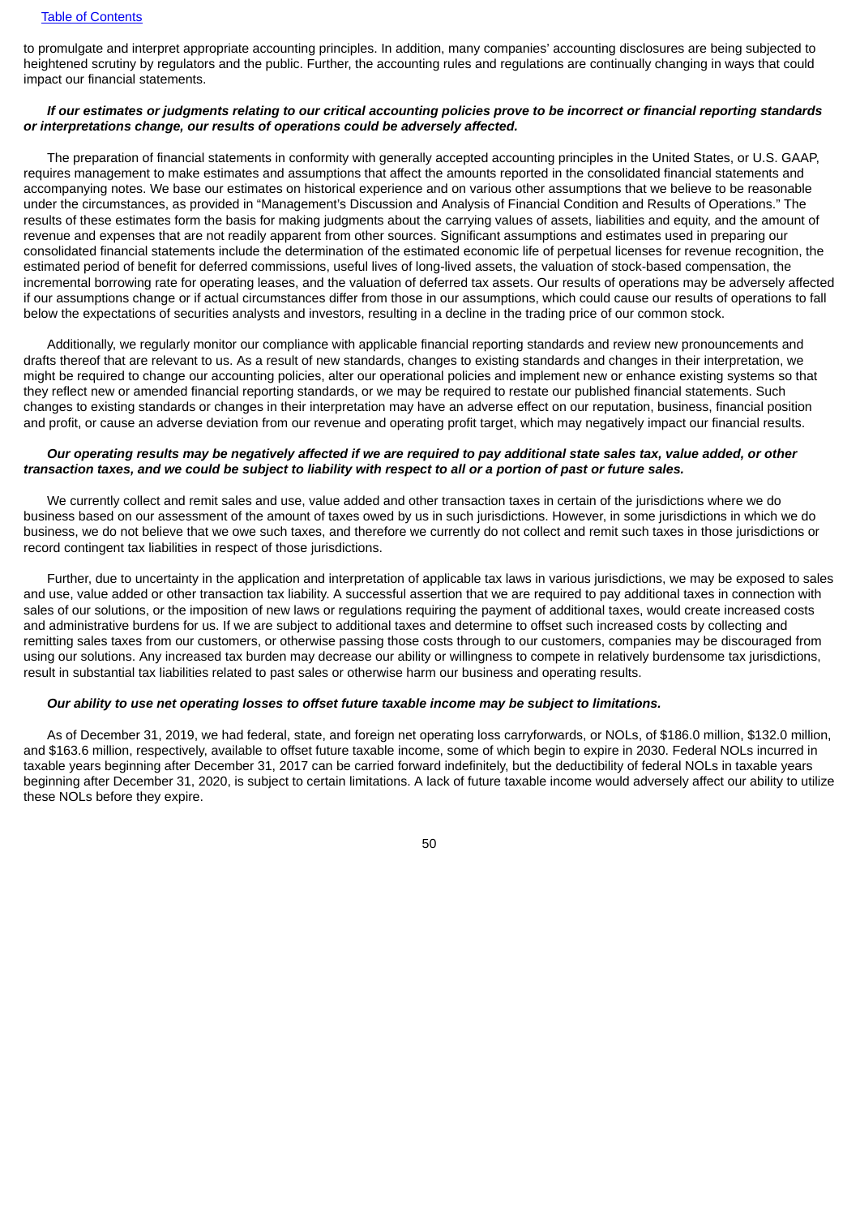to promulgate and interpret appropriate accounting principles. In addition, many companies' accounting disclosures are being subjected to heightened scrutiny by regulators and the public. Further, the accounting rules and regulations are continually changing in ways that could impact our financial statements.

***If our estimates or judgments relating to our critical accounting policies prove to be incorrect or financial reporting standards or interpretations change, our results of operations could be adversely affected.***

The preparation of financial statements in conformity with generally accepted accounting principles in the United States, or U.S. GAAP, requires management to make estimates and assumptions that affect the amounts reported in the consolidated financial statements and accompanying notes. We base our estimates on historical experience and on various other assumptions that we believe to be reasonable under the circumstances, as provided in "Management's Discussion and Analysis of Financial Condition and Results of Operations." The results of these estimates form the basis for making judgments about the carrying values of assets, liabilities and equity, and the amount of revenue and expenses that are not readily apparent from other sources. Significant assumptions and estimates used in preparing our consolidated financial statements include the determination of the estimated economic life of perpetual licenses for revenue recognition, the estimated period of benefit for deferred commissions, useful lives of long-lived assets, the valuation of stock-based compensation, the incremental borrowing rate for operating leases, and the valuation of deferred tax assets. Our results of operations may be adversely affected if our assumptions change or if actual circumstances differ from those in our assumptions, which could cause our results of operations to fall below the expectations of securities analysts and investors, resulting in a decline in the trading price of our common stock.

Additionally, we regularly monitor our compliance with applicable financial reporting standards and review new pronouncements and drafts thereof that are relevant to us. As a result of new standards, changes to existing standards and changes in their interpretation, we might be required to change our accounting policies, alter our operational policies and implement new or enhance existing systems so that they reflect new or amended financial reporting standards, or we may be required to restate our published financial statements. Such changes to existing standards or changes in their interpretation may have an adverse effect on our reputation, business, financial position and profit, or cause an adverse deviation from our revenue and operating profit target, which may negatively impact our financial results.

***Our operating results may be negatively affected if we are required to pay additional state sales tax, value added, or other transaction taxes, and we could be subject to liability with respect to all or a portion of past or future sales.***

We currently collect and remit sales and use, value added and other transaction taxes in certain of the jurisdictions where we do business based on our assessment of the amount of taxes owed by us in such jurisdictions. However, in some jurisdictions in which we do business, we do not believe that we owe such taxes, and therefore we currently do not collect and remit such taxes in those jurisdictions or record contingent tax liabilities in respect of those jurisdictions.

Further, due to uncertainty in the application and interpretation of applicable tax laws in various jurisdictions, we may be exposed to sales and use, value added or other transaction tax liability. A successful assertion that we are required to pay additional taxes in connection with sales of our solutions, or the imposition of new laws or regulations requiring the payment of additional taxes, would create increased costs and administrative burdens for us. If we are subject to additional taxes and determine to offset such increased costs by collecting and remitting sales taxes from our customers, or otherwise passing those costs through to our customers, companies may be discouraged from using our solutions. Any increased tax burden may decrease our ability or willingness to compete in relatively burdensome tax jurisdictions, result in substantial tax liabilities related to past sales or otherwise harm our business and operating results.

***Our ability to use net operating losses to offset future taxable income may be subject to limitations.***

As of December 31, 2019, we had federal, state, and foreign net operating loss carryforwards, or NOLs, of $186.0 million, $132.0 million, and $163.6 million, respectively, available to offset future taxable income, some of which begin to expire in 2030. Federal NOLs incurred in taxable years beginning after December 31, 2017 can be carried forward indefinitely, but the deductibility of federal NOLs in taxable years beginning after December 31, 2020, is subject to certain limitations. A lack of future taxable income would adversely affect our ability to utilize these NOLs before they expire.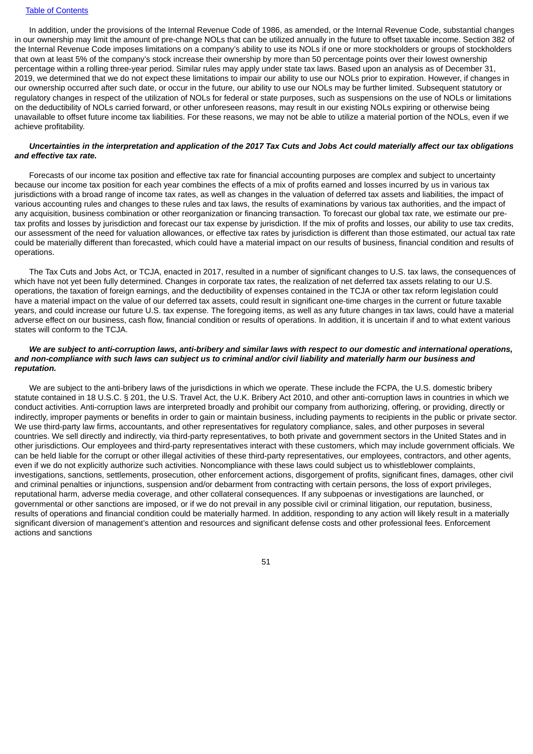In addition, under the provisions of the Internal Revenue Code of 1986, as amended, or the Internal Revenue Code, substantial changes in our ownership may limit the amount of pre-change NOLs that can be utilized annually in the future to offset taxable income. Section 382 of the Internal Revenue Code imposes limitations on a company's ability to use its NOLs if one or more stockholders or groups of stockholders that own at least 5% of the company's stock increase their ownership by more than 50 percentage points over their lowest ownership percentage within a rolling three-year period. Similar rules may apply under state tax laws. Based upon an analysis as of December 31, 2019, we determined that we do not expect these limitations to impair our ability to use our NOLs prior to expiration. However, if changes in our ownership occurred after such date, or occur in the future, our ability to use our NOLs may be further limited. Subsequent statutory or regulatory changes in respect of the utilization of NOLs for federal or state purposes, such as suspensions on the use of NOLs or limitations on the deductibility of NOLs carried forward, or other unforeseen reasons, may result in our existing NOLs expiring or otherwise being unavailable to offset future income tax liabilities. For these reasons, we may not be able to utilize a material portion of the NOLs, even if we achieve profitability.

***Uncertainties in the interpretation and application of the 2017 Tax Cuts and Jobs Act could materially affect our tax obligations and effective tax rate.***

Forecasts of our income tax position and effective tax rate for financial accounting purposes are complex and subject to uncertainty because our income tax position for each year combines the effects of a mix of profits earned and losses incurred by us in various tax jurisdictions with a broad range of income tax rates, as well as changes in the valuation of deferred tax assets and liabilities, the impact of various accounting rules and changes to these rules and tax laws, the results of examinations by various tax authorities, and the impact of any acquisition, business combination or other reorganization or financing transaction. To forecast our global tax rate, we estimate our pre-tax profits and losses by jurisdiction and forecast our tax expense by jurisdiction. If the mix of profits and losses, our ability to use tax credits, our assessment of the need for valuation allowances, or effective tax rates by jurisdiction is different than those estimated, our actual tax rate could be materially different than forecasted, which could have a material impact on our results of business, financial condition and results of operations.

The Tax Cuts and Jobs Act, or TCJA, enacted in 2017, resulted in a number of significant changes to U.S. tax laws, the consequences of which have not yet been fully determined. Changes in corporate tax rates, the realization of net deferred tax assets relating to our U.S. operations, the taxation of foreign earnings, and the deductibility of expenses contained in the TCJA or other tax reform legislation could have a material impact on the value of our deferred tax assets, could result in significant one-time charges in the current or future taxable years, and could increase our future U.S. tax expense. The foregoing items, as well as any future changes in tax laws, could have a material adverse effect on our business, cash flow, financial condition or results of operations. In addition, it is uncertain if and to what extent various states will conform to the TCJA.

***We are subject to anti-corruption laws, anti-bribery and similar laws with respect to our domestic and international operations, and non-compliance with such laws can subject us to criminal and/or civil liability and materially harm our business and reputation.***

We are subject to the anti-bribery laws of the jurisdictions in which we operate. These include the FCPA, the U.S. domestic bribery statute contained in 18 U.S.C. § 201, the U.S. Travel Act, the U.K. Bribery Act 2010, and other anti-corruption laws in countries in which we conduct activities. Anti-corruption laws are interpreted broadly and prohibit our company from authorizing, offering, or providing, directly or indirectly, improper payments or benefits in order to gain or maintain business, including payments to recipients in the public or private sector. We use third-party law firms, accountants, and other representatives for regulatory compliance, sales, and other purposes in several countries. We sell directly and indirectly, via third-party representatives, to both private and government sectors in the United States and in other jurisdictions. Our employees and third-party representatives interact with these customers, which may include government officials. We can be held liable for the corrupt or other illegal activities of these third-party representatives, our employees, contractors, and other agents, even if we do not explicitly authorize such activities. Noncompliance with these laws could subject us to whistleblower complaints, investigations, sanctions, settlements, prosecution, other enforcement actions, disgorgement of profits, significant fines, damages, other civil and criminal penalties or injunctions, suspension and/or debarment from contracting with certain persons, the loss of export privileges, reputational harm, adverse media coverage, and other collateral consequences. If any subpoenas or investigations are launched, or governmental or other sanctions are imposed, or if we do not prevail in any possible civil or criminal litigation, our reputation, business, results of operations and financial condition could be materially harmed. In addition, responding to any action will likely result in a materially significant diversion of management's attention and resources and significant defense costs and other professional fees. Enforcement actions and sanctions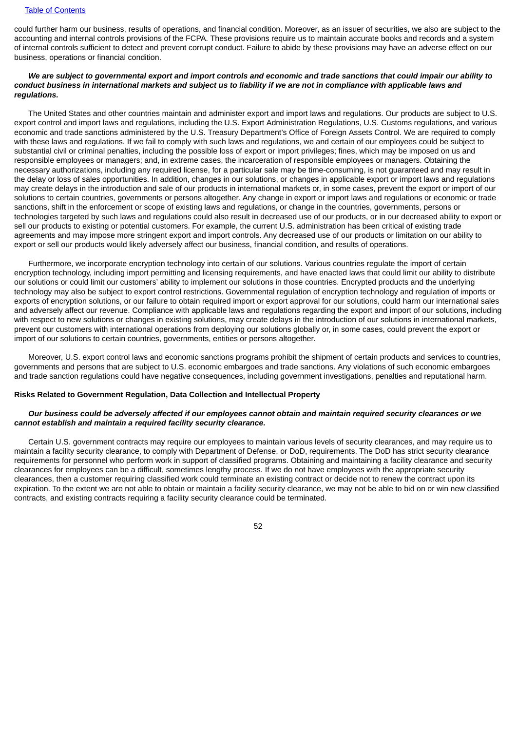could further harm our business, results of operations, and financial condition. Moreover, as an issuer of securities, we also are subject to the accounting and internal controls provisions of the FCPA. These provisions require us to maintain accurate books and records and a system of internal controls sufficient to detect and prevent corrupt conduct. Failure to abide by these provisions may have an adverse effect on our business, operations or financial condition.

***We are subject to governmental export and import controls and economic and trade sanctions that could impair our ability to conduct business in international markets and subject us to liability if we are not in compliance with applicable laws and regulations.***

The United States and other countries maintain and administer export and import laws and regulations. Our products are subject to U.S. export control and import laws and regulations, including the U.S. Export Administration Regulations, U.S. Customs regulations, and various economic and trade sanctions administered by the U.S. Treasury Department's Office of Foreign Assets Control. We are required to comply with these laws and regulations. If we fail to comply with such laws and regulations, we and certain of our employees could be subject to substantial civil or criminal penalties, including the possible loss of export or import privileges; fines, which may be imposed on us and responsible employees or managers; and, in extreme cases, the incarceration of responsible employees or managers. Obtaining the necessary authorizations, including any required license, for a particular sale may be time-consuming, is not guaranteed and may result in the delay or loss of sales opportunities. In addition, changes in our solutions, or changes in applicable export or import laws and regulations may create delays in the introduction and sale of our products in international markets or, in some cases, prevent the export or import of our solutions to certain countries, governments or persons altogether. Any change in export or import laws and regulations or economic or trade sanctions, shift in the enforcement or scope of existing laws and regulations, or change in the countries, governments, persons or technologies targeted by such laws and regulations could also result in decreased use of our products, or in our decreased ability to export or sell our products to existing or potential customers. For example, the current U.S. administration has been critical of existing trade agreements and may impose more stringent export and import controls. Any decreased use of our products or limitation on our ability to export or sell our products would likely adversely affect our business, financial condition, and results of operations.

Furthermore, we incorporate encryption technology into certain of our solutions. Various countries regulate the import of certain encryption technology, including import permitting and licensing requirements, and have enacted laws that could limit our ability to distribute our solutions or could limit our customers' ability to implement our solutions in those countries. Encrypted products and the underlying technology may also be subject to export control restrictions. Governmental regulation of encryption technology and regulation of imports or exports of encryption solutions, or our failure to obtain required import or export approval for our solutions, could harm our international sales and adversely affect our revenue. Compliance with applicable laws and regulations regarding the export and import of our solutions, including with respect to new solutions or changes in existing solutions, may create delays in the introduction of our solutions in international markets, prevent our customers with international operations from deploying our solutions globally or, in some cases, could prevent the export or import of our solutions to certain countries, governments, entities or persons altogether.

Moreover, U.S. export control laws and economic sanctions programs prohibit the shipment of certain products and services to countries, governments and persons that are subject to U.S. economic embargoes and trade sanctions. Any violations of such economic embargoes and trade sanction regulations could have negative consequences, including government investigations, penalties and reputational harm.

**Risks Related to Government Regulation, Data Collection and Intellectual Property**

***Our business could be adversely affected if our employees cannot obtain and maintain required security clearances or we cannot establish and maintain a required facility security clearance.***

Certain U.S. government contracts may require our employees to maintain various levels of security clearances, and may require us to maintain a facility security clearance, to comply with Department of Defense, or DoD, requirements. The DoD has strict security clearance requirements for personnel who perform work in support of classified programs. Obtaining and maintaining a facility clearance and security clearances for employees can be a difficult, sometimes lengthy process. If we do not have employees with the appropriate security clearances, then a customer requiring classified work could terminate an existing contract or decide not to renew the contract upon its expiration. To the extent we are not able to obtain or maintain a facility security clearance, we may not be able to bid on or win new classified contracts, and existing contracts requiring a facility security clearance could be terminated.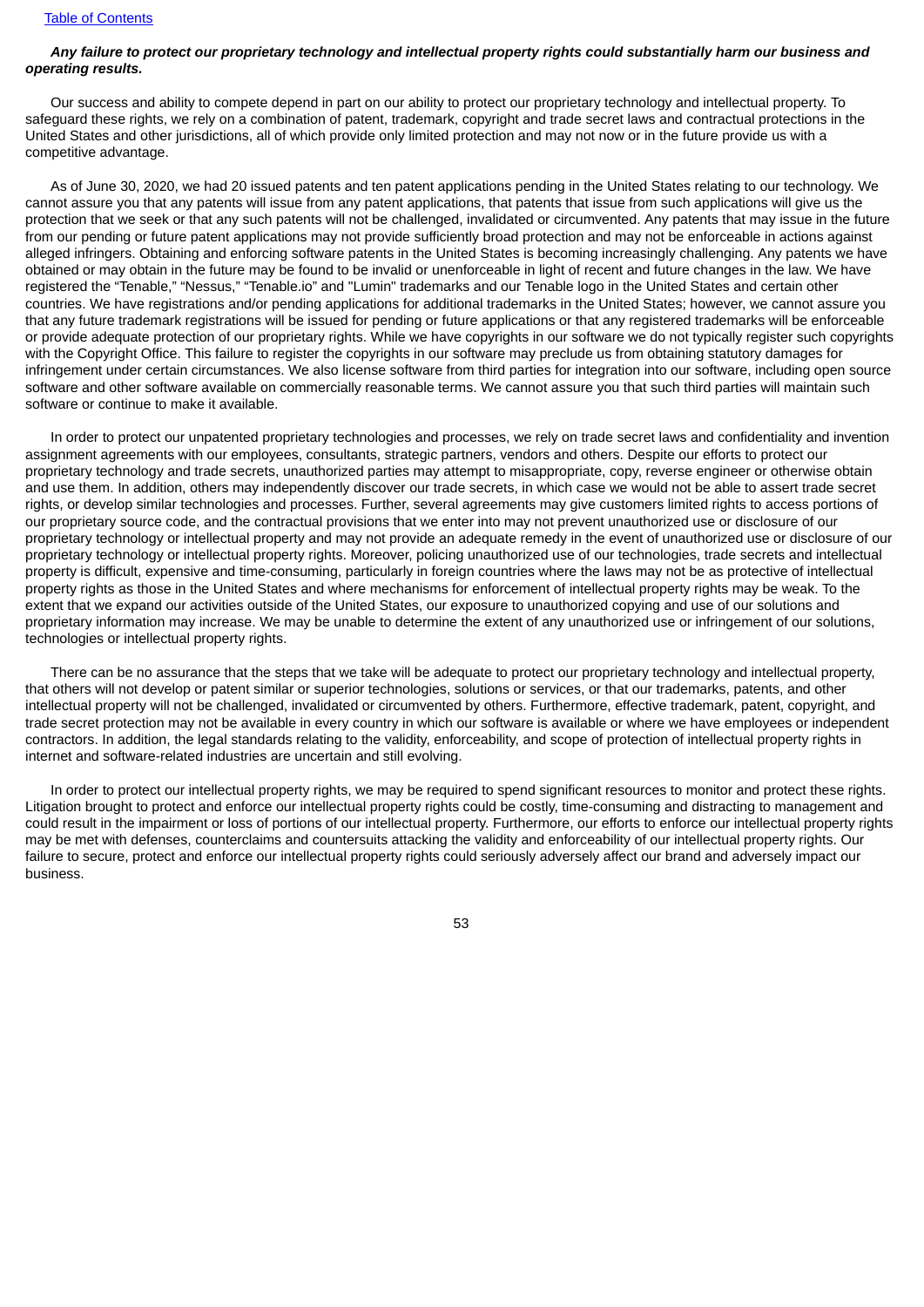***Any failure to protect our proprietary technology and intellectual property rights could substantially harm our business and operating results.***

Our success and ability to compete depend in part on our ability to protect our proprietary technology and intellectual property. To safeguard these rights, we rely on a combination of patent, trademark, copyright and trade secret laws and contractual protections in the United States and other jurisdictions, all of which provide only limited protection and may not now or in the future provide us with a competitive advantage.

As of June 30, 2020, we had 20 issued patents and ten patent applications pending in the United States relating to our technology. We cannot assure you that any patents will issue from any patent applications, that patents that issue from such applications will give us the protection that we seek or that any such patents will not be challenged, invalidated or circumvented. Any patents that may issue in the future from our pending or future patent applications may not provide sufficiently broad protection and may not be enforceable in actions against alleged infringers. Obtaining and enforcing software patents in the United States is becoming increasingly challenging. Any patents we have obtained or may obtain in the future may be found to be invalid or unenforceable in light of recent and future changes in the law. We have registered the "Tenable," "Nessus," "Tenable.io" and "Lumin" trademarks and our Tenable logo in the United States and certain other countries. We have registrations and/or pending applications for additional trademarks in the United States; however, we cannot assure you that any future trademark registrations will be issued for pending or future applications or that any registered trademarks will be enforceable or provide adequate protection of our proprietary rights. While we have copyrights in our software we do not typically register such copyrights with the Copyright Office. This failure to register the copyrights in our software may preclude us from obtaining statutory damages for infringement under certain circumstances. We also license software from third parties for integration into our software, including open source software and other software available on commercially reasonable terms. We cannot assure you that such third parties will maintain such software or continue to make it available.

In order to protect our unpatented proprietary technologies and processes, we rely on trade secret laws and confidentiality and invention assignment agreements with our employees, consultants, strategic partners, vendors and others. Despite our efforts to protect our proprietary technology and trade secrets, unauthorized parties may attempt to misappropriate, copy, reverse engineer or otherwise obtain and use them. In addition, others may independently discover our trade secrets, in which case we would not be able to assert trade secret rights, or develop similar technologies and processes. Further, several agreements may give customers limited rights to access portions of our proprietary source code, and the contractual provisions that we enter into may not prevent unauthorized use or disclosure of our proprietary technology or intellectual property and may not provide an adequate remedy in the event of unauthorized use or disclosure of our proprietary technology or intellectual property rights. Moreover, policing unauthorized use of our technologies, trade secrets and intellectual property is difficult, expensive and time-consuming, particularly in foreign countries where the laws may not be as protective of intellectual property rights as those in the United States and where mechanisms for enforcement of intellectual property rights may be weak. To the extent that we expand our activities outside of the United States, our exposure to unauthorized copying and use of our solutions and proprietary information may increase. We may be unable to determine the extent of any unauthorized use or infringement of our solutions, technologies or intellectual property rights.

There can be no assurance that the steps that we take will be adequate to protect our proprietary technology and intellectual property, that others will not develop or patent similar or superior technologies, solutions or services, or that our trademarks, patents, and other intellectual property will not be challenged, invalidated or circumvented by others. Furthermore, effective trademark, patent, copyright, and trade secret protection may not be available in every country in which our software is available or where we have employees or independent contractors. In addition, the legal standards relating to the validity, enforceability, and scope of protection of intellectual property rights in internet and software-related industries are uncertain and still evolving.

In order to protect our intellectual property rights, we may be required to spend significant resources to monitor and protect these rights. Litigation brought to protect and enforce our intellectual property rights could be costly, time-consuming and distracting to management and could result in the impairment or loss of portions of our intellectual property. Furthermore, our efforts to enforce our intellectual property rights may be met with defenses, counterclaims and countersuits attacking the validity and enforceability of our intellectual property rights. Our failure to secure, protect and enforce our intellectual property rights could seriously adversely affect our brand and adversely impact our business.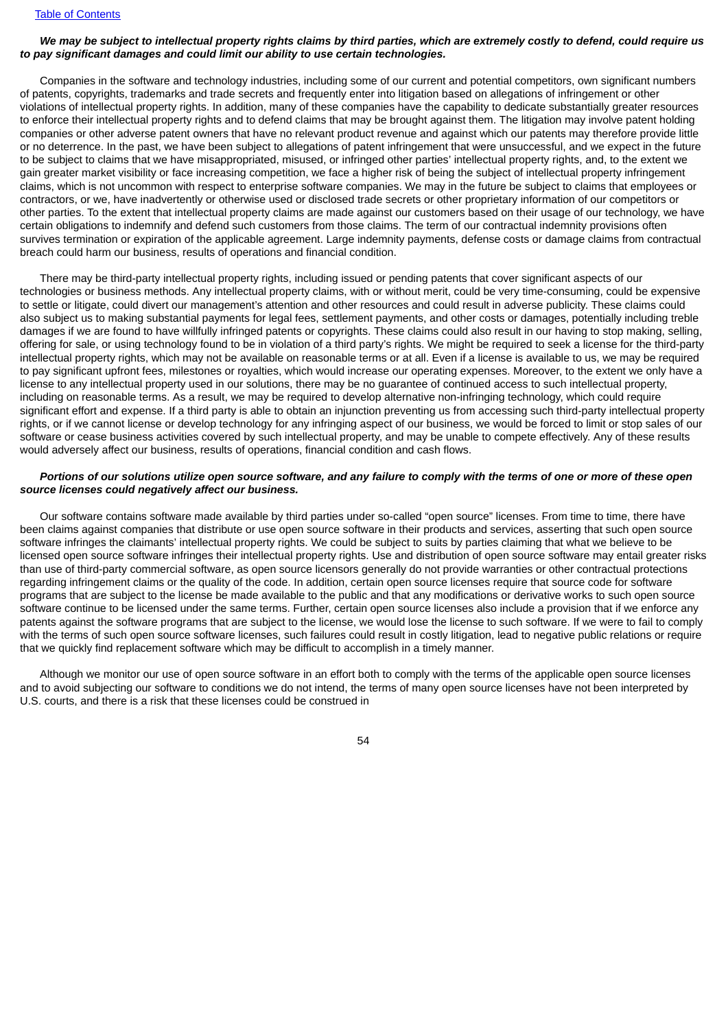***We may be subject to intellectual property rights claims by third parties, which are extremely costly to defend, could require us to pay significant damages and could limit our ability to use certain technologies.***

Companies in the software and technology industries, including some of our current and potential competitors, own significant numbers of patents, copyrights, trademarks and trade secrets and frequently enter into litigation based on allegations of infringement or other violations of intellectual property rights. In addition, many of these companies have the capability to dedicate substantially greater resources to enforce their intellectual property rights and to defend claims that may be brought against them. The litigation may involve patent holding companies or other adverse patent owners that have no relevant product revenue and against which our patents may therefore provide little or no deterrence. In the past, we have been subject to allegations of patent infringement that were unsuccessful, and we expect in the future to be subject to claims that we have misappropriated, misused, or infringed other parties' intellectual property rights, and, to the extent we gain greater market visibility or face increasing competition, we face a higher risk of being the subject of intellectual property infringement claims, which is not uncommon with respect to enterprise software companies. We may in the future be subject to claims that employees or contractors, or we, have inadvertently or otherwise used or disclosed trade secrets or other proprietary information of our competitors or other parties. To the extent that intellectual property claims are made against our customers based on their usage of our technology, we have certain obligations to indemnify and defend such customers from those claims. The term of our contractual indemnity provisions often survives termination or expiration of the applicable agreement. Large indemnity payments, defense costs or damage claims from contractual breach could harm our business, results of operations and financial condition.

There may be third-party intellectual property rights, including issued or pending patents that cover significant aspects of our technologies or business methods. Any intellectual property claims, with or without merit, could be very time-consuming, could be expensive to settle or litigate, could divert our management's attention and other resources and could result in adverse publicity. These claims could also subject us to making substantial payments for legal fees, settlement payments, and other costs or damages, potentially including treble damages if we are found to have willfully infringed patents or copyrights. These claims could also result in our having to stop making, selling, offering for sale, or using technology found to be in violation of a third party's rights. We might be required to seek a license for the third-party intellectual property rights, which may not be available on reasonable terms or at all. Even if a license is available to us, we may be required to pay significant upfront fees, milestones or royalties, which would increase our operating expenses. Moreover, to the extent we only have a license to any intellectual property used in our solutions, there may be no guarantee of continued access to such intellectual property, including on reasonable terms. As a result, we may be required to develop alternative non-infringing technology, which could require significant effort and expense. If a third party is able to obtain an injunction preventing us from accessing such third-party intellectual property rights, or if we cannot license or develop technology for any infringing aspect of our business, we would be forced to limit or stop sales of our software or cease business activities covered by such intellectual property, and may be unable to compete effectively. Any of these results would adversely affect our business, results of operations, financial condition and cash flows.

***Portions of our solutions utilize open source software, and any failure to comply with the terms of one or more of these open source licenses could negatively affect our business.***

Our software contains software made available by third parties under so-called "open source" licenses. From time to time, there have been claims against companies that distribute or use open source software in their products and services, asserting that such open source software infringes the claimants' intellectual property rights. We could be subject to suits by parties claiming that what we believe to be licensed open source software infringes their intellectual property rights. Use and distribution of open source software may entail greater risks than use of third-party commercial software, as open source licensors generally do not provide warranties or other contractual protections regarding infringement claims or the quality of the code. In addition, certain open source licenses require that source code for software programs that are subject to the license be made available to the public and that any modifications or derivative works to such open source software continue to be licensed under the same terms. Further, certain open source licenses also include a provision that if we enforce any patents against the software programs that are subject to the license, we would lose the license to such software. If we were to fail to comply with the terms of such open source software licenses, such failures could result in costly litigation, lead to negative public relations or require that we quickly find replacement software which may be difficult to accomplish in a timely manner.

Although we monitor our use of open source software in an effort both to comply with the terms of the applicable open source licenses and to avoid subjecting our software to conditions we do not intend, the terms of many open source licenses have not been interpreted by U.S. courts, and there is a risk that these licenses could be construed in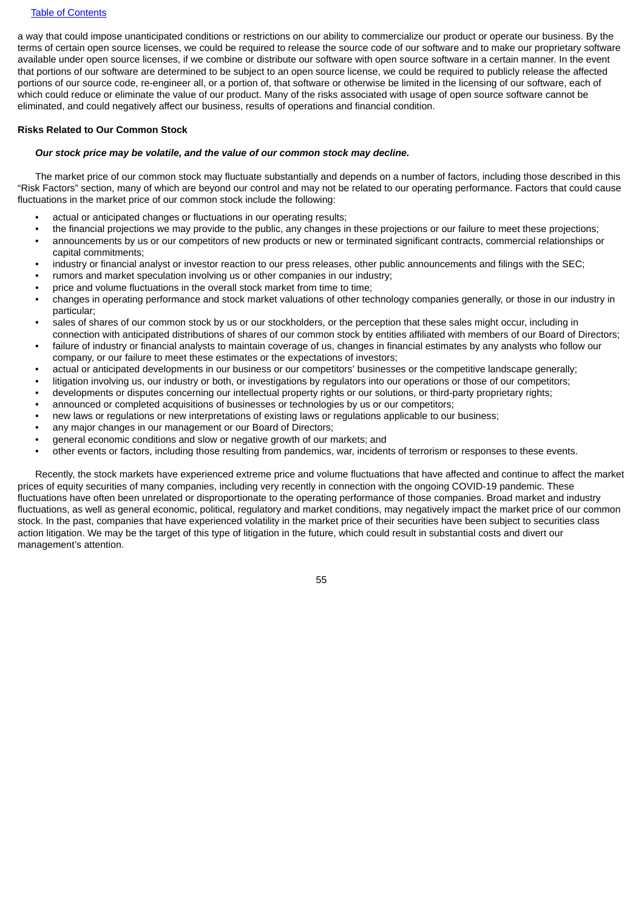a way that could impose unanticipated conditions or restrictions on our ability to commercialize our product or operate our business. By the terms of certain open source licenses, we could be required to release the source code of our software and to make our proprietary software available under open source licenses, if we combine or distribute our software with open source software in a certain manner. In the event that portions of our software are determined to be subject to an open source license, we could be required to publicly release the affected portions of our source code, re-engineer all, or a portion of, that software or otherwise be limited in the licensing of our software, each of which could reduce or eliminate the value of our product. Many of the risks associated with usage of open source software cannot be eliminated, and could negatively affect our business, results of operations and financial condition.

**Risks Related to Our Common Stock**

***Our stock price may be volatile, and the value of our common stock may decline.***

The market price of our common stock may fluctuate substantially and depends on a number of factors, including those described in this "Risk Factors" section, many of which are beyond our control and may not be related to our operating performance. Factors that could cause fluctuations in the market price of our common stock include the following:

- actual or anticipated changes or fluctuations in our operating results;
- the financial projections we may provide to the public, any changes in these projections or our failure to meet these projections;
- announcements by us or our competitors of new products or new or terminated significant contracts, commercial relationships or capital commitments;
- industry or financial analyst or investor reaction to our press releases, other public announcements and filings with the SEC;
- rumors and market speculation involving us or other companies in our industry;
- price and volume fluctuations in the overall stock market from time to time;
- changes in operating performance and stock market valuations of other technology companies generally, or those in our industry in particular;
- sales of shares of our common stock by us or our stockholders, or the perception that these sales might occur, including in connection with anticipated distributions of shares of our common stock by entities affiliated with members of our Board of Directors;
- failure of industry or financial analysts to maintain coverage of us, changes in financial estimates by any analysts who follow our company, or our failure to meet these estimates or the expectations of investors;
- actual or anticipated developments in our business or our competitors' businesses or the competitive landscape generally;
- litigation involving us, our industry or both, or investigations by regulators into our operations or those of our competitors;
- developments or disputes concerning our intellectual property rights or our solutions, or third-party proprietary rights;
- announced or completed acquisitions of businesses or technologies by us or our competitors;
- new laws or regulations or new interpretations of existing laws or regulations applicable to our business;
- any major changes in our management or our Board of Directors;
- general economic conditions and slow or negative growth of our markets; and
- other events or factors, including those resulting from pandemics, war, incidents of terrorism or responses to these events.

Recently, the stock markets have experienced extreme price and volume fluctuations that have affected and continue to affect the market prices of equity securities of many companies, including very recently in connection with the ongoing COVID-19 pandemic. These fluctuations have often been unrelated or disproportionate to the operating performance of those companies. Broad market and industry fluctuations, as well as general economic, political, regulatory and market conditions, may negatively impact the market price of our common stock. In the past, companies that have experienced volatility in the market price of their securities have been subject to securities class action litigation. We may be the target of this type of litigation in the future, which could result in substantial costs and divert our management's attention.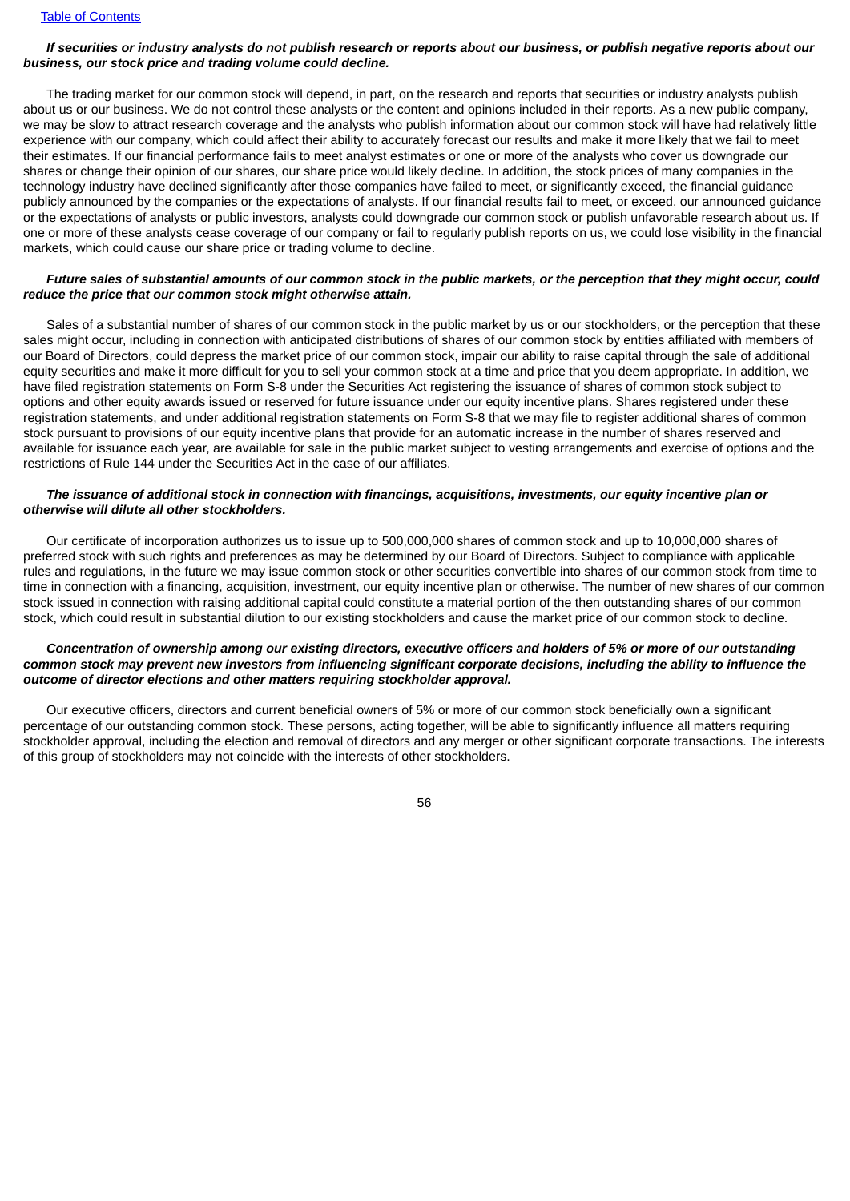***If securities or industry analysts do not publish research or reports about our business, or publish negative reports about our business, our stock price and trading volume could decline.***

The trading market for our common stock will depend, in part, on the research and reports that securities or industry analysts publish about us or our business. We do not control these analysts or the content and opinions included in their reports. As a new public company, we may be slow to attract research coverage and the analysts who publish information about our common stock will have had relatively little experience with our company, which could affect their ability to accurately forecast our results and make it more likely that we fail to meet their estimates. If our financial performance fails to meet analyst estimates or one or more of the analysts who cover us downgrade our shares or change their opinion of our shares, our share price would likely decline. In addition, the stock prices of many companies in the technology industry have declined significantly after those companies have failed to meet, or significantly exceed, the financial guidance publicly announced by the companies or the expectations of analysts. If our financial results fail to meet, or exceed, our announced guidance or the expectations of analysts or public investors, analysts could downgrade our common stock or publish unfavorable research about us. If one or more of these analysts cease coverage of our company or fail to regularly publish reports on us, we could lose visibility in the financial markets, which could cause our share price or trading volume to decline.

***Future sales of substantial amounts of our common stock in the public markets, or the perception that they might occur, could reduce the price that our common stock might otherwise attain.***

Sales of a substantial number of shares of our common stock in the public market by us or our stockholders, or the perception that these sales might occur, including in connection with anticipated distributions of shares of our common stock by entities affiliated with members of our Board of Directors, could depress the market price of our common stock, impair our ability to raise capital through the sale of additional equity securities and make it more difficult for you to sell your common stock at a time and price that you deem appropriate. In addition, we have filed registration statements on Form S-8 under the Securities Act registering the issuance of shares of common stock subject to options and other equity awards issued or reserved for future issuance under our equity incentive plans. Shares registered under these registration statements, and under additional registration statements on Form S-8 that we may file to register additional shares of common stock pursuant to provisions of our equity incentive plans that provide for an automatic increase in the number of shares reserved and available for issuance each year, are available for sale in the public market subject to vesting arrangements and exercise of options and the restrictions of Rule 144 under the Securities Act in the case of our affiliates.

***The issuance of additional stock in connection with financings, acquisitions, investments, our equity incentive plan or otherwise will dilute all other stockholders.***

Our certificate of incorporation authorizes us to issue up to 500,000,000 shares of common stock and up to 10,000,000 shares of preferred stock with such rights and preferences as may be determined by our Board of Directors. Subject to compliance with applicable rules and regulations, in the future we may issue common stock or other securities convertible into shares of our common stock from time to time in connection with a financing, acquisition, investment, our equity incentive plan or otherwise. The number of new shares of our common stock issued in connection with raising additional capital could constitute a material portion of the then outstanding shares of our common stock, which could result in substantial dilution to our existing stockholders and cause the market price of our common stock to decline.

***Concentration of ownership among our existing directors, executive officers and holders of 5% or more of our outstanding common stock may prevent new investors from influencing significant corporate decisions, including the ability to influence the outcome of director elections and other matters requiring stockholder approval.***

Our executive officers, directors and current beneficial owners of 5% or more of our common stock beneficially own a significant percentage of our outstanding common stock. These persons, acting together, will be able to significantly influence all matters requiring stockholder approval, including the election and removal of directors and any merger or other significant corporate transactions. The interests of this group of stockholders may not coincide with the interests of other stockholders.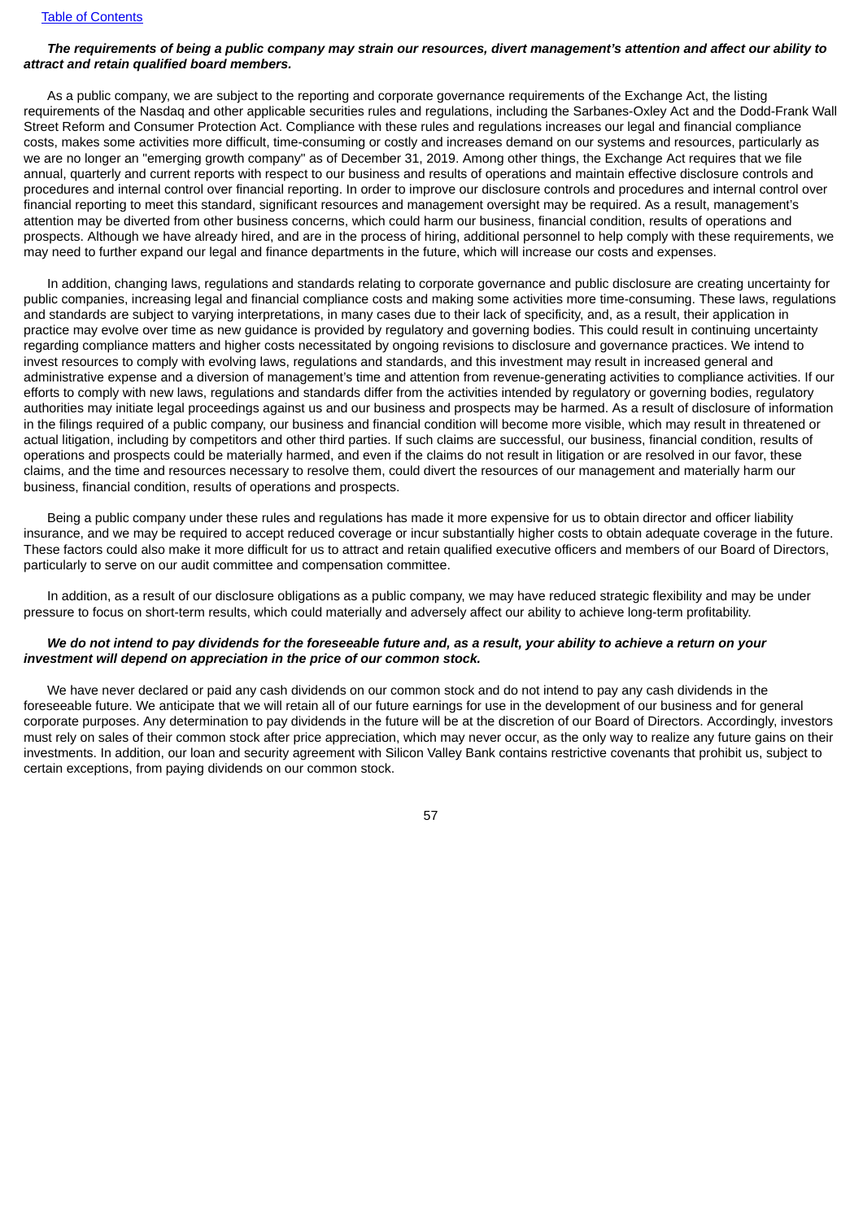***The requirements of being a public company may strain our resources, divert management's attention and affect our ability to attract and retain qualified board members.***

As a public company, we are subject to the reporting and corporate governance requirements of the Exchange Act, the listing requirements of the Nasdaq and other applicable securities rules and regulations, including the Sarbanes-Oxley Act and the Dodd-Frank Wall Street Reform and Consumer Protection Act. Compliance with these rules and regulations increases our legal and financial compliance costs, makes some activities more difficult, time-consuming or costly and increases demand on our systems and resources, particularly as we are no longer an "emerging growth company" as of December 31, 2019. Among other things, the Exchange Act requires that we file annual, quarterly and current reports with respect to our business and results of operations and maintain effective disclosure controls and procedures and internal control over financial reporting. In order to improve our disclosure controls and procedures and internal control over financial reporting to meet this standard, significant resources and management oversight may be required. As a result, management's attention may be diverted from other business concerns, which could harm our business, financial condition, results of operations and prospects. Although we have already hired, and are in the process of hiring, additional personnel to help comply with these requirements, we may need to further expand our legal and finance departments in the future, which will increase our costs and expenses.

In addition, changing laws, regulations and standards relating to corporate governance and public disclosure are creating uncertainty for public companies, increasing legal and financial compliance costs and making some activities more time-consuming. These laws, regulations and standards are subject to varying interpretations, in many cases due to their lack of specificity, and, as a result, their application in practice may evolve over time as new guidance is provided by regulatory and governing bodies. This could result in continuing uncertainty regarding compliance matters and higher costs necessitated by ongoing revisions to disclosure and governance practices. We intend to invest resources to comply with evolving laws, regulations and standards, and this investment may result in increased general and administrative expense and a diversion of management's time and attention from revenue-generating activities to compliance activities. If our efforts to comply with new laws, regulations and standards differ from the activities intended by regulatory or governing bodies, regulatory authorities may initiate legal proceedings against us and our business and prospects may be harmed. As a result of disclosure of information in the filings required of a public company, our business and financial condition will become more visible, which may result in threatened or actual litigation, including by competitors and other third parties. If such claims are successful, our business, financial condition, results of operations and prospects could be materially harmed, and even if the claims do not result in litigation or are resolved in our favor, these claims, and the time and resources necessary to resolve them, could divert the resources of our management and materially harm our business, financial condition, results of operations and prospects.

Being a public company under these rules and regulations has made it more expensive for us to obtain director and officer liability insurance, and we may be required to accept reduced coverage or incur substantially higher costs to obtain adequate coverage in the future. These factors could also make it more difficult for us to attract and retain qualified executive officers and members of our Board of Directors, particularly to serve on our audit committee and compensation committee.

In addition, as a result of our disclosure obligations as a public company, we may have reduced strategic flexibility and may be under pressure to focus on short-term results, which could materially and adversely affect our ability to achieve long-term profitability.

***We do not intend to pay dividends for the foreseeable future and, as a result, your ability to achieve a return on your investment will depend on appreciation in the price of our common stock.***

We have never declared or paid any cash dividends on our common stock and do not intend to pay any cash dividends in the foreseeable future. We anticipate that we will retain all of our future earnings for use in the development of our business and for general corporate purposes. Any determination to pay dividends in the future will be at the discretion of our Board of Directors. Accordingly, investors must rely on sales of their common stock after price appreciation, which may never occur, as the only way to realize any future gains on their investments. In addition, our loan and security agreement with Silicon Valley Bank contains restrictive covenants that prohibit us, subject to certain exceptions, from paying dividends on our common stock.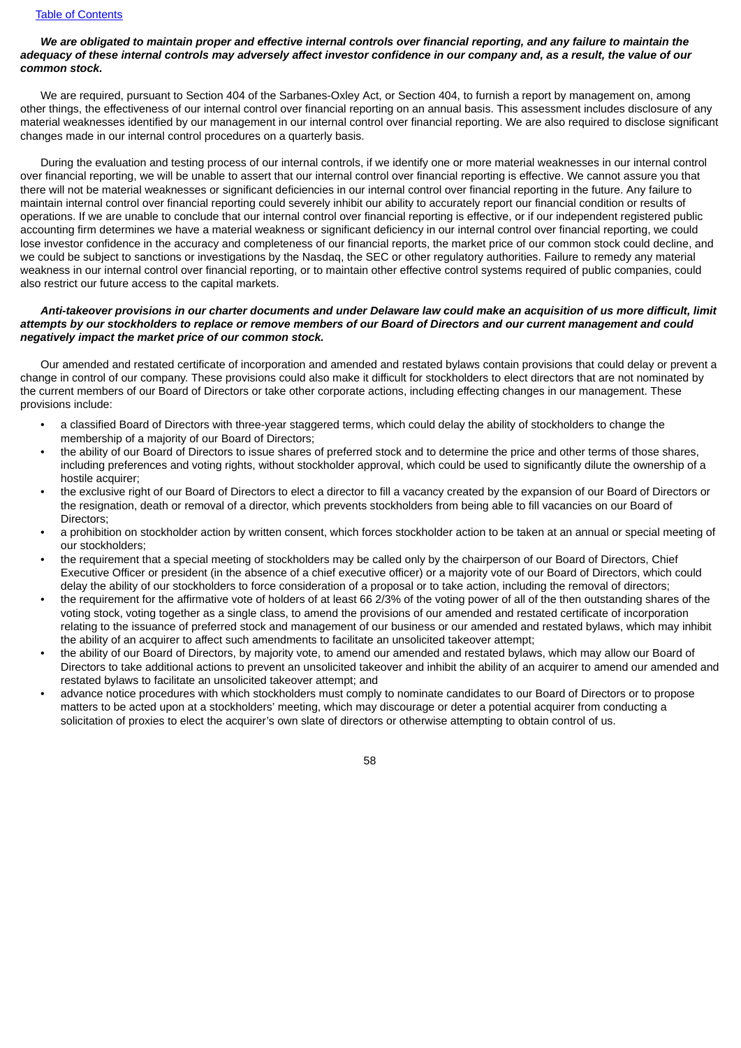***We are obligated to maintain proper and effective internal controls over financial reporting, and any failure to maintain the adequacy of these internal controls may adversely affect investor confidence in our company and, as a result, the value of our common stock.***

We are required, pursuant to Section 404 of the Sarbanes-Oxley Act, or Section 404, to furnish a report by management on, among other things, the effectiveness of our internal control over financial reporting on an annual basis. This assessment includes disclosure of any material weaknesses identified by our management in our internal control over financial reporting. We are also required to disclose significant changes made in our internal control procedures on a quarterly basis.

During the evaluation and testing process of our internal controls, if we identify one or more material weaknesses in our internal control over financial reporting, we will be unable to assert that our internal control over financial reporting is effective. We cannot assure you that there will not be material weaknesses or significant deficiencies in our internal control over financial reporting in the future. Any failure to maintain internal control over financial reporting could severely inhibit our ability to accurately report our financial condition or results of operations. If we are unable to conclude that our internal control over financial reporting is effective, or if our independent registered public accounting firm determines we have a material weakness or significant deficiency in our internal control over financial reporting, we could lose investor confidence in the accuracy and completeness of our financial reports, the market price of our common stock could decline, and we could be subject to sanctions or investigations by the Nasdaq, the SEC or other regulatory authorities. Failure to remedy any material weakness in our internal control over financial reporting, or to maintain other effective control systems required of public companies, could also restrict our future access to the capital markets.

***Anti-takeover provisions in our charter documents and under Delaware law could make an acquisition of us more difficult, limit attempts by our stockholders to replace or remove members of our Board of Directors and our current management and could negatively impact the market price of our common stock.***

Our amended and restated certificate of incorporation and amended and restated bylaws contain provisions that could delay or prevent a change in control of our company. These provisions could also make it difficult for stockholders to elect directors that are not nominated by the current members of our Board of Directors or take other corporate actions, including effecting changes in our management. These provisions include:

- a classified Board of Directors with three-year staggered terms, which could delay the ability of stockholders to change the membership of a majority of our Board of Directors;
- the ability of our Board of Directors to issue shares of preferred stock and to determine the price and other terms of those shares, including preferences and voting rights, without stockholder approval, which could be used to significantly dilute the ownership of a hostile acquirer;
- the exclusive right of our Board of Directors to elect a director to fill a vacancy created by the expansion of our Board of Directors or the resignation, death or removal of a director, which prevents stockholders from being able to fill vacancies on our Board of Directors;
- a prohibition on stockholder action by written consent, which forces stockholder action to be taken at an annual or special meeting of our stockholders;
- the requirement that a special meeting of stockholders may be called only by the chairperson of our Board of Directors, Chief Executive Officer or president (in the absence of a chief executive officer) or a majority vote of our Board of Directors, which could delay the ability of our stockholders to force consideration of a proposal or to take action, including the removal of directors;
- the requirement for the affirmative vote of holders of at least 66 2/3% of the voting power of all of the then outstanding shares of the voting stock, voting together as a single class, to amend the provisions of our amended and restated certificate of incorporation relating to the issuance of preferred stock and management of our business or our amended and restated bylaws, which may inhibit the ability of an acquirer to affect such amendments to facilitate an unsolicited takeover attempt;
- the ability of our Board of Directors, by majority vote, to amend our amended and restated bylaws, which may allow our Board of Directors to take additional actions to prevent an unsolicited takeover and inhibit the ability of an acquirer to amend our amended and restated bylaws to facilitate an unsolicited takeover attempt; and
- advance notice procedures with which stockholders must comply to nominate candidates to our Board of Directors or to propose matters to be acted upon at a stockholders' meeting, which may discourage or deter a potential acquirer from conducting a solicitation of proxies to elect the acquirer's own slate of directors or otherwise attempting to obtain control of us.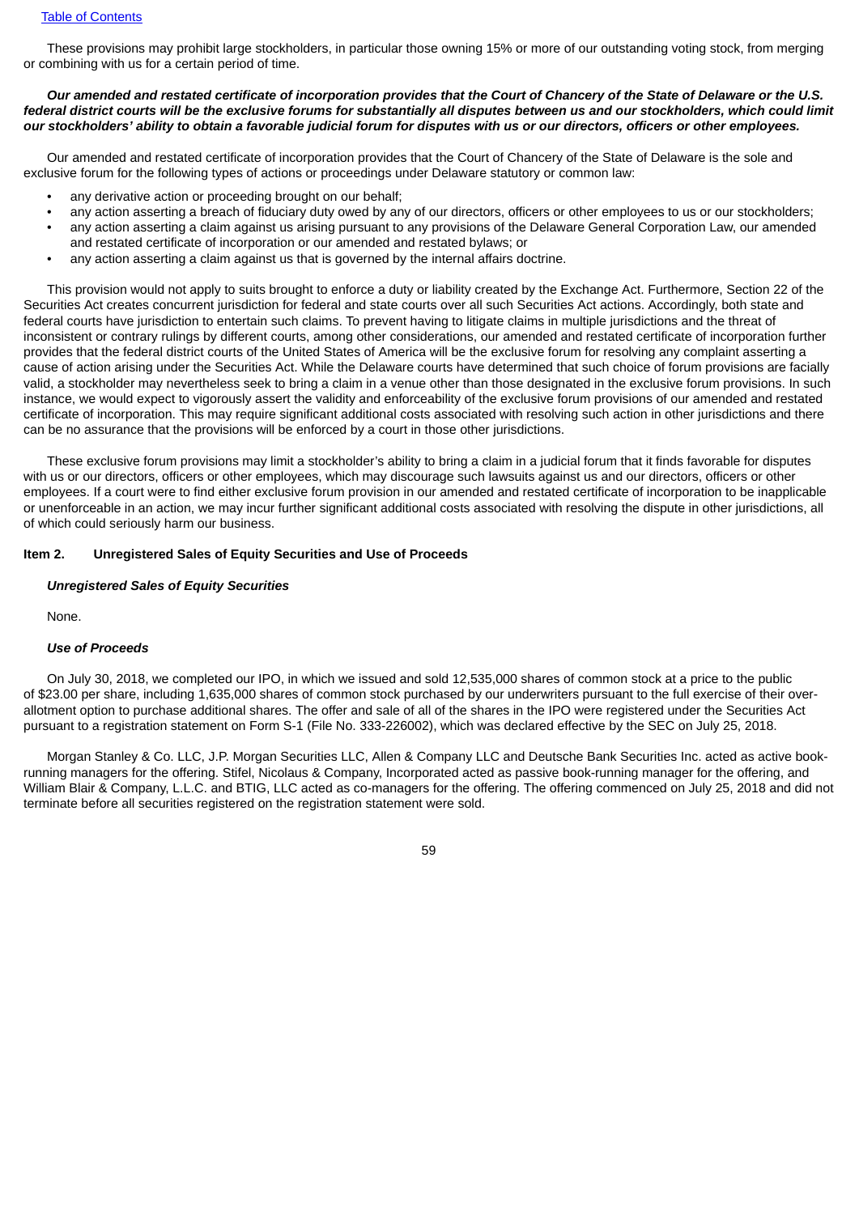These provisions may prohibit large stockholders, in particular those owning 15% or more of our outstanding voting stock, from merging or combining with us for a certain period of time.

***Our amended and restated certificate of incorporation provides that the Court of Chancery of the State of Delaware or the U.S. federal district courts will be the exclusive forums for substantially all disputes between us and our stockholders, which could limit our stockholders' ability to obtain a favorable judicial forum for disputes with us or our directors, officers or other employees.***

Our amended and restated certificate of incorporation provides that the Court of Chancery of the State of Delaware is the sole and exclusive forum for the following types of actions or proceedings under Delaware statutory or common law:

- any derivative action or proceeding brought on our behalf;
- any action asserting a breach of fiduciary duty owed by any of our directors, officers or other employees to us or our stockholders;
- any action asserting a claim against us arising pursuant to any provisions of the Delaware General Corporation Law, our amended and restated certificate of incorporation or our amended and restated bylaws; or
- any action asserting a claim against us that is governed by the internal affairs doctrine.

This provision would not apply to suits brought to enforce a duty or liability created by the Exchange Act. Furthermore, Section 22 of the Securities Act creates concurrent jurisdiction for federal and state courts over all such Securities Act actions. Accordingly, both state and federal courts have jurisdiction to entertain such claims. To prevent having to litigate claims in multiple jurisdictions and the threat of inconsistent or contrary rulings by different courts, among other considerations, our amended and restated certificate of incorporation further provides that the federal district courts of the United States of America will be the exclusive forum for resolving any complaint asserting a cause of action arising under the Securities Act. While the Delaware courts have determined that such choice of forum provisions are facially valid, a stockholder may nevertheless seek to bring a claim in a venue other than those designated in the exclusive forum provisions. In such instance, we would expect to vigorously assert the validity and enforceability of the exclusive forum provisions of our amended and restated certificate of incorporation. This may require significant additional costs associated with resolving such action in other jurisdictions and there can be no assurance that the provisions will be enforced by a court in those other jurisdictions.

These exclusive forum provisions may limit a stockholder's ability to bring a claim in a judicial forum that it finds favorable for disputes with us or our directors, officers or other employees, which may discourage such lawsuits against us and our directors, officers or other employees. If a court were to find either exclusive forum provision in our amended and restated certificate of incorporation to be inapplicable or unenforceable in an action, we may incur further significant additional costs associated with resolving the dispute in other jurisdictions, all of which could seriously harm our business.

## Item 2. Unregistered Sales of Equity Securities and Use of Proceeds

***Unregistered Sales of Equity Securities***

None.

***Use of Proceeds***

On July 30, 2018, we completed our IPO, in which we issued and sold 12,535,000 shares of common stock at a price to the public of $23.00 per share, including 1,635,000 shares of common stock purchased by our underwriters pursuant to the full exercise of their over-allotment option to purchase additional shares. The offer and sale of all of the shares in the IPO were registered under the Securities Act pursuant to a registration statement on Form S-1 (File No. 333-226002), which was declared effective by the SEC on July 25, 2018.

Morgan Stanley & Co. LLC, J.P. Morgan Securities LLC, Allen & Company LLC and Deutsche Bank Securities Inc. acted as active book-running managers for the offering. Stifel, Nicolaus & Company, Incorporated acted as passive book-running manager for the offering, and William Blair & Company, L.L.C. and BTIG, LLC acted as co-managers for the offering. The offering commenced on July 25, 2018 and did not terminate before all securities registered on the registration statement were sold.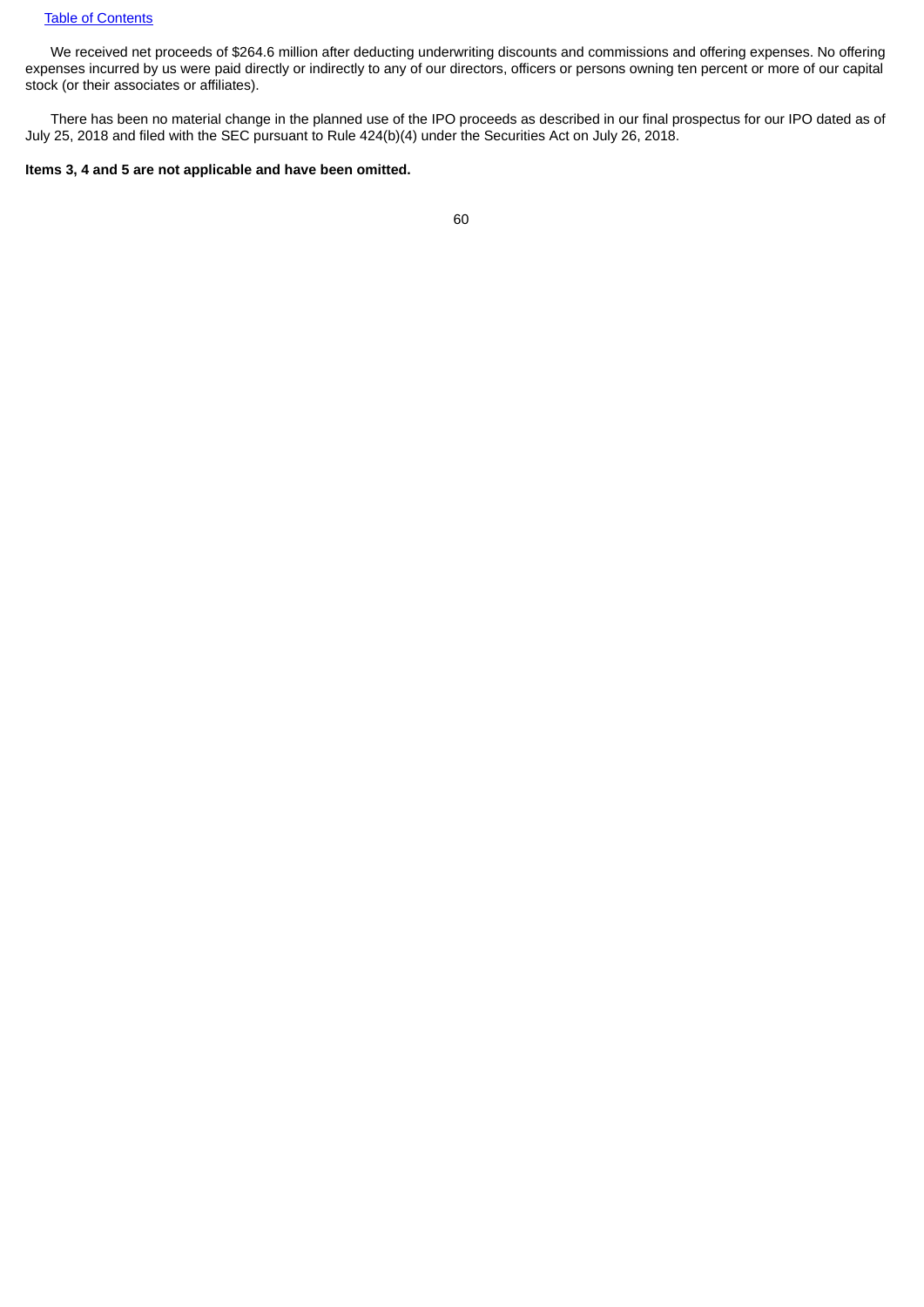We received net proceeds of $264.6 million after deducting underwriting discounts and commissions and offering expenses. No offering expenses incurred by us were paid directly or indirectly to any of our directors, officers or persons owning ten percent or more of our capital stock (or their associates or affiliates).

There has been no material change in the planned use of the IPO proceeds as described in our final prospectus for our IPO dated as of July 25, 2018 and filed with the SEC pursuant to Rule 424(b)(4) under the Securities Act on July 26, 2018.

**Items 3, 4 and 5 are not applicable and have been omitted.**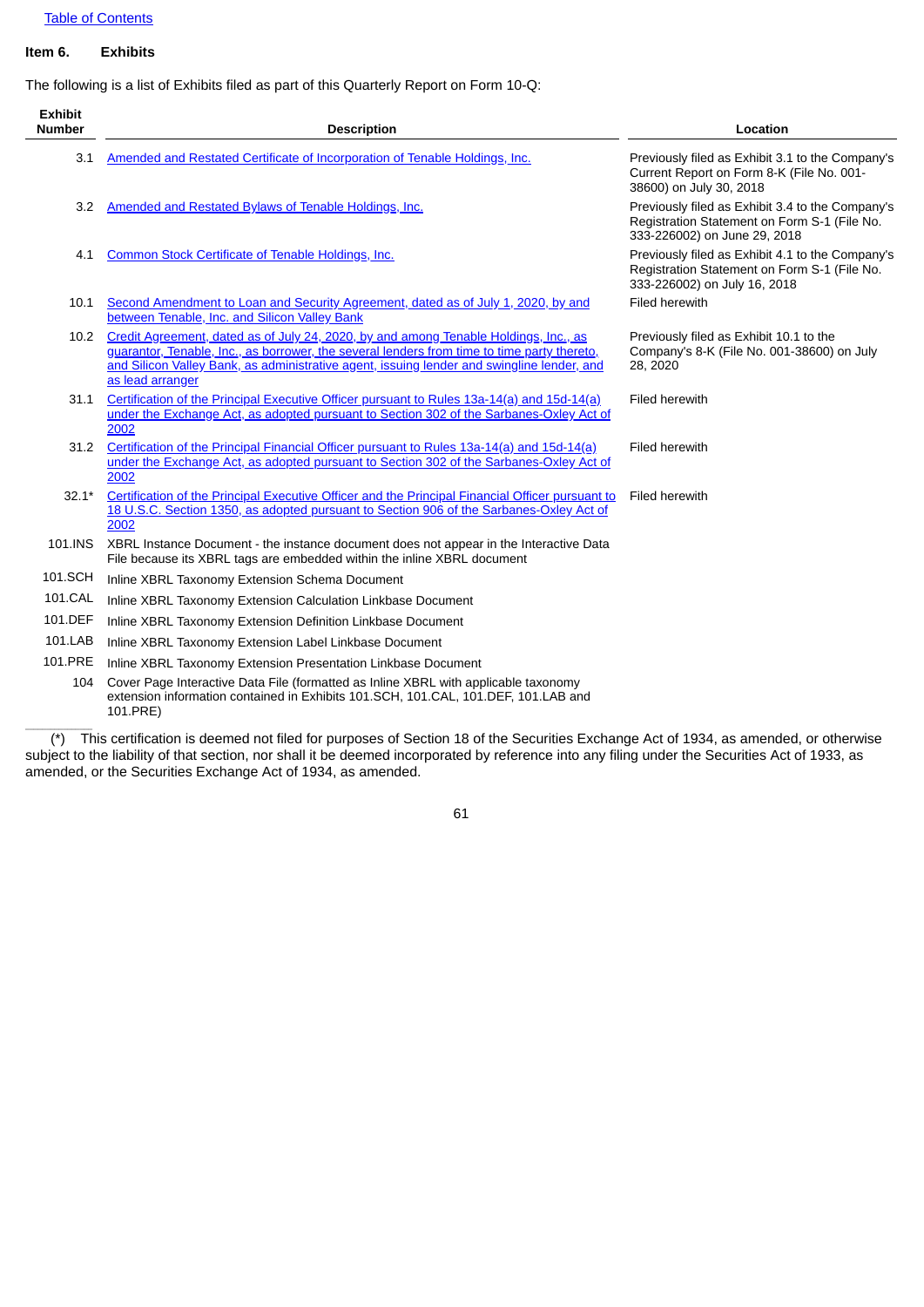Table of Contents

**Item 6. Exhibits**

The following is a list of Exhibits filed as part of this Quarterly Report on Form 10-Q:

| Exhibit Number | Description | Location |
|---|---|---|
| 3.1 | Amended and Restated Certificate of Incorporation of Tenable Holdings, Inc. | Previously filed as Exhibit 3.1 to the Company's Current Report on Form 8-K (File No. 001-38600) on July 30, 2018 |
| 3.2 | Amended and Restated Bylaws of Tenable Holdings, Inc. | Previously filed as Exhibit 3.4 to the Company's Registration Statement on Form S-1 (File No. 333-226002) on June 29, 2018 |
| 4.1 | Common Stock Certificate of Tenable Holdings, Inc. | Previously filed as Exhibit 4.1 to the Company's Registration Statement on Form S-1 (File No. 333-226002) on July 16, 2018 |
| 10.1 | Second Amendment to Loan and Security Agreement, dated as of July 1, 2020, by and between Tenable, Inc. and Silicon Valley Bank | Filed herewith |
| 10.2 | Credit Agreement, dated as of July 24, 2020, by and among Tenable Holdings, Inc., as guarantor, Tenable, Inc., as borrower, the several lenders from time to time party thereto, and Silicon Valley Bank, as administrative agent, issuing lender and swingline lender, and as lead arranger | Previously filed as Exhibit 10.1 to the Company's 8-K (File No. 001-38600) on July 28, 2020 |
| 31.1 | Certification of the Principal Executive Officer pursuant to Rules 13a-14(a) and 15d-14(a) under the Exchange Act, as adopted pursuant to Section 302 of the Sarbanes-Oxley Act of 2002 | Filed herewith |
| 31.2 | Certification of the Principal Financial Officer pursuant to Rules 13a-14(a) and 15d-14(a) under the Exchange Act, as adopted pursuant to Section 302 of the Sarbanes-Oxley Act of 2002 | Filed herewith |
| 32.1* | Certification of the Principal Executive Officer and the Principal Financial Officer pursuant to 18 U.S.C. Section 1350, as adopted pursuant to Section 906 of the Sarbanes-Oxley Act of 2002 | Filed herewith |
| 101.INS | XBRL Instance Document - the instance document does not appear in the Interactive Data File because its XBRL tags are embedded within the inline XBRL document | |
| 101.SCH | Inline XBRL Taxonomy Extension Schema Document | |
| 101.CAL | Inline XBRL Taxonomy Extension Calculation Linkbase Document | |
| 101.DEF | Inline XBRL Taxonomy Extension Definition Linkbase Document | |
| 101.LAB | Inline XBRL Taxonomy Extension Label Linkbase Document | |
| 101.PRE | Inline XBRL Taxonomy Extension Presentation Linkbase Document | |
| 104 | Cover Page Interactive Data File (formatted as Inline XBRL with applicable taxonomy extension information contained in Exhibits 101.SCH, 101.CAL, 101.DEF, 101.LAB and 101.PRE) | |

(*) This certification is deemed not filed for purposes of Section 18 of the Securities Exchange Act of 1934, as amended, or otherwise subject to the liability of that section, nor shall it be deemed incorporated by reference into any filing under the Securities Act of 1933, as amended, or the Securities Exchange Act of 1934, as amended.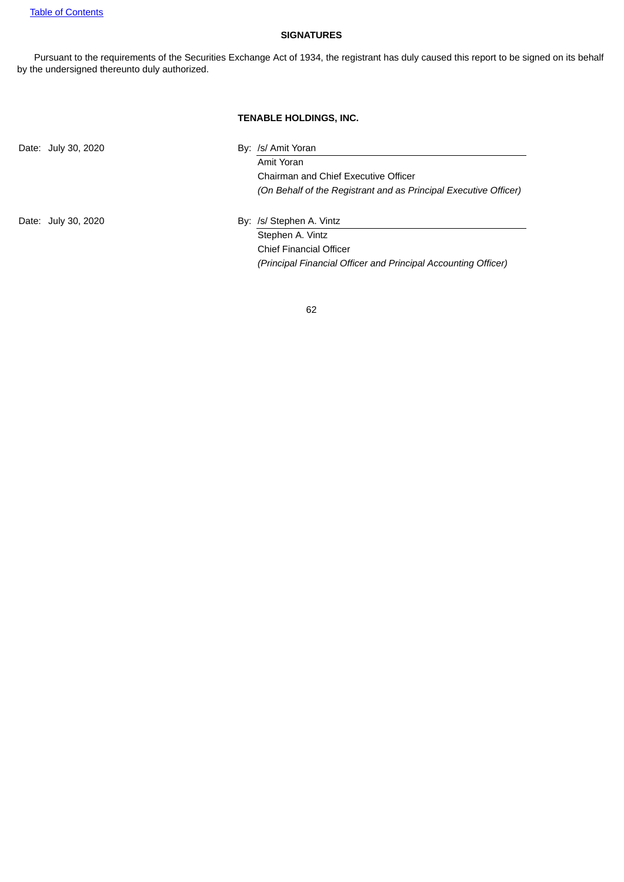**SIGNATURES**

Pursuant to the requirements of the Securities Exchange Act of 1934, the registrant has duly caused this report to be signed on its behalf by the undersigned thereunto duly authorized.

**TENABLE HOLDINGS, INC.**

| | |
|---|---|
| Date: July 30, 2020 | By: /s/ Amit Yoran |
| | Amit Yoran |
| | Chairman and Chief Executive Officer |
| | *(On Behalf of the Registrant and as Principal Executive Officer)* |
| Date: July 30, 2020 | By: /s/ Stephen A. Vintz |
| | Stephen A. Vintz |
| | Chief Financial Officer |
| | *(Principal Financial Officer and Principal Accounting Officer)* |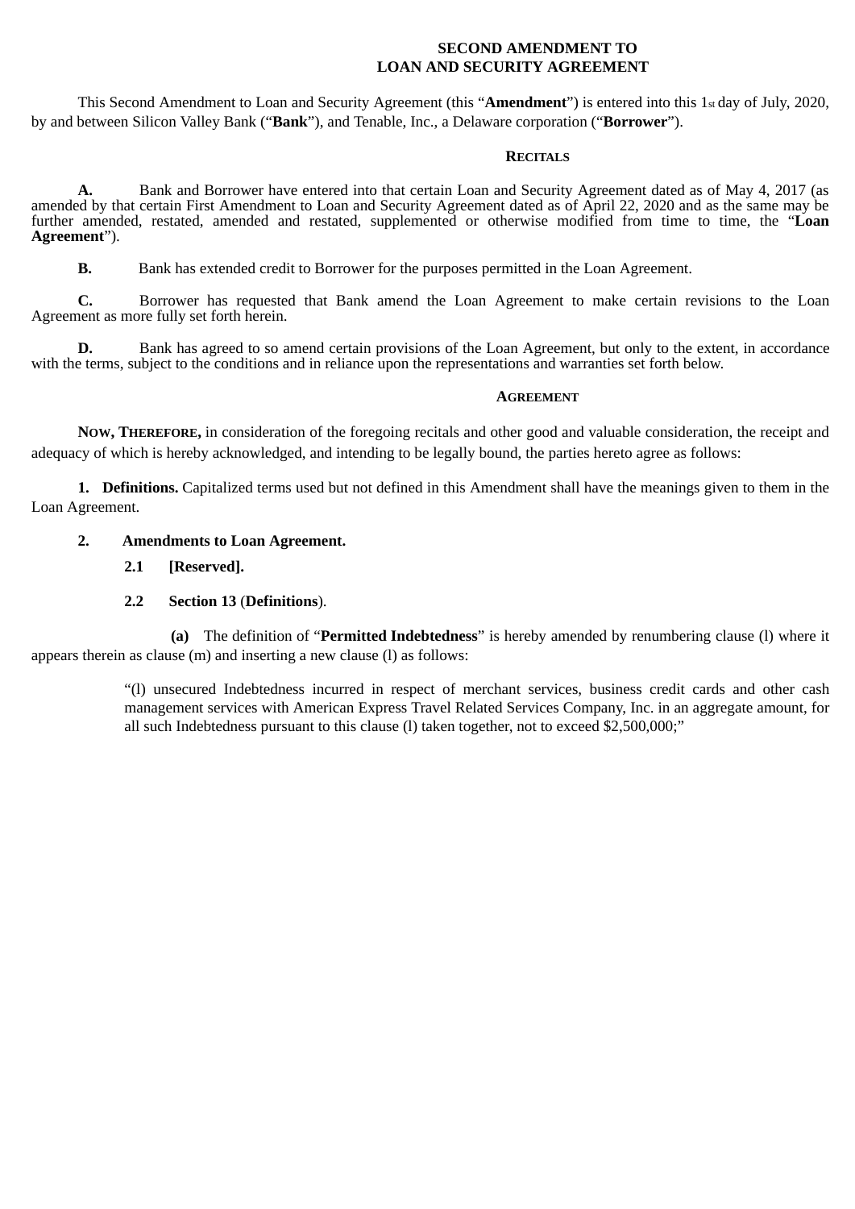**SECOND AMENDMENT TO**
**LOAN AND SECURITY AGREEMENT**

This Second Amendment to Loan and Security Agreement (this "**Amendment**") is entered into this 1st day of July, 2020, by and between Silicon Valley Bank ("**Bank**"), and Tenable, Inc., a Delaware corporation ("**Borrower**").

**RECITALS**

**A.** Bank and Borrower have entered into that certain Loan and Security Agreement dated as of May 4, 2017 (as amended by that certain First Amendment to Loan and Security Agreement dated as of April 22, 2020 and as the same may be further amended, restated, amended and restated, supplemented or otherwise modified from time to time, the "**Loan Agreement**").

**B.** Bank has extended credit to Borrower for the purposes permitted in the Loan Agreement.

**C.** Borrower has requested that Bank amend the Loan Agreement to make certain revisions to the Loan Agreement as more fully set forth herein.

**D.** Bank has agreed to so amend certain provisions of the Loan Agreement, but only to the extent, in accordance with the terms, subject to the conditions and in reliance upon the representations and warranties set forth below.

**AGREEMENT**

**NOW, THEREFORE,** in consideration of the foregoing recitals and other good and valuable consideration, the receipt and adequacy of which is hereby acknowledged, and intending to be legally bound, the parties hereto agree as follows:

**1. Definitions.** Capitalized terms used but not defined in this Amendment shall have the meanings given to them in the Loan Agreement.

**2. Amendments to Loan Agreement.**

**2.1 [Reserved].**

**2.2 Section 13** (**Definitions**).

**(a)** The definition of "**Permitted Indebtedness**" is hereby amended by renumbering clause (l) where it appears therein as clause (m) and inserting a new clause (l) as follows:

> "(l) unsecured Indebtedness incurred in respect of merchant services, business credit cards and other cash management services with American Express Travel Related Services Company, Inc. in an aggregate amount, for all such Indebtedness pursuant to this clause (l) taken together, not to exceed $2,500,000;"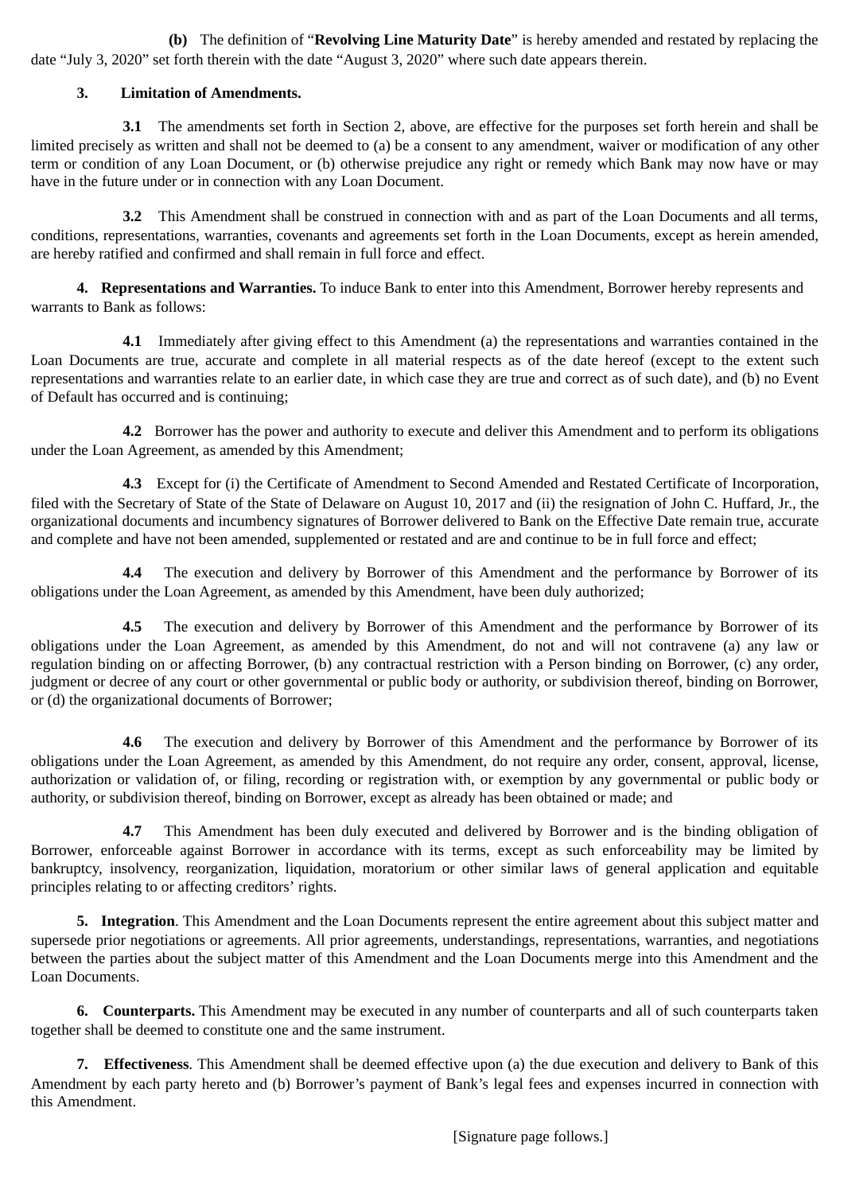**(b)** The definition of "**Revolving Line Maturity Date**" is hereby amended and restated by replacing the date "July 3, 2020" set forth therein with the date "August 3, 2020" where such date appears therein.

**3. Limitation of Amendments.**

**3.1** The amendments set forth in Section 2, above, are effective for the purposes set forth herein and shall be limited precisely as written and shall not be deemed to (a) be a consent to any amendment, waiver or modification of any other term or condition of any Loan Document, or (b) otherwise prejudice any right or remedy which Bank may now have or may have in the future under or in connection with any Loan Document.

**3.2** This Amendment shall be construed in connection with and as part of the Loan Documents and all terms, conditions, representations, warranties, covenants and agreements set forth in the Loan Documents, except as herein amended, are hereby ratified and confirmed and shall remain in full force and effect.

**4. Representations and Warranties.** To induce Bank to enter into this Amendment, Borrower hereby represents and warrants to Bank as follows:

**4.1** Immediately after giving effect to this Amendment (a) the representations and warranties contained in the Loan Documents are true, accurate and complete in all material respects as of the date hereof (except to the extent such representations and warranties relate to an earlier date, in which case they are true and correct as of such date), and (b) no Event of Default has occurred and is continuing;

**4.2** Borrower has the power and authority to execute and deliver this Amendment and to perform its obligations under the Loan Agreement, as amended by this Amendment;

**4.3** Except for (i) the Certificate of Amendment to Second Amended and Restated Certificate of Incorporation, filed with the Secretary of State of the State of Delaware on August 10, 2017 and (ii) the resignation of John C. Huffard, Jr., the organizational documents and incumbency signatures of Borrower delivered to Bank on the Effective Date remain true, accurate and complete and have not been amended, supplemented or restated and are and continue to be in full force and effect;

**4.4** The execution and delivery by Borrower of this Amendment and the performance by Borrower of its obligations under the Loan Agreement, as amended by this Amendment, have been duly authorized;

**4.5** The execution and delivery by Borrower of this Amendment and the performance by Borrower of its obligations under the Loan Agreement, as amended by this Amendment, do not and will not contravene (a) any law or regulation binding on or affecting Borrower, (b) any contractual restriction with a Person binding on Borrower, (c) any order, judgment or decree of any court or other governmental or public body or authority, or subdivision thereof, binding on Borrower, or (d) the organizational documents of Borrower;

**4.6** The execution and delivery by Borrower of this Amendment and the performance by Borrower of its obligations under the Loan Agreement, as amended by this Amendment, do not require any order, consent, approval, license, authorization or validation of, or filing, recording or registration with, or exemption by any governmental or public body or authority, or subdivision thereof, binding on Borrower, except as already has been obtained or made; and

**4.7** This Amendment has been duly executed and delivered by Borrower and is the binding obligation of Borrower, enforceable against Borrower in accordance with its terms, except as such enforceability may be limited by bankruptcy, insolvency, reorganization, liquidation, moratorium or other similar laws of general application and equitable principles relating to or affecting creditors' rights.

**5. Integration**. This Amendment and the Loan Documents represent the entire agreement about this subject matter and supersede prior negotiations or agreements. All prior agreements, understandings, representations, warranties, and negotiations between the parties about the subject matter of this Amendment and the Loan Documents merge into this Amendment and the Loan Documents.

**6. Counterparts.** This Amendment may be executed in any number of counterparts and all of such counterparts taken together shall be deemed to constitute one and the same instrument.

**7. Effectiveness**. This Amendment shall be deemed effective upon (a) the due execution and delivery to Bank of this Amendment by each party hereto and (b) Borrower's payment of Bank's legal fees and expenses incurred in connection with this Amendment.

[Signature page follows.]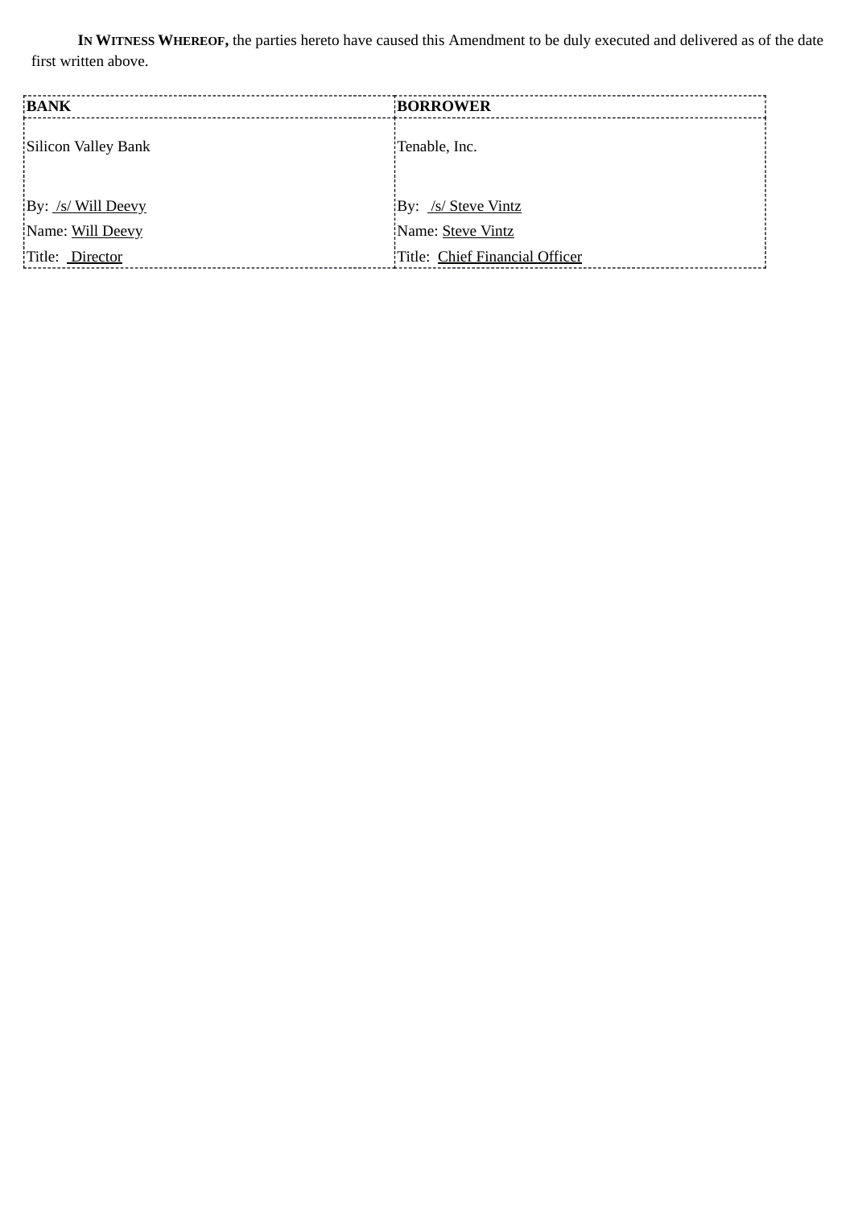**IN WITNESS WHEREOF,** the parties hereto have caused this Amendment to be duly executed and delivered as of the date first written above.

| **BANK** | **BORROWER** |
|---|---|
| Silicon Valley Bank | Tenable, Inc. |
| By: /s/ Will Deevy | By: /s/ Steve Vintz |
| Name: Will Deevy | Name: Steve Vintz |
| Title: Director | Title: Chief Financial Officer |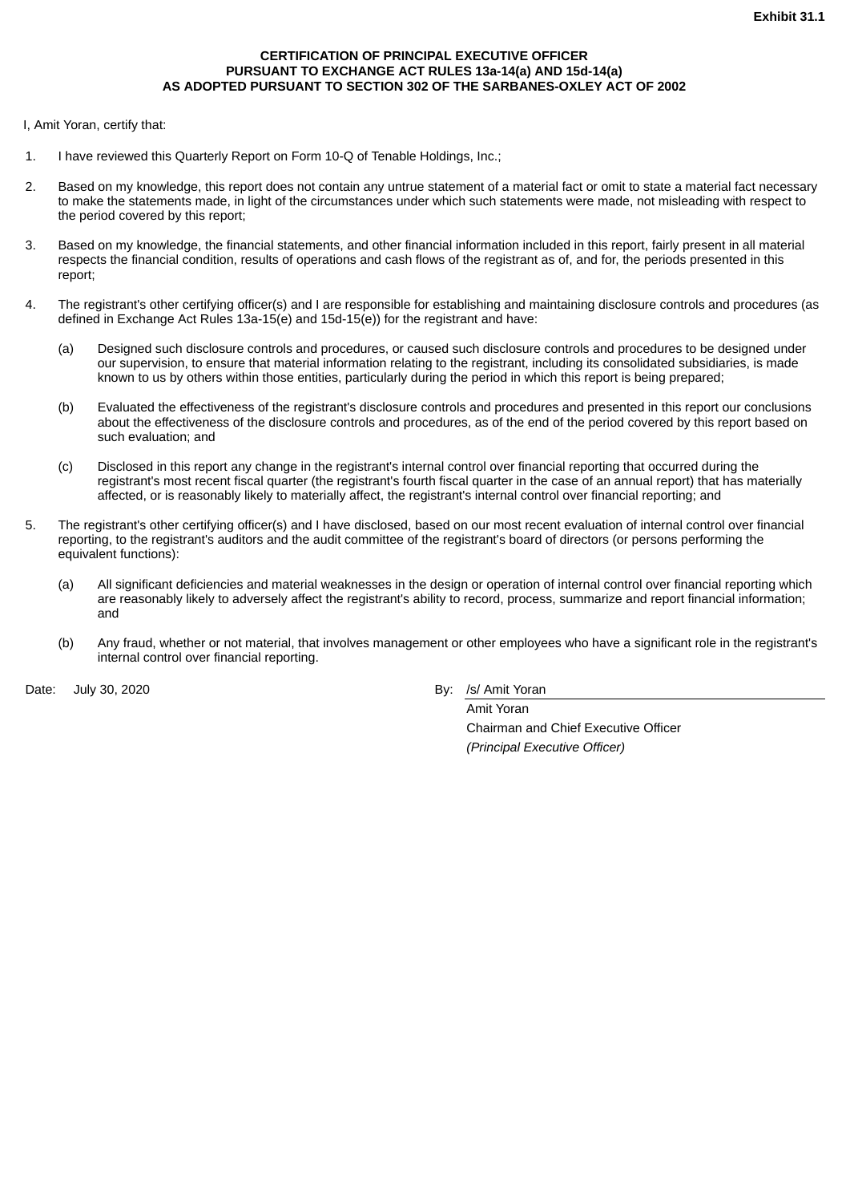**Exhibit 31.1**

**CERTIFICATION OF PRINCIPAL EXECUTIVE OFFICER
PURSUANT TO EXCHANGE ACT RULES 13a-14(a) AND 15d-14(a)
AS ADOPTED PURSUANT TO SECTION 302 OF THE SARBANES-OXLEY ACT OF 2002**

I, Amit Yoran, certify that:

1. I have reviewed this Quarterly Report on Form 10-Q of Tenable Holdings, Inc.;

2. Based on my knowledge, this report does not contain any untrue statement of a material fact or omit to state a material fact necessary to make the statements made, in light of the circumstances under which such statements were made, not misleading with respect to the period covered by this report;

3. Based on my knowledge, the financial statements, and other financial information included in this report, fairly present in all material respects the financial condition, results of operations and cash flows of the registrant as of, and for, the periods presented in this report;

4. The registrant's other certifying officer(s) and I are responsible for establishing and maintaining disclosure controls and procedures (as defined in Exchange Act Rules 13a-15(e) and 15d-15(e)) for the registrant and have:

   (a) Designed such disclosure controls and procedures, or caused such disclosure controls and procedures to be designed under our supervision, to ensure that material information relating to the registrant, including its consolidated subsidiaries, is made known to us by others within those entities, particularly during the period in which this report is being prepared;

   (b) Evaluated the effectiveness of the registrant's disclosure controls and procedures and presented in this report our conclusions about the effectiveness of the disclosure controls and procedures, as of the end of the period covered by this report based on such evaluation; and

   (c) Disclosed in this report any change in the registrant's internal control over financial reporting that occurred during the registrant's most recent fiscal quarter (the registrant's fourth fiscal quarter in the case of an annual report) that has materially affected, or is reasonably likely to materially affect, the registrant's internal control over financial reporting; and

5. The registrant's other certifying officer(s) and I have disclosed, based on our most recent evaluation of internal control over financial reporting, to the registrant's auditors and the audit committee of the registrant's board of directors (or persons performing the equivalent functions):

   (a) All significant deficiencies and material weaknesses in the design or operation of internal control over financial reporting which are reasonably likely to adversely affect the registrant's ability to record, process, summarize and report financial information; and

   (b) Any fraud, whether or not material, that involves management or other employees who have a significant role in the registrant's internal control over financial reporting.

Date: July 30, 2020

By: /s/ Amit Yoran
Amit Yoran
Chairman and Chief Executive Officer
*(Principal Executive Officer)*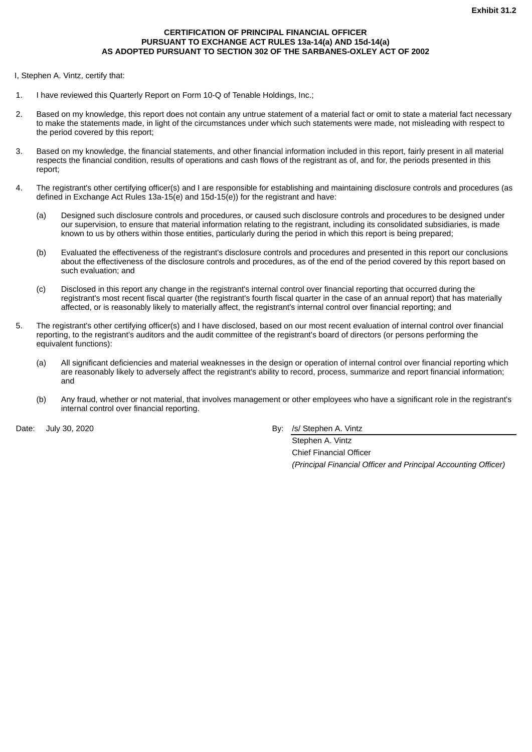**Exhibit 31.2**

**CERTIFICATION OF PRINCIPAL FINANCIAL OFFICER**
**PURSUANT TO EXCHANGE ACT RULES 13a-14(a) AND 15d-14(a)**
**AS ADOPTED PURSUANT TO SECTION 302 OF THE SARBANES-OXLEY ACT OF 2002**

I, Stephen A. Vintz, certify that:

1. I have reviewed this Quarterly Report on Form 10-Q of Tenable Holdings, Inc.;

2. Based on my knowledge, this report does not contain any untrue statement of a material fact or omit to state a material fact necessary to make the statements made, in light of the circumstances under which such statements were made, not misleading with respect to the period covered by this report;

3. Based on my knowledge, the financial statements, and other financial information included in this report, fairly present in all material respects the financial condition, results of operations and cash flows of the registrant as of, and for, the periods presented in this report;

4. The registrant's other certifying officer(s) and I are responsible for establishing and maintaining disclosure controls and procedures (as defined in Exchange Act Rules 13a-15(e) and 15d-15(e)) for the registrant and have:

   (a) Designed such disclosure controls and procedures, or caused such disclosure controls and procedures to be designed under our supervision, to ensure that material information relating to the registrant, including its consolidated subsidiaries, is made known to us by others within those entities, particularly during the period in which this report is being prepared;

   (b) Evaluated the effectiveness of the registrant's disclosure controls and procedures and presented in this report our conclusions about the effectiveness of the disclosure controls and procedures, as of the end of the period covered by this report based on such evaluation; and

   (c) Disclosed in this report any change in the registrant's internal control over financial reporting that occurred during the registrant's most recent fiscal quarter (the registrant's fourth fiscal quarter in the case of an annual report) that has materially affected, or is reasonably likely to materially affect, the registrant's internal control over financial reporting; and

5. The registrant's other certifying officer(s) and I have disclosed, based on our most recent evaluation of internal control over financial reporting, to the registrant's auditors and the audit committee of the registrant's board of directors (or persons performing the equivalent functions):

   (a) All significant deficiencies and material weaknesses in the design or operation of internal control over financial reporting which are reasonably likely to adversely affect the registrant's ability to record, process, summarize and report financial information; and

   (b) Any fraud, whether or not material, that involves management or other employees who have a significant role in the registrant's internal control over financial reporting.

Date: July 30, 2020

By: /s/ Stephen A. Vintz
Stephen A. Vintz
Chief Financial Officer
*(Principal Financial Officer and Principal Accounting Officer)*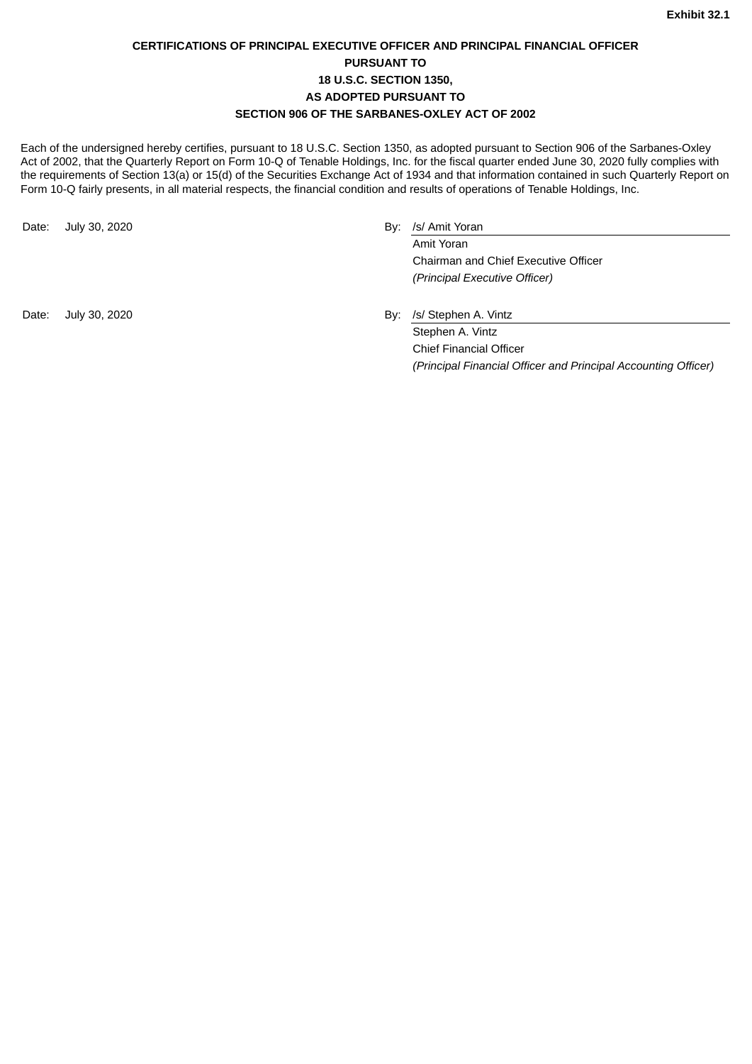**Exhibit 32.1**

**CERTIFICATIONS OF PRINCIPAL EXECUTIVE OFFICER AND PRINCIPAL FINANCIAL OFFICER**
**PURSUANT TO**
**18 U.S.C. SECTION 1350,**
**AS ADOPTED PURSUANT TO**
**SECTION 906 OF THE SARBANES-OXLEY ACT OF 2002**

Each of the undersigned hereby certifies, pursuant to 18 U.S.C. Section 1350, as adopted pursuant to Section 906 of the Sarbanes-Oxley Act of 2002, that the Quarterly Report on Form 10-Q of Tenable Holdings, Inc. for the fiscal quarter ended June 30, 2020 fully complies with the requirements of Section 13(a) or 15(d) of the Securities Exchange Act of 1934 and that information contained in such Quarterly Report on Form 10-Q fairly presents, in all material respects, the financial condition and results of operations of Tenable Holdings, Inc.

Date: July 30, 2020

By: /s/ Amit Yoran
Amit Yoran
Chairman and Chief Executive Officer
*(Principal Executive Officer)*

Date: July 30, 2020

By: /s/ Stephen A. Vintz
Stephen A. Vintz
Chief Financial Officer
*(Principal Financial Officer and Principal Accounting Officer)*